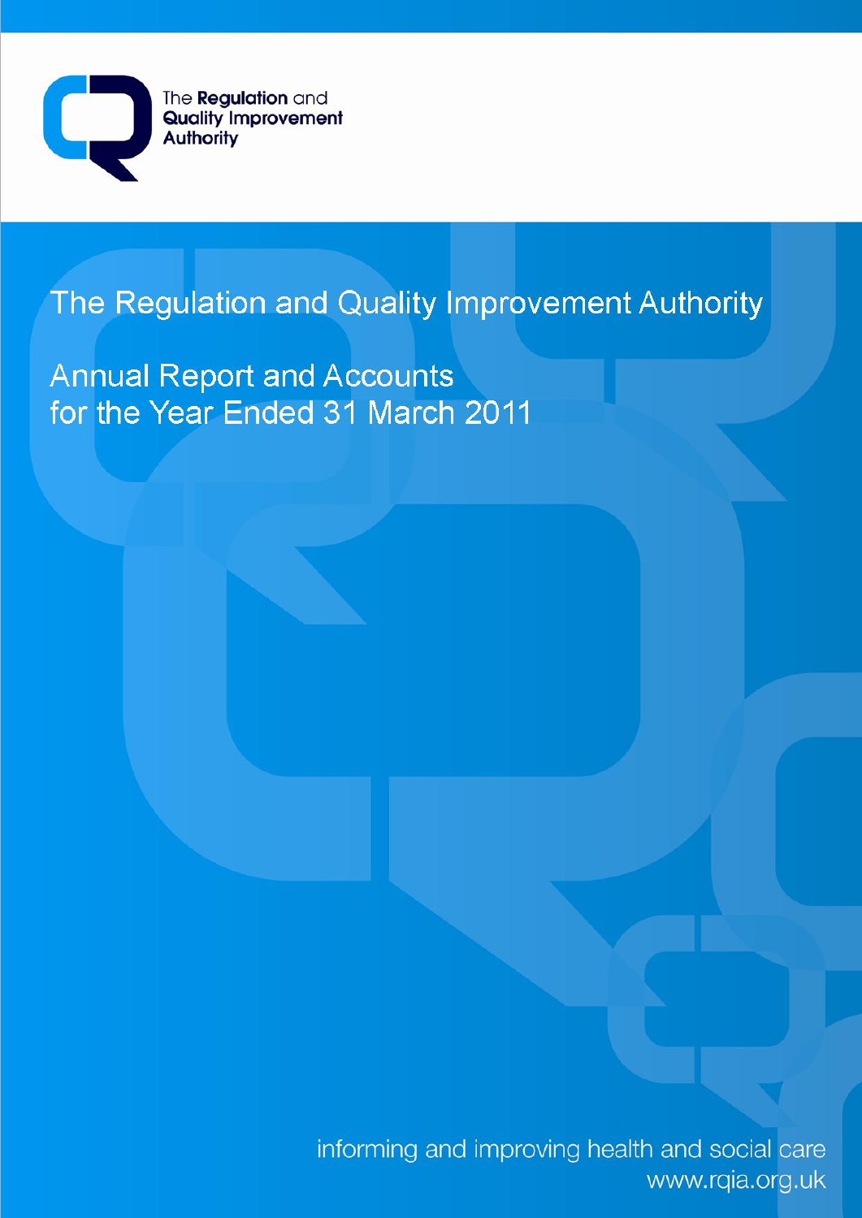The **Regulation** and **Quality Improvement Authority**

# The Regulation and Quality Improvement Authority

## Annual Report and Accounts for the Year Ended 31 March 2011

informing and improving health and social care
www.rqia.org.uk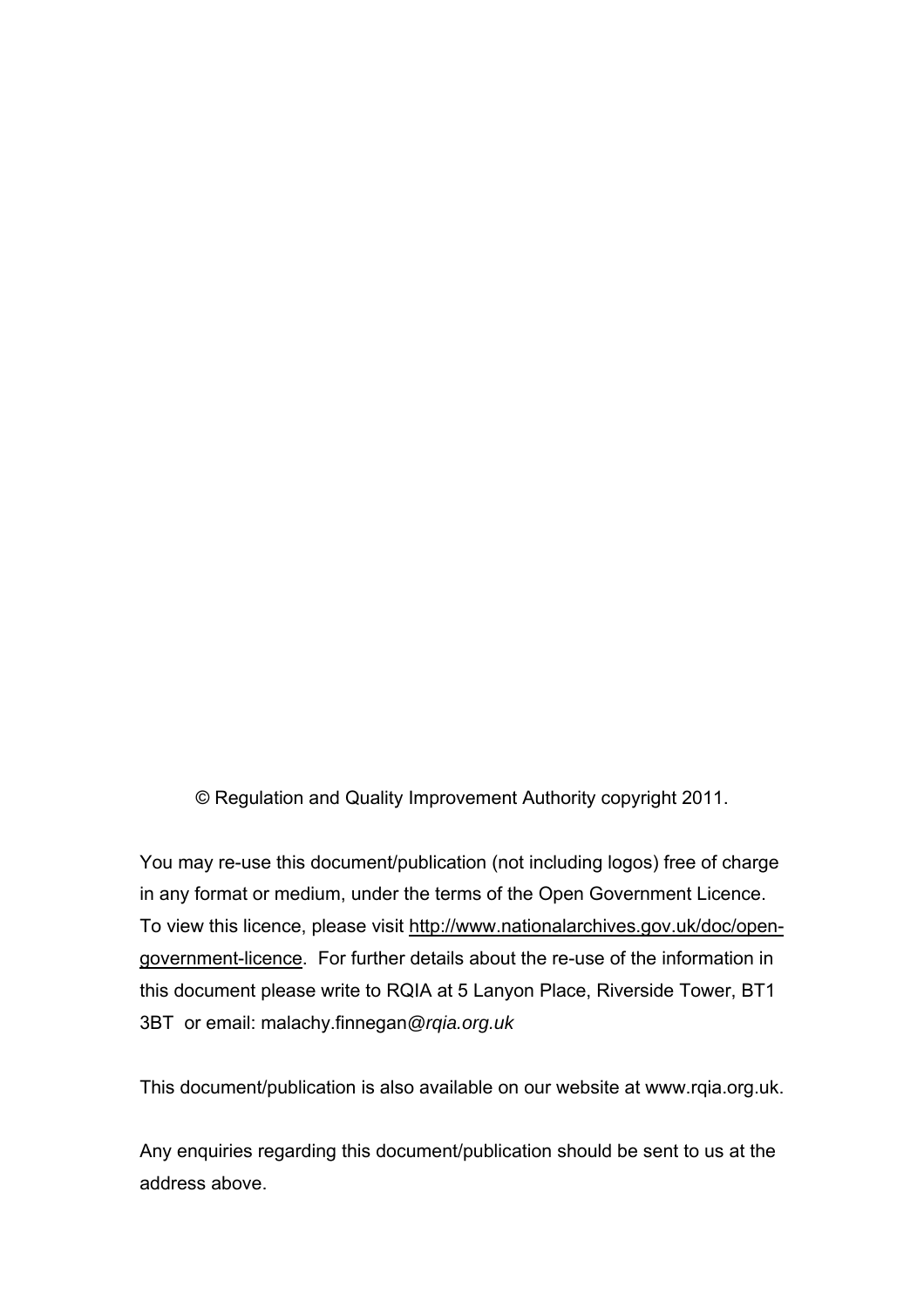© Regulation and Quality Improvement Authority copyright 2011.

You may re-use this document/publication (not including logos) free of charge in any format or medium, under the terms of the Open Government Licence. To view this licence, please visit http://www.nationalarchives.gov.uk/doc/open-government-licence. For further details about the re-use of the information in this document please write to RQIA at 5 Lanyon Place, Riverside Tower, BT1 3BT or email: malachy.finnegan*@rqia.org.uk*

This document/publication is also available on our website at www.rqia.org.uk.

Any enquiries regarding this document/publication should be sent to us at the address above.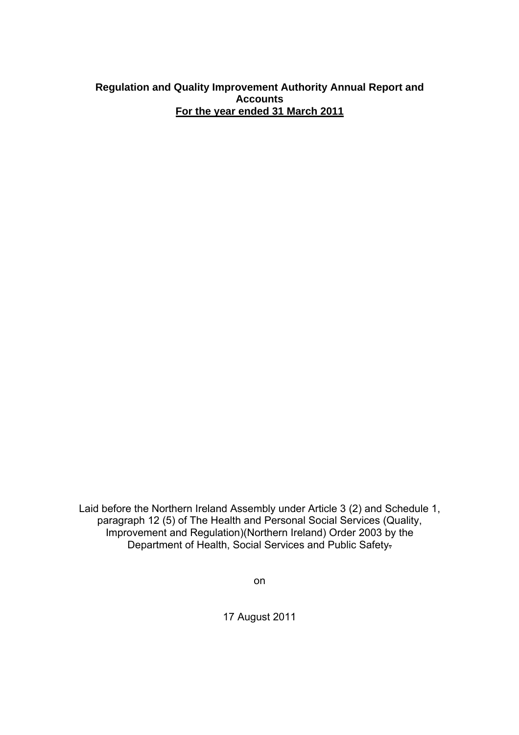**Regulation and Quality Improvement Authority Annual Report and Accounts**
**For the year ended 31 March 2011**

Laid before the Northern Ireland Assembly under Article 3 (2) and Schedule 1, paragraph 12 (5) of The Health and Personal Social Services (Quality, Improvement and Regulation)(Northern Ireland) Order 2003 by the Department of Health, Social Services and Public Safety.

on

17 August 2011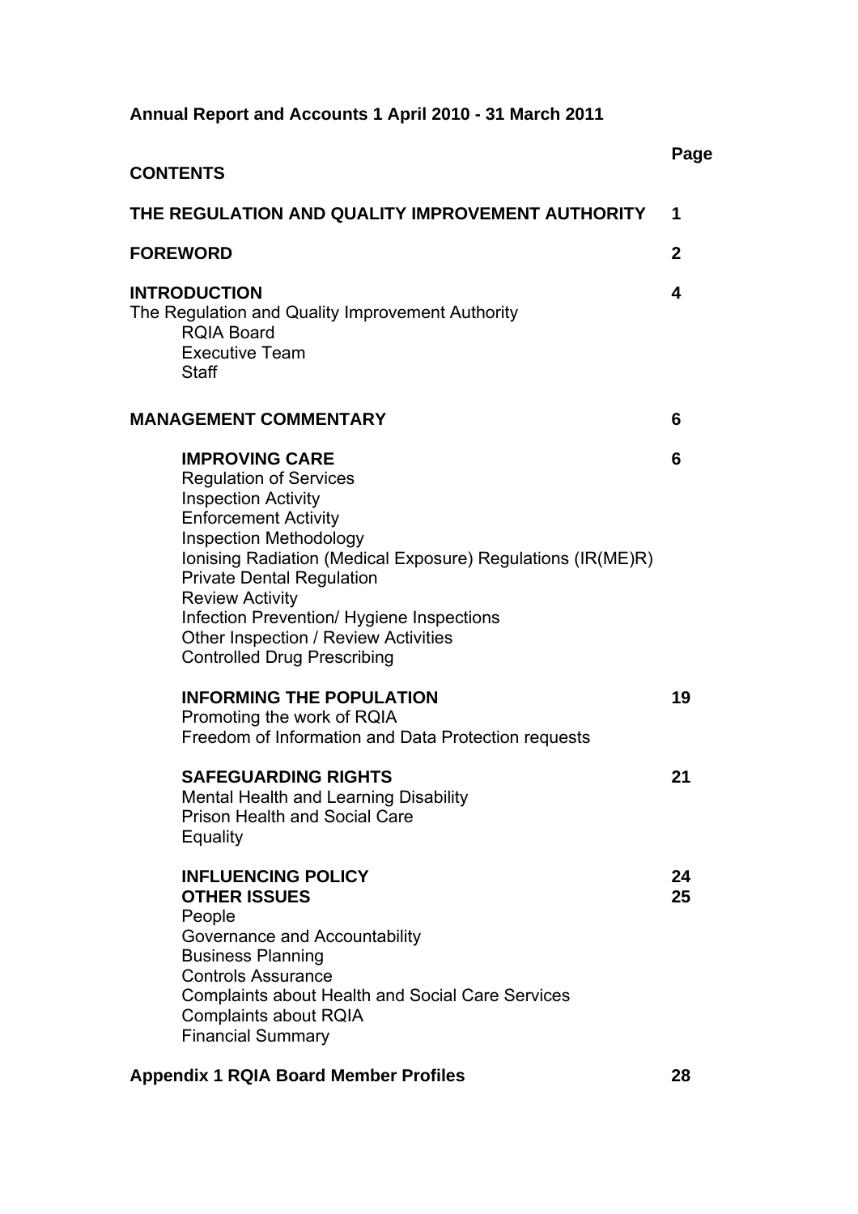**Annual Report and Accounts 1 April 2010 - 31 March 2011**

| **CONTENTS** | **Page** |
|---|---|
| **THE REGULATION AND QUALITY IMPROVEMENT AUTHORITY** | **1** |
| **FOREWORD** | **2** |
| **INTRODUCTION** | **4** |
| The Regulation and Quality Improvement Authority | |
| RQIA Board | |
| Executive Team | |
| Staff | |
| **MANAGEMENT COMMENTARY** | **6** |
| **IMPROVING CARE** | **6** |
| Regulation of Services | |
| Inspection Activity | |
| Enforcement Activity | |
| Inspection Methodology | |
| Ionising Radiation (Medical Exposure) Regulations (IR(ME)R) | |
| Private Dental Regulation | |
| Review Activity | |
| Infection Prevention/ Hygiene Inspections | |
| Other Inspection / Review Activities | |
| Controlled Drug Prescribing | |
| **INFORMING THE POPULATION** | **19** |
| Promoting the work of RQIA | |
| Freedom of Information and Data Protection requests | |
| **SAFEGUARDING RIGHTS** | **21** |
| Mental Health and Learning Disability | |
| Prison Health and Social Care | |
| Equality | |
| **INFLUENCING POLICY** | **24** |
| **OTHER ISSUES** | **25** |
| People | |
| Governance and Accountability | |
| Business Planning | |
| Controls Assurance | |
| Complaints about Health and Social Care Services | |
| Complaints about RQIA | |
| Financial Summary | |
| **Appendix 1 RQIA Board Member Profiles** | **28** |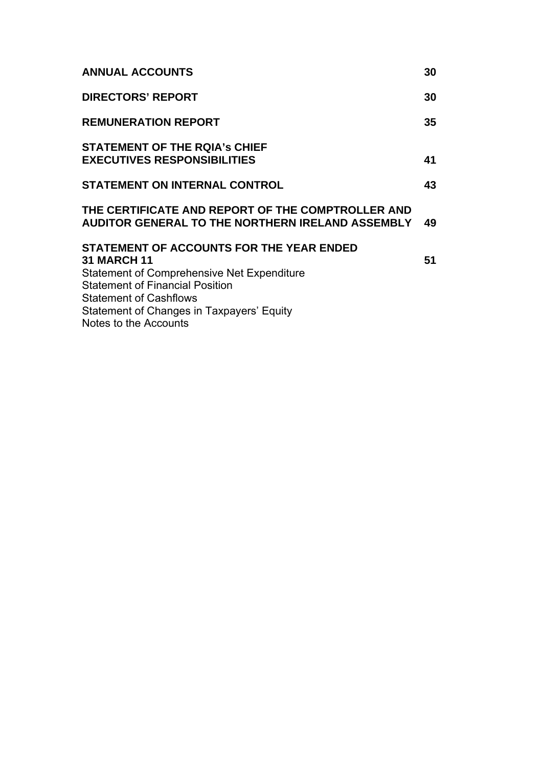| | |
|---|---|
| **ANNUAL ACCOUNTS** | **30** |
| **DIRECTORS' REPORT** | **30** |
| **REMUNERATION REPORT** | **35** |
| **STATEMENT OF THE RQIA's CHIEF EXECUTIVES RESPONSIBILITIES** | **41** |
| **STATEMENT ON INTERNAL CONTROL** | **43** |
| **THE CERTIFICATE AND REPORT OF THE COMPTROLLER AND AUDITOR GENERAL TO THE NORTHERN IRELAND ASSEMBLY** | **49** |
| **STATEMENT OF ACCOUNTS FOR THE YEAR ENDED 31 MARCH 11**<br>Statement of Comprehensive Net Expenditure<br>Statement of Financial Position<br>Statement of Cashflows<br>Statement of Changes in Taxpayers' Equity<br>Notes to the Accounts | **51** |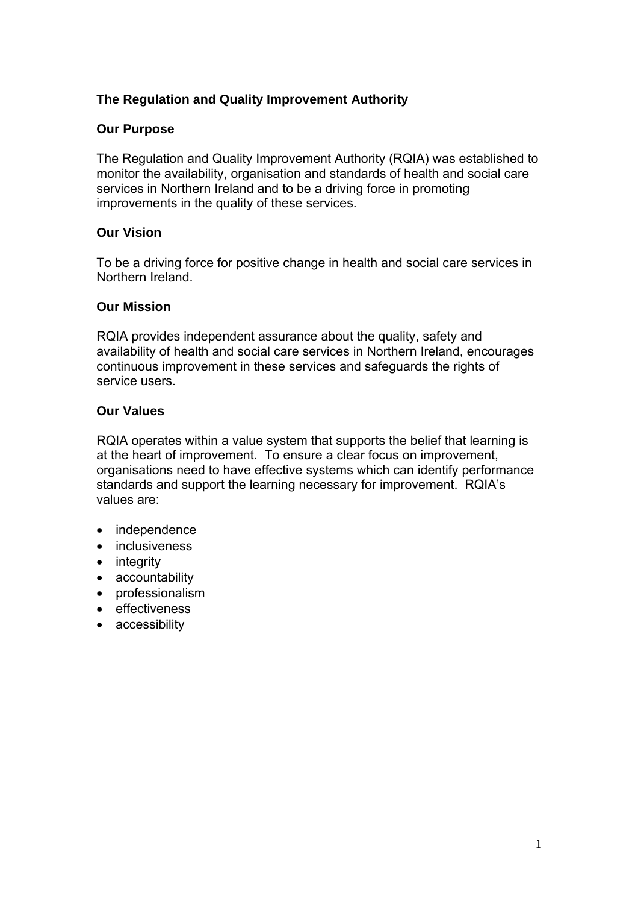## The Regulation and Quality Improvement Authority

### Our Purpose

The Regulation and Quality Improvement Authority (RQIA) was established to monitor the availability, organisation and standards of health and social care services in Northern Ireland and to be a driving force in promoting improvements in the quality of these services.

### Our Vision

To be a driving force for positive change in health and social care services in Northern Ireland.

### Our Mission

RQIA provides independent assurance about the quality, safety and availability of health and social care services in Northern Ireland, encourages continuous improvement in these services and safeguards the rights of service users.

### Our Values

RQIA operates within a value system that supports the belief that learning is at the heart of improvement. To ensure a clear focus on improvement, organisations need to have effective systems which can identify performance standards and support the learning necessary for improvement. RQIA's values are:

- independence
- inclusiveness
- integrity
- accountability
- professionalism
- effectiveness
- accessibility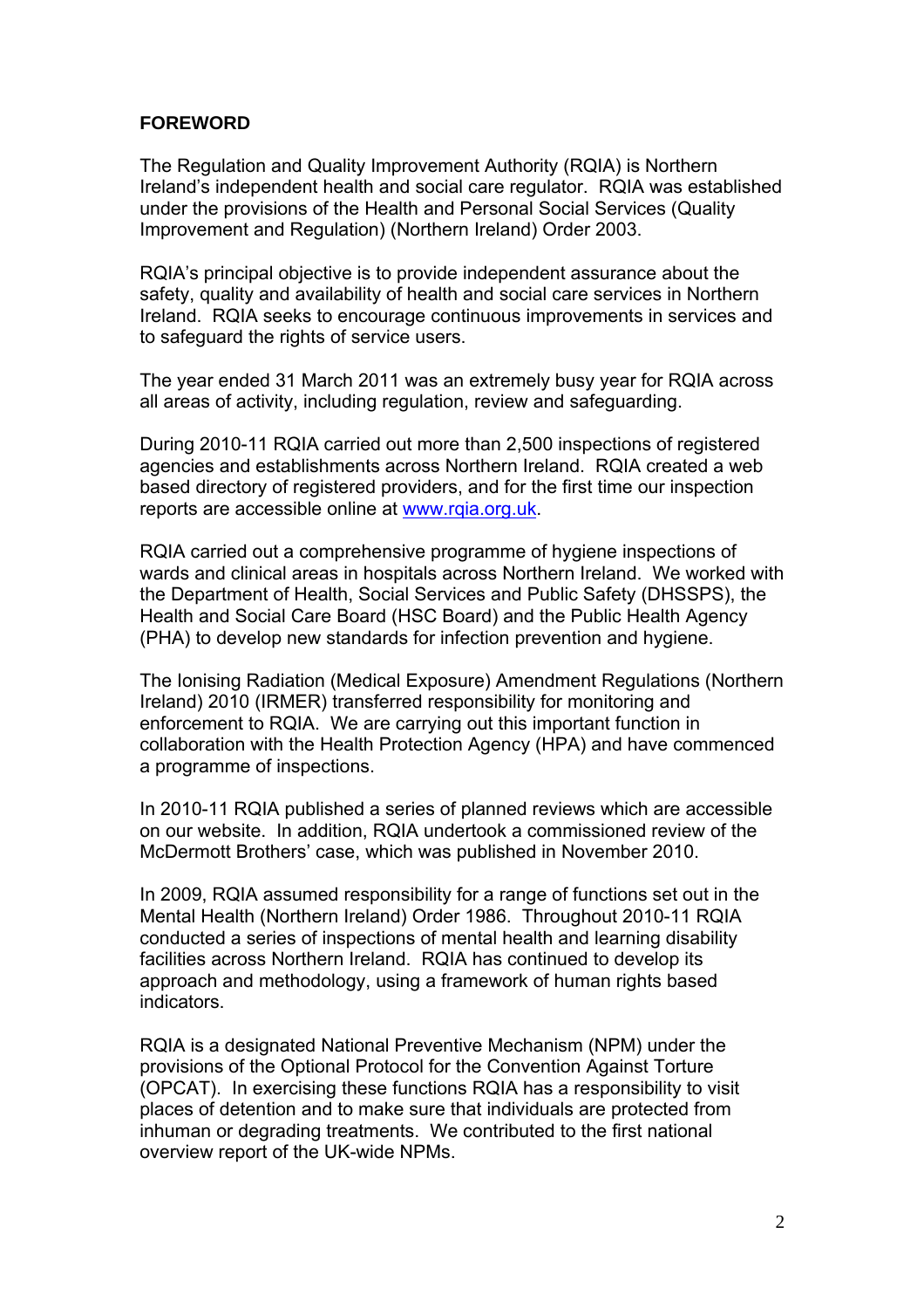## FOREWORD

The Regulation and Quality Improvement Authority (RQIA) is Northern Ireland's independent health and social care regulator. RQIA was established under the provisions of the Health and Personal Social Services (Quality Improvement and Regulation) (Northern Ireland) Order 2003.

RQIA's principal objective is to provide independent assurance about the safety, quality and availability of health and social care services in Northern Ireland. RQIA seeks to encourage continuous improvements in services and to safeguard the rights of service users.

The year ended 31 March 2011 was an extremely busy year for RQIA across all areas of activity, including regulation, review and safeguarding.

During 2010-11 RQIA carried out more than 2,500 inspections of registered agencies and establishments across Northern Ireland. RQIA created a web based directory of registered providers, and for the first time our inspection reports are accessible online at www.rqia.org.uk.

RQIA carried out a comprehensive programme of hygiene inspections of wards and clinical areas in hospitals across Northern Ireland. We worked with the Department of Health, Social Services and Public Safety (DHSSPS), the Health and Social Care Board (HSC Board) and the Public Health Agency (PHA) to develop new standards for infection prevention and hygiene.

The Ionising Radiation (Medical Exposure) Amendment Regulations (Northern Ireland) 2010 (IRMER) transferred responsibility for monitoring and enforcement to RQIA. We are carrying out this important function in collaboration with the Health Protection Agency (HPA) and have commenced a programme of inspections.

In 2010-11 RQIA published a series of planned reviews which are accessible on our website. In addition, RQIA undertook a commissioned review of the McDermott Brothers' case, which was published in November 2010.

In 2009, RQIA assumed responsibility for a range of functions set out in the Mental Health (Northern Ireland) Order 1986. Throughout 2010-11 RQIA conducted a series of inspections of mental health and learning disability facilities across Northern Ireland. RQIA has continued to develop its approach and methodology, using a framework of human rights based indicators.

RQIA is a designated National Preventive Mechanism (NPM) under the provisions of the Optional Protocol for the Convention Against Torture (OPCAT). In exercising these functions RQIA has a responsibility to visit places of detention and to make sure that individuals are protected from inhuman or degrading treatments. We contributed to the first national overview report of the UK-wide NPMs.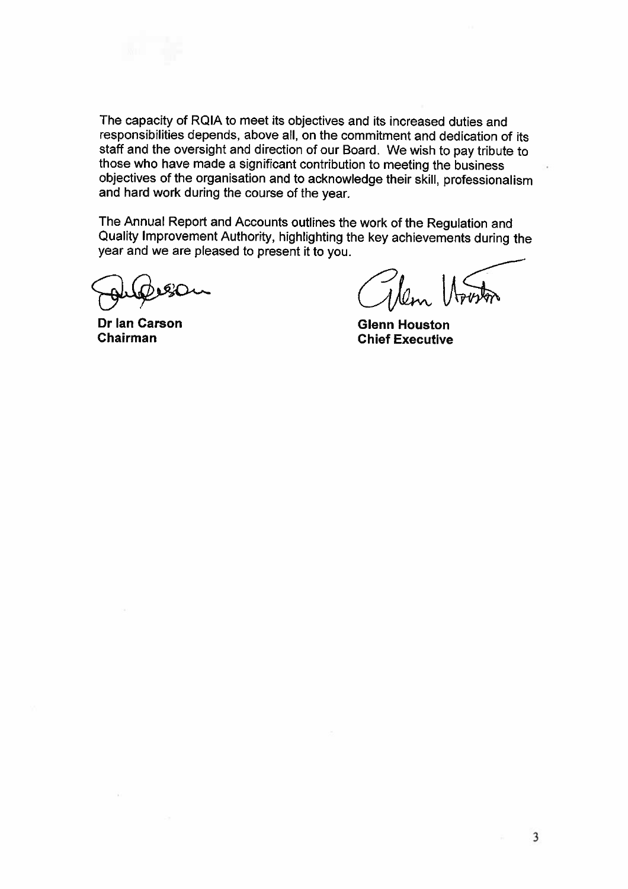The capacity of RQIA to meet its objectives and its increased duties and responsibilities depends, above all, on the commitment and dedication of its staff and the oversight and direction of our Board. We wish to pay tribute to those who have made a significant contribution to meeting the business objectives of the organisation and to acknowledge their skill, professionalism and hard work during the course of the year.

The Annual Report and Accounts outlines the work of the Regulation and Quality Improvement Authority, highlighting the key achievements during the year and we are pleased to present it to you.

**Dr Ian Carson**
**Chairman**

**Glenn Houston**
**Chief Executive**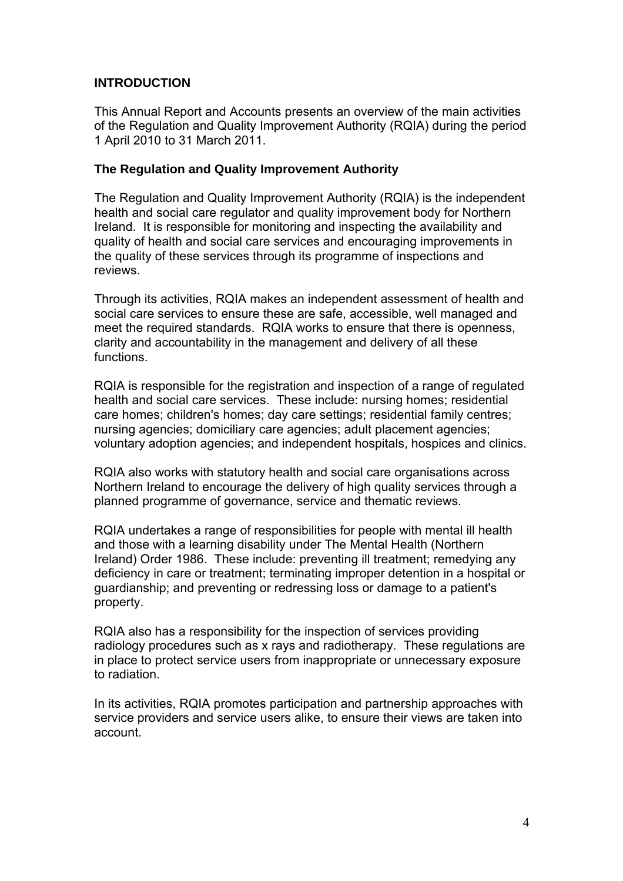## INTRODUCTION

This Annual Report and Accounts presents an overview of the main activities of the Regulation and Quality Improvement Authority (RQIA) during the period 1 April 2010 to 31 March 2011.

### The Regulation and Quality Improvement Authority

The Regulation and Quality Improvement Authority (RQIA) is the independent health and social care regulator and quality improvement body for Northern Ireland. It is responsible for monitoring and inspecting the availability and quality of health and social care services and encouraging improvements in the quality of these services through its programme of inspections and reviews.

Through its activities, RQIA makes an independent assessment of health and social care services to ensure these are safe, accessible, well managed and meet the required standards. RQIA works to ensure that there is openness, clarity and accountability in the management and delivery of all these functions.

RQIA is responsible for the registration and inspection of a range of regulated health and social care services. These include: nursing homes; residential care homes; children's homes; day care settings; residential family centres; nursing agencies; domiciliary care agencies; adult placement agencies; voluntary adoption agencies; and independent hospitals, hospices and clinics.

RQIA also works with statutory health and social care organisations across Northern Ireland to encourage the delivery of high quality services through a planned programme of governance, service and thematic reviews.

RQIA undertakes a range of responsibilities for people with mental ill health and those with a learning disability under The Mental Health (Northern Ireland) Order 1986. These include: preventing ill treatment; remedying any deficiency in care or treatment; terminating improper detention in a hospital or guardianship; and preventing or redressing loss or damage to a patient's property.

RQIA also has a responsibility for the inspection of services providing radiology procedures such as x rays and radiotherapy. These regulations are in place to protect service users from inappropriate or unnecessary exposure to radiation.

In its activities, RQIA promotes participation and partnership approaches with service providers and service users alike, to ensure their views are taken into account.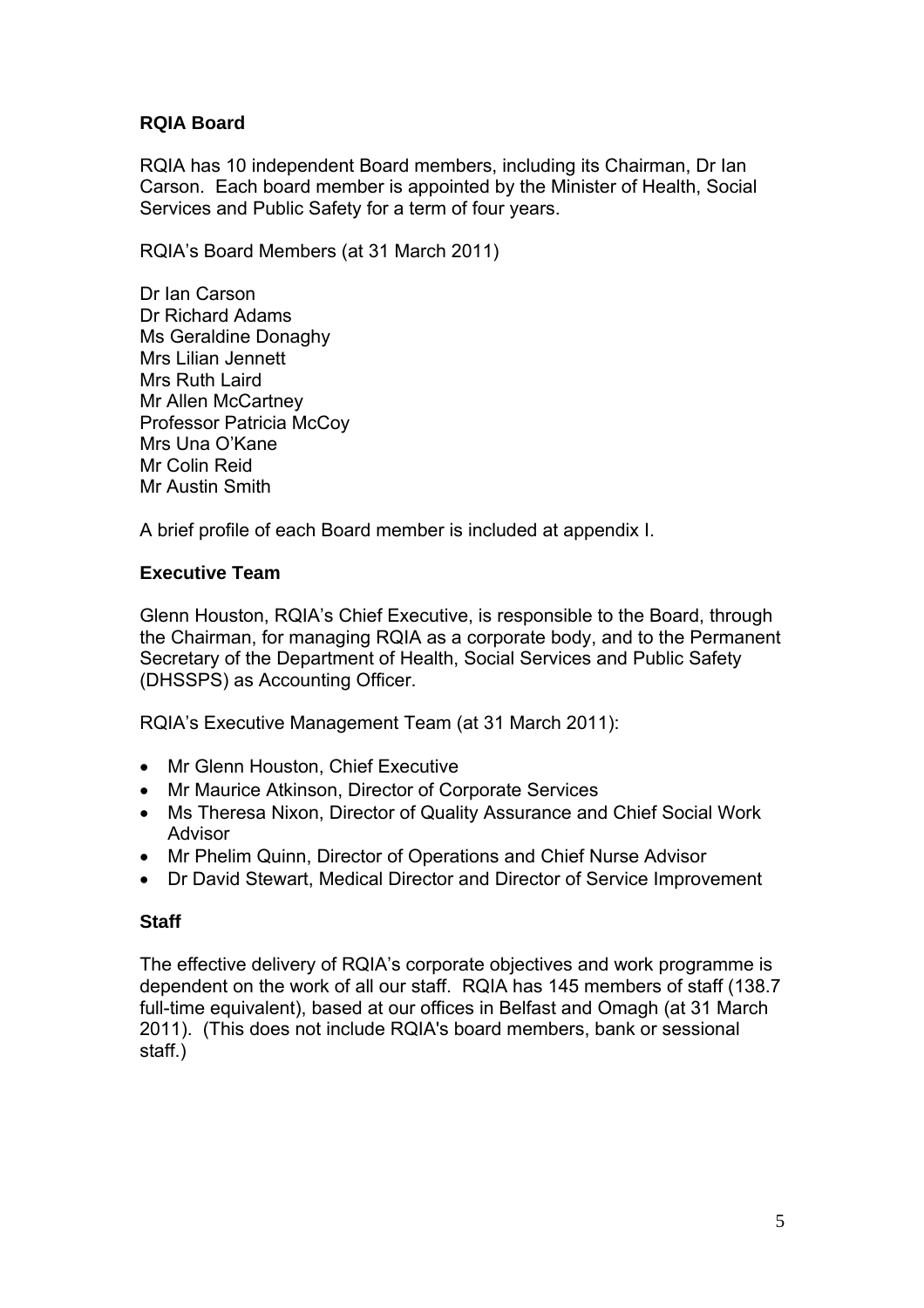## RQIA Board

RQIA has 10 independent Board members, including its Chairman, Dr Ian Carson. Each board member is appointed by the Minister of Health, Social Services and Public Safety for a term of four years.

RQIA's Board Members (at 31 March 2011)

Dr Ian Carson
Dr Richard Adams
Ms Geraldine Donaghy
Mrs Lilian Jennett
Mrs Ruth Laird
Mr Allen McCartney
Professor Patricia McCoy
Mrs Una O'Kane
Mr Colin Reid
Mr Austin Smith

A brief profile of each Board member is included at appendix I.

## Executive Team

Glenn Houston, RQIA's Chief Executive, is responsible to the Board, through the Chairman, for managing RQIA as a corporate body, and to the Permanent Secretary of the Department of Health, Social Services and Public Safety (DHSSPS) as Accounting Officer.

RQIA's Executive Management Team (at 31 March 2011):

- Mr Glenn Houston, Chief Executive
- Mr Maurice Atkinson, Director of Corporate Services
- Ms Theresa Nixon, Director of Quality Assurance and Chief Social Work Advisor
- Mr Phelim Quinn, Director of Operations and Chief Nurse Advisor
- Dr David Stewart, Medical Director and Director of Service Improvement

## Staff

The effective delivery of RQIA's corporate objectives and work programme is dependent on the work of all our staff. RQIA has 145 members of staff (138.7 full-time equivalent), based at our offices in Belfast and Omagh (at 31 March 2011). (This does not include RQIA's board members, bank or sessional staff.)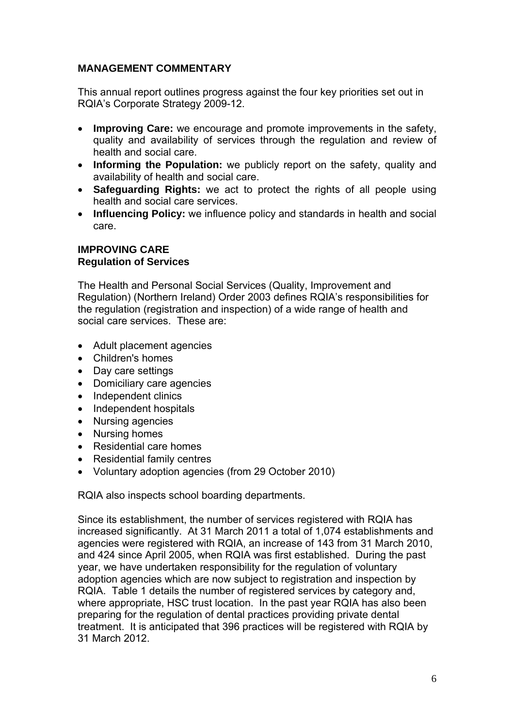## MANAGEMENT COMMENTARY

This annual report outlines progress against the four key priorities set out in RQIA's Corporate Strategy 2009-12.

- **Improving Care:** we encourage and promote improvements in the safety, quality and availability of services through the regulation and review of health and social care.
- **Informing the Population:** we publicly report on the safety, quality and availability of health and social care.
- **Safeguarding Rights:** we act to protect the rights of all people using health and social care services.
- **Influencing Policy:** we influence policy and standards in health and social care.

### IMPROVING CARE

#### Regulation of Services

The Health and Personal Social Services (Quality, Improvement and Regulation) (Northern Ireland) Order 2003 defines RQIA's responsibilities for the regulation (registration and inspection) of a wide range of health and social care services. These are:

- Adult placement agencies
- Children's homes
- Day care settings
- Domiciliary care agencies
- Independent clinics
- Independent hospitals
- Nursing agencies
- Nursing homes
- Residential care homes
- Residential family centres
- Voluntary adoption agencies (from 29 October 2010)

RQIA also inspects school boarding departments.

Since its establishment, the number of services registered with RQIA has increased significantly. At 31 March 2011 a total of 1,074 establishments and agencies were registered with RQIA, an increase of 143 from 31 March 2010, and 424 since April 2005, when RQIA was first established. During the past year, we have undertaken responsibility for the regulation of voluntary adoption agencies which are now subject to registration and inspection by RQIA. Table 1 details the number of registered services by category and, where appropriate, HSC trust location. In the past year RQIA has also been preparing for the regulation of dental practices providing private dental treatment. It is anticipated that 396 practices will be registered with RQIA by 31 March 2012.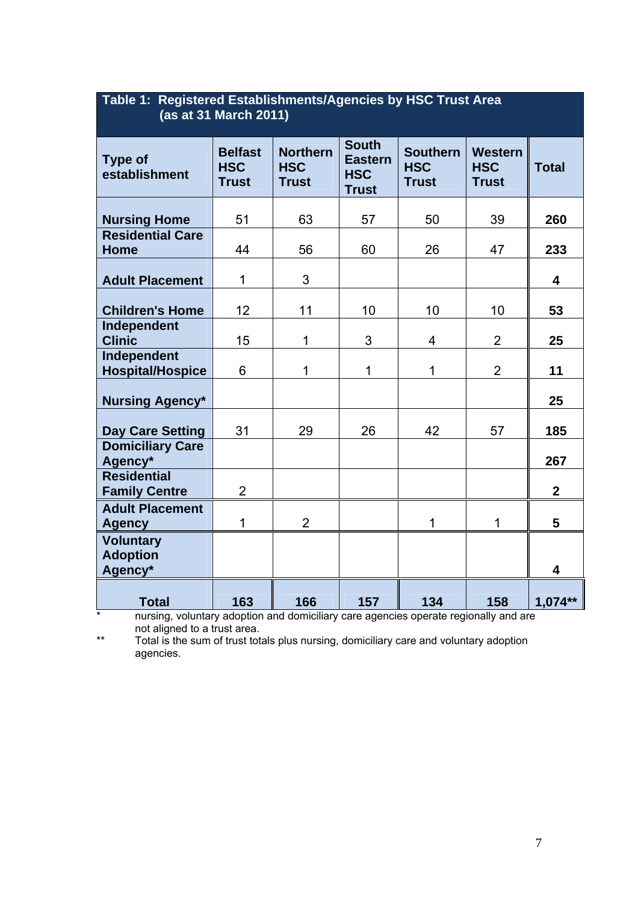**Table 1: Registered Establishments/Agencies by HSC Trust Area (as at 31 March 2011)**

| Type of establishment | Belfast HSC Trust | Northern HSC Trust | South Eastern HSC Trust | Southern HSC Trust | Western HSC Trust | Total |
|---|---|---|---|---|---|---|
| **Nursing Home** | 51 | 63 | 57 | 50 | 39 | **260** |
| **Residential Care Home** | 44 | 56 | 60 | 26 | 47 | **233** |
| **Adult Placement** | 1 | 3 | | | | **4** |
| **Children's Home** | 12 | 11 | 10 | 10 | 10 | **53** |
| **Independent Clinic** | 15 | 1 | 3 | 4 | 2 | **25** |
| **Independent Hospital/Hospice** | 6 | 1 | 1 | 1 | 2 | **11** |
| **Nursing Agency*** | | | | | | **25** |
| **Day Care Setting** | 31 | 29 | 26 | 42 | 57 | **185** |
| **Domiciliary Care Agency*** | | | | | | **267** |
| **Residential Family Centre** | 2 | | | | | **2** |
| **Adult Placement Agency** | 1 | 2 | | 1 | 1 | **5** |
| **Voluntary Adoption Agency*** | | | | | | **4** |
| **Total** | **163** | **166** | **157** | **134** | **158** | **1,074**** |

\* nursing, voluntary adoption and domiciliary care agencies operate regionally and are not aligned to a trust area.

** Total is the sum of trust totals plus nursing, domiciliary care and voluntary adoption agencies.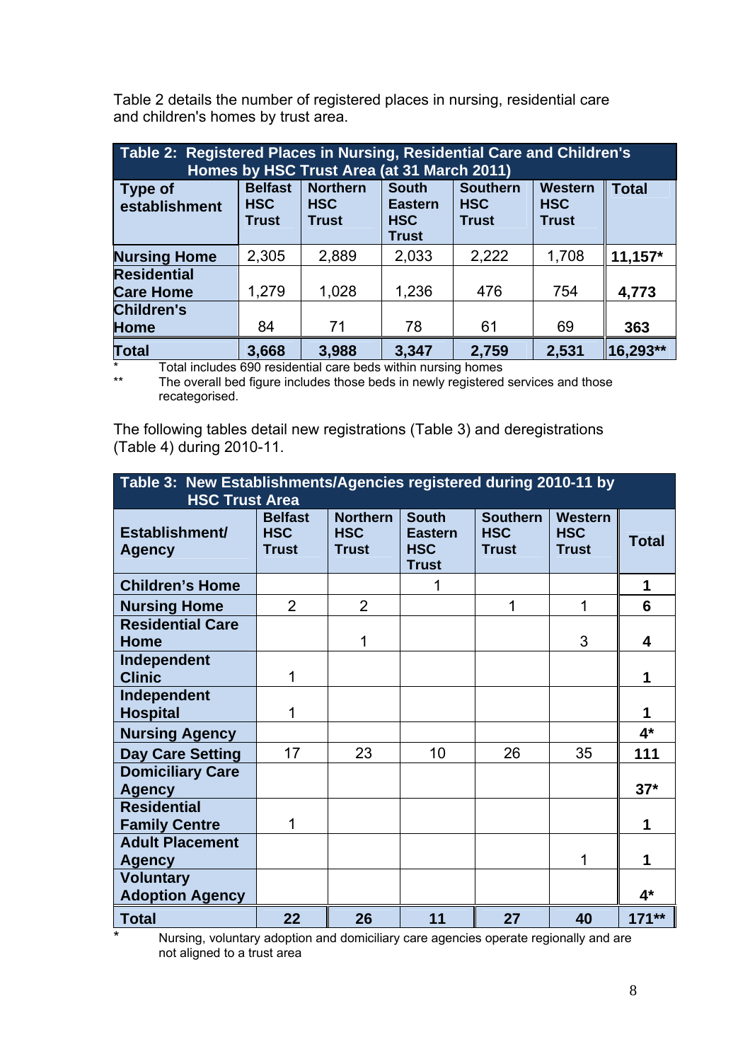Table 2 details the number of registered places in nursing, residential care and children's homes by trust area.

**Table 2: Registered Places in Nursing, Residential Care and Children's Homes by HSC Trust Area (at 31 March 2011)**

| Type of establishment | Belfast HSC Trust | Northern HSC Trust | South Eastern HSC Trust | Southern HSC Trust | Western HSC Trust | Total |
|---|---|---|---|---|---|---|
| **Nursing Home** | 2,305 | 2,889 | 2,033 | 2,222 | 1,708 | **11,157*** |
| **Residential Care Home** | 1,279 | 1,028 | 1,236 | 476 | 754 | **4,773** |
| **Children's Home** | 84 | 71 | 78 | 61 | 69 | **363** |
| **Total** | **3,668** | **3,988** | **3,347** | **2,759** | **2,531** | **16,293**** |

\* Total includes 690 residential care beds within nursing homes

** The overall bed figure includes those beds in newly registered services and those recategorised.

The following tables detail new registrations (Table 3) and deregistrations (Table 4) during 2010-11.

**Table 3: New Establishments/Agencies registered during 2010-11 by HSC Trust Area**

| Establishment/ Agency | Belfast HSC Trust | Northern HSC Trust | South Eastern HSC Trust | Southern HSC Trust | Western HSC Trust | Total |
|---|---|---|---|---|---|---|
| **Children's Home** | | | 1 | | | **1** |
| **Nursing Home** | 2 | 2 | | 1 | 1 | **6** |
| **Residential Care Home** | | 1 | | | 3 | **4** |
| **Independent Clinic** | 1 | | | | | **1** |
| **Independent Hospital** | 1 | | | | | **1** |
| **Nursing Agency** | | | | | | **4*** |
| **Day Care Setting** | 17 | 23 | 10 | 26 | 35 | **111** |
| **Domiciliary Care Agency** | | | | | | **37*** |
| **Residential Family Centre** | 1 | | | | | **1** |
| **Adult Placement Agency** | | | | | 1 | **1** |
| **Voluntary Adoption Agency** | | | | | | **4*** |
| **Total** | **22** | **26** | **11** | **27** | **40** | **171**** |

\* Nursing, voluntary adoption and domiciliary care agencies operate regionally and are not aligned to a trust area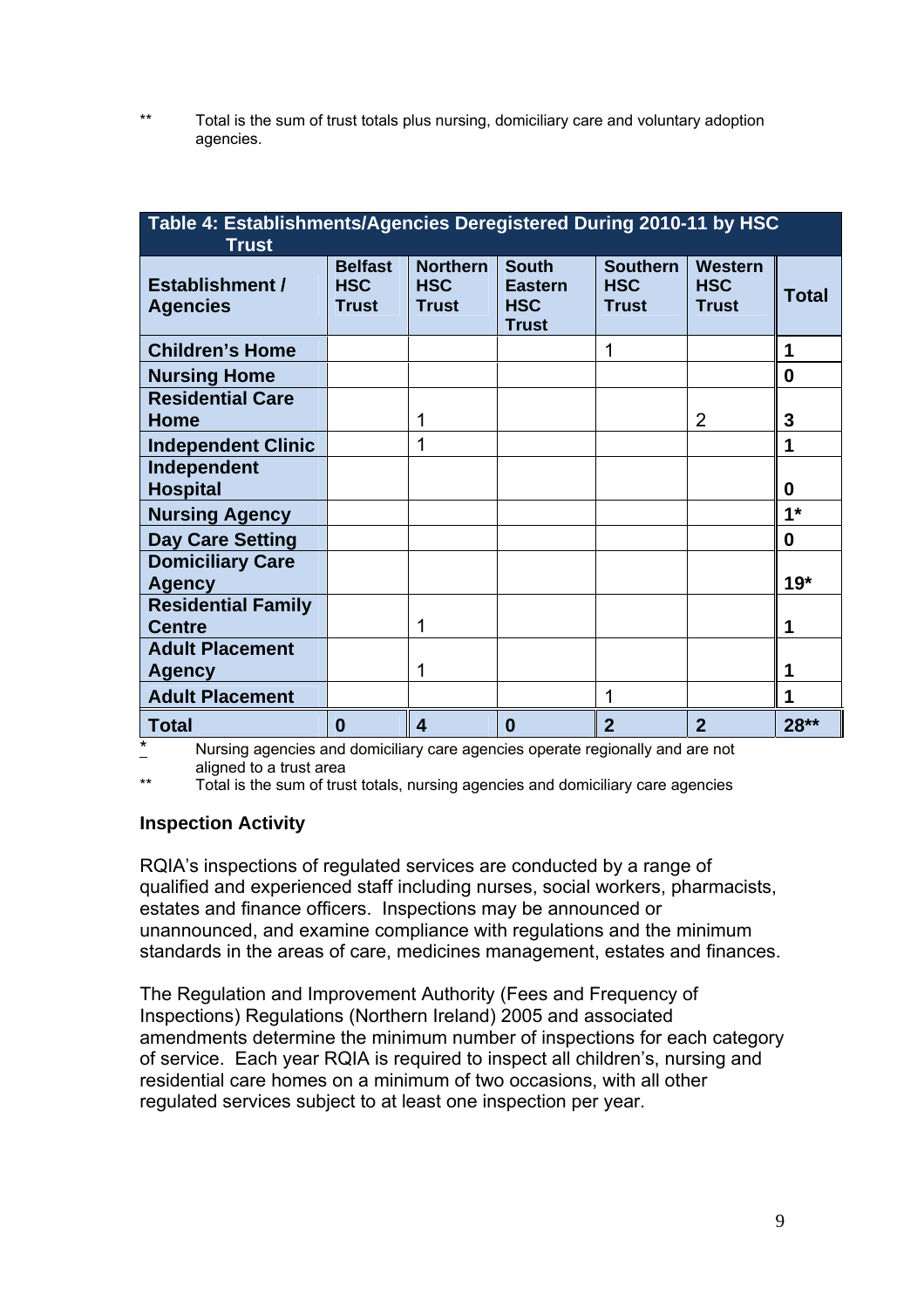** Total is the sum of trust totals plus nursing, domiciliary care and voluntary adoption agencies.

| Table 4: Establishments/Agencies Deregistered During 2010-11 by HSC Trust | | | | | | |
|---|---|---|---|---|---|---|
| **Establishment / Agencies** | **Belfast HSC Trust** | **Northern HSC Trust** | **South Eastern HSC Trust** | **Southern HSC Trust** | **Western HSC Trust** | **Total** |
| **Children's Home** | | | | 1 | | **1** |
| **Nursing Home** | | | | | | **0** |
| **Residential Care Home** | | 1 | | | 2 | **3** |
| **Independent Clinic** | | 1 | | | | **1** |
| **Independent Hospital** | | | | | | **0** |
| **Nursing Agency** | | | | | | **1*** |
| **Day Care Setting** | | | | | | **0** |
| **Domiciliary Care Agency** | | | | | | **19*** |
| **Residential Family Centre** | | 1 | | | | **1** |
| **Adult Placement Agency** | | 1 | | | | **1** |
| **Adult Placement** | | | | 1 | | **1** |
| **Total** | **0** | **4** | **0** | **2** | **2** | **28**** |

\* Nursing agencies and domiciliary care agencies operate regionally and are not aligned to a trust area

** Total is the sum of trust totals, nursing agencies and domiciliary care agencies

### Inspection Activity

RQIA's inspections of regulated services are conducted by a range of qualified and experienced staff including nurses, social workers, pharmacists, estates and finance officers. Inspections may be announced or unannounced, and examine compliance with regulations and the minimum standards in the areas of care, medicines management, estates and finances.

The Regulation and Improvement Authority (Fees and Frequency of Inspections) Regulations (Northern Ireland) 2005 and associated amendments determine the minimum number of inspections for each category of service. Each year RQIA is required to inspect all children's, nursing and residential care homes on a minimum of two occasions, with all other regulated services subject to at least one inspection per year.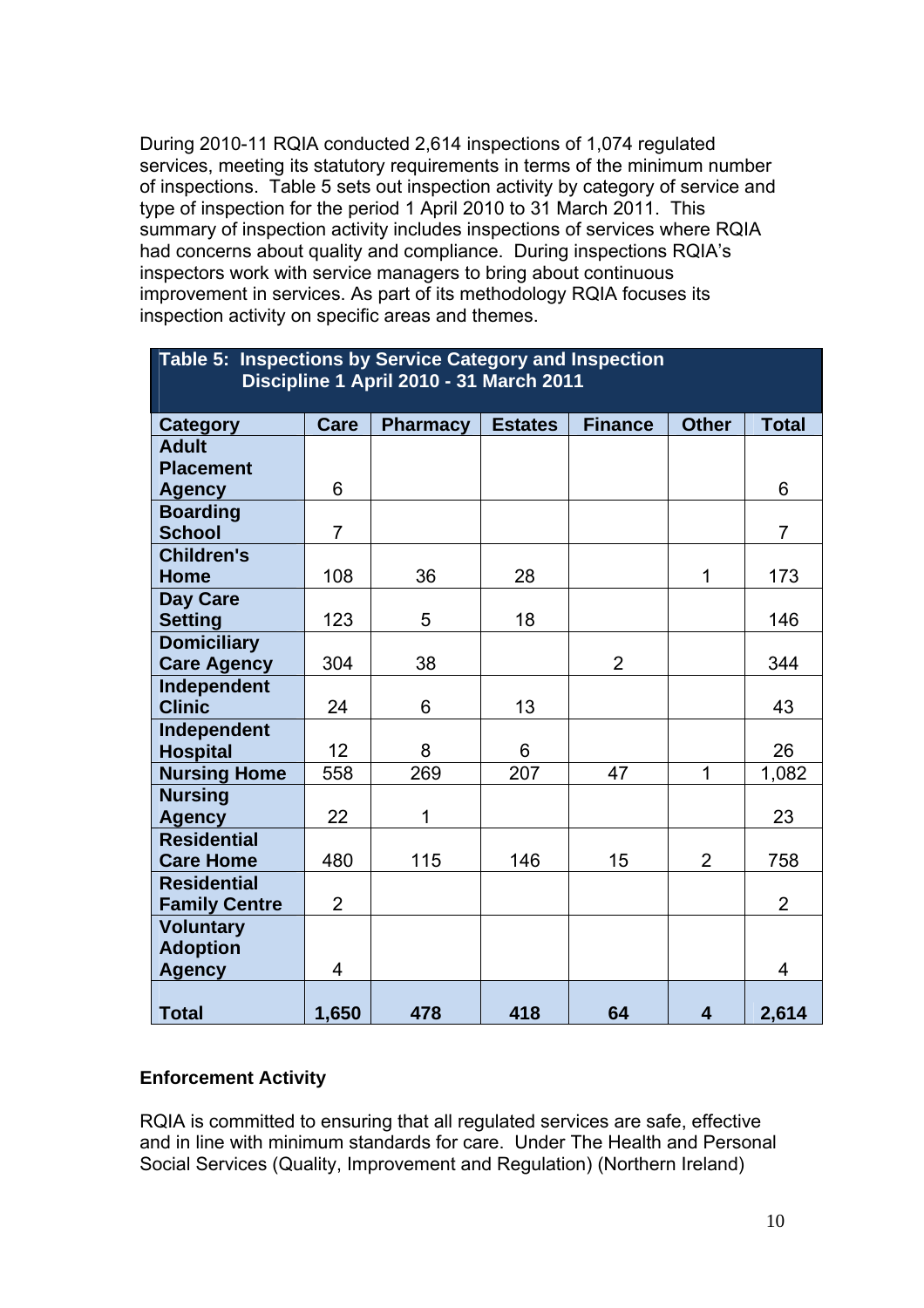During 2010-11 RQIA conducted 2,614 inspections of 1,074 regulated services, meeting its statutory requirements in terms of the minimum number of inspections. Table 5 sets out inspection activity by category of service and type of inspection for the period 1 April 2010 to 31 March 2011. This summary of inspection activity includes inspections of services where RQIA had concerns about quality and compliance. During inspections RQIA's inspectors work with service managers to bring about continuous improvement in services. As part of its methodology RQIA focuses its inspection activity on specific areas and themes.

**Table 5: Inspections by Service Category and Inspection Discipline 1 April 2010 - 31 March 2011**

| Category | Care | Pharmacy | Estates | Finance | Other | Total |
|---|---|---|---|---|---|---|
| Adult Placement Agency | 6 | | | | | 6 |
| Boarding School | 7 | | | | | 7 |
| Children's Home | 108 | 36 | 28 | | 1 | 173 |
| Day Care Setting | 123 | 5 | 18 | | | 146 |
| Domiciliary Care Agency | 304 | 38 | | 2 | | 344 |
| Independent Clinic | 24 | 6 | 13 | | | 43 |
| Independent Hospital | 12 | 8 | 6 | | | 26 |
| Nursing Home | 558 | 269 | 207 | 47 | 1 | 1,082 |
| Nursing Agency | 22 | 1 | | | | 23 |
| Residential Care Home | 480 | 115 | 146 | 15 | 2 | 758 |
| Residential Family Centre | 2 | | | | | 2 |
| Voluntary Adoption Agency | 4 | | | | | 4 |
| **Total** | **1,650** | **478** | **418** | **64** | **4** | **2,614** |

**Enforcement Activity**

RQIA is committed to ensuring that all regulated services are safe, effective and in line with minimum standards for care. Under The Health and Personal Social Services (Quality, Improvement and Regulation) (Northern Ireland)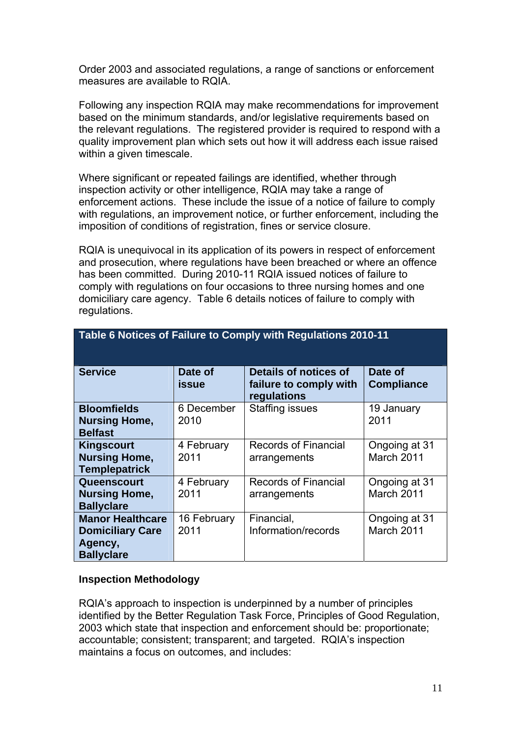Order 2003 and associated regulations, a range of sanctions or enforcement measures are available to RQIA.

Following any inspection RQIA may make recommendations for improvement based on the minimum standards, and/or legislative requirements based on the relevant regulations. The registered provider is required to respond with a quality improvement plan which sets out how it will address each issue raised within a given timescale.

Where significant or repeated failings are identified, whether through inspection activity or other intelligence, RQIA may take a range of enforcement actions. These include the issue of a notice of failure to comply with regulations, an improvement notice, or further enforcement, including the imposition of conditions of registration, fines or service closure.

RQIA is unequivocal in its application of its powers in respect of enforcement and prosecution, where regulations have been breached or where an offence has been committed. During 2010-11 RQIA issued notices of failure to comply with regulations on four occasions to three nursing homes and one domiciliary care agency. Table 6 details notices of failure to comply with regulations.

**Table 6 Notices of Failure to Comply with Regulations 2010-11**

| Service | Date of issue | Details of notices of failure to comply with regulations | Date of Compliance |
|---|---|---|---|
| **Bloomfields Nursing Home, Belfast** | 6 December 2010 | Staffing issues | 19 January 2011 |
| **Kingscourt Nursing Home, Templepatrick** | 4 February 2011 | Records of Financial arrangements | Ongoing at 31 March 2011 |
| **Queenscourt Nursing Home, Ballyclare** | 4 February 2011 | Records of Financial arrangements | Ongoing at 31 March 2011 |
| **Manor Healthcare Domiciliary Care Agency, Ballyclare** | 16 February 2011 | Financial, Information/records | Ongoing at 31 March 2011 |

**Inspection Methodology**

RQIA's approach to inspection is underpinned by a number of principles identified by the Better Regulation Task Force, Principles of Good Regulation, 2003 which state that inspection and enforcement should be: proportionate; accountable; consistent; transparent; and targeted. RQIA's inspection maintains a focus on outcomes, and includes: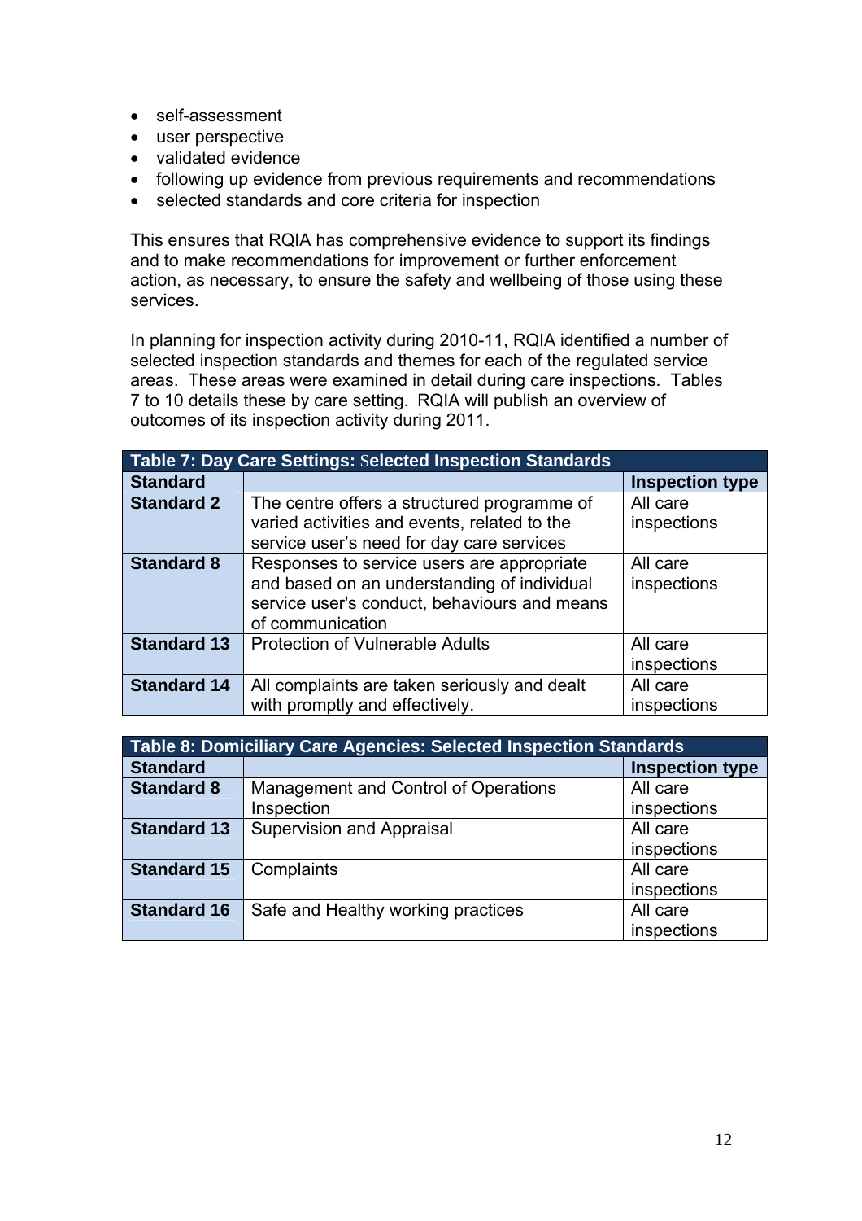- self-assessment
- user perspective
- validated evidence
- following up evidence from previous requirements and recommendations
- selected standards and core criteria for inspection

This ensures that RQIA has comprehensive evidence to support its findings and to make recommendations for improvement or further enforcement action, as necessary, to ensure the safety and wellbeing of those using these services.

In planning for inspection activity during 2010-11, RQIA identified a number of selected inspection standards and themes for each of the regulated service areas. These areas were examined in detail during care inspections. Tables 7 to 10 details these by care setting. RQIA will publish an overview of outcomes of its inspection activity during 2011.

**Table 7: Day Care Settings: Selected Inspection Standards**

| Standard | | Inspection type |
|---|---|---|
| **Standard 2** | The centre offers a structured programme of varied activities and events, related to the service user's need for day care services | All care inspections |
| **Standard 8** | Responses to service users are appropriate and based on an understanding of individual service user's conduct, behaviours and means of communication | All care inspections |
| **Standard 13** | Protection of Vulnerable Adults | All care inspections |
| **Standard 14** | All complaints are taken seriously and dealt with promptly and effectively. | All care inspections |

**Table 8: Domiciliary Care Agencies: Selected Inspection Standards**

| Standard | | Inspection type |
|---|---|---|
| **Standard 8** | Management and Control of Operations Inspection | All care inspections |
| **Standard 13** | Supervision and Appraisal | All care inspections |
| **Standard 15** | Complaints | All care inspections |
| **Standard 16** | Safe and Healthy working practices | All care inspections |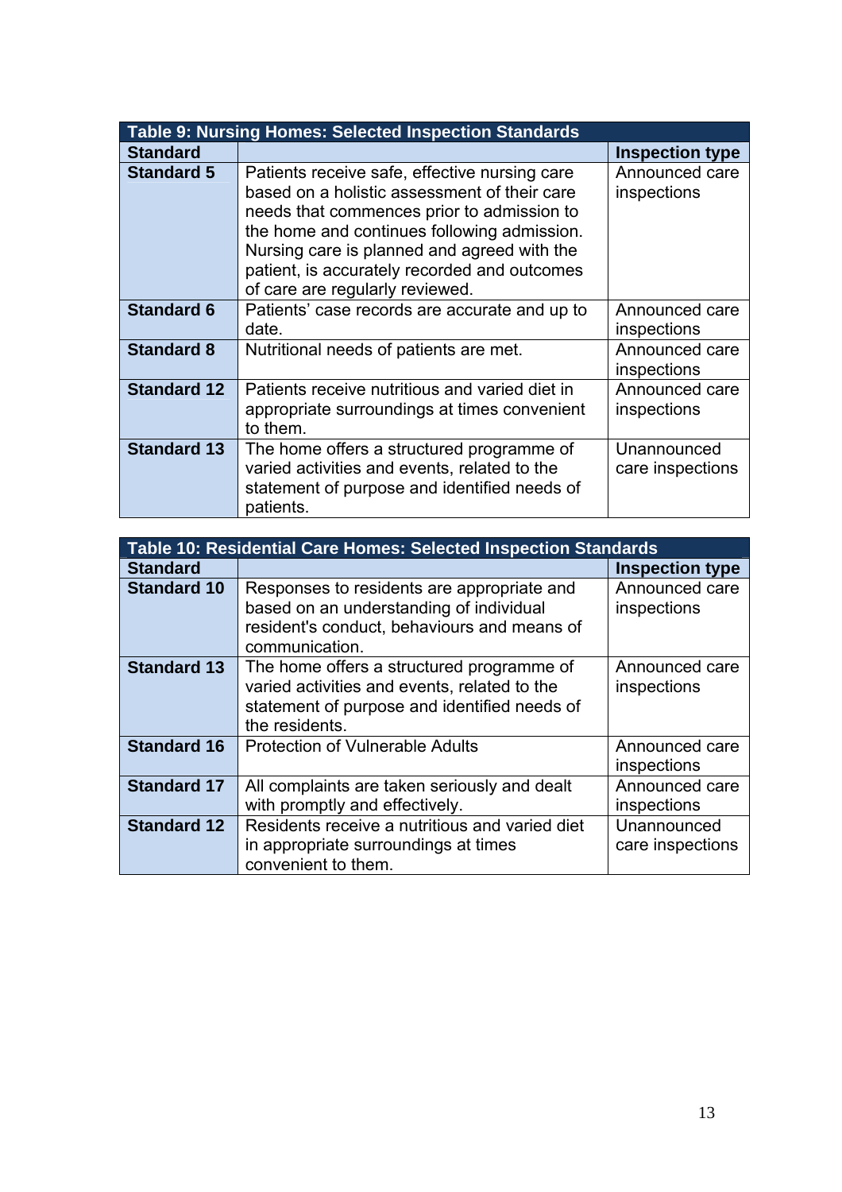**Table 9: Nursing Homes: Selected Inspection Standards**

| Standard | | Inspection type |
|---|---|---|
| **Standard 5** | Patients receive safe, effective nursing care based on a holistic assessment of their care needs that commences prior to admission to the home and continues following admission. Nursing care is planned and agreed with the patient, is accurately recorded and outcomes of care are regularly reviewed. | Announced care inspections |
| **Standard 6** | Patients' case records are accurate and up to date. | Announced care inspections |
| **Standard 8** | Nutritional needs of patients are met. | Announced care inspections |
| **Standard 12** | Patients receive nutritious and varied diet in appropriate surroundings at times convenient to them. | Announced care inspections |
| **Standard 13** | The home offers a structured programme of varied activities and events, related to the statement of purpose and identified needs of patients. | Unannounced care inspections |

**Table 10: Residential Care Homes: Selected Inspection Standards**

| Standard | | Inspection type |
|---|---|---|
| **Standard 10** | Responses to residents are appropriate and based on an understanding of individual resident's conduct, behaviours and means of communication. | Announced care inspections |
| **Standard 13** | The home offers a structured programme of varied activities and events, related to the statement of purpose and identified needs of the residents. | Announced care inspections |
| **Standard 16** | Protection of Vulnerable Adults | Announced care inspections |
| **Standard 17** | All complaints are taken seriously and dealt with promptly and effectively. | Announced care inspections |
| **Standard 12** | Residents receive a nutritious and varied diet in appropriate surroundings at times convenient to them. | Unannounced care inspections |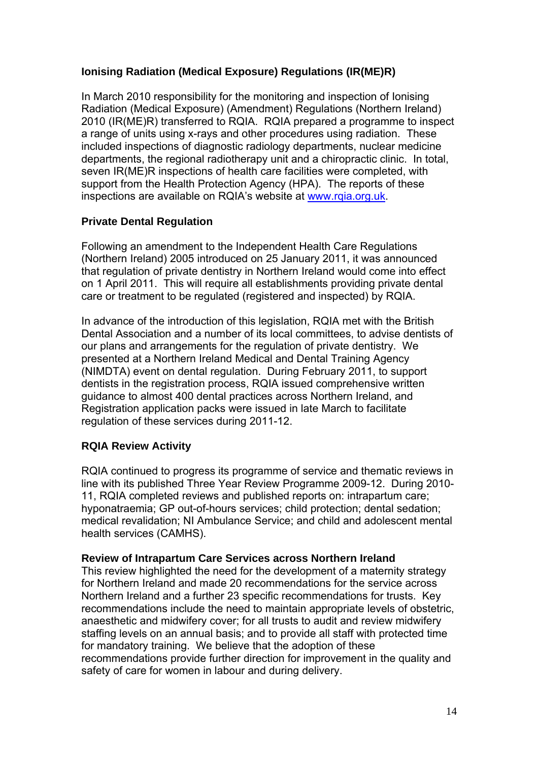### Ionising Radiation (Medical Exposure) Regulations (IR(ME)R)

In March 2010 responsibility for the monitoring and inspection of Ionising Radiation (Medical Exposure) (Amendment) Regulations (Northern Ireland) 2010 (IR(ME)R) transferred to RQIA. RQIA prepared a programme to inspect a range of units using x-rays and other procedures using radiation. These included inspections of diagnostic radiology departments, nuclear medicine departments, the regional radiotherapy unit and a chiropractic clinic. In total, seven IR(ME)R inspections of health care facilities were completed, with support from the Health Protection Agency (HPA). The reports of these inspections are available on RQIA's website at [www.rqia.org.uk](http://www.rqia.org.uk).

### Private Dental Regulation

Following an amendment to the Independent Health Care Regulations (Northern Ireland) 2005 introduced on 25 January 2011, it was announced that regulation of private dentistry in Northern Ireland would come into effect on 1 April 2011. This will require all establishments providing private dental care or treatment to be regulated (registered and inspected) by RQIA.

In advance of the introduction of this legislation, RQIA met with the British Dental Association and a number of its local committees, to advise dentists of our plans and arrangements for the regulation of private dentistry. We presented at a Northern Ireland Medical and Dental Training Agency (NIMDTA) event on dental regulation. During February 2011, to support dentists in the registration process, RQIA issued comprehensive written guidance to almost 400 dental practices across Northern Ireland, and Registration application packs were issued in late March to facilitate regulation of these services during 2011-12.

### RQIA Review Activity

RQIA continued to progress its programme of service and thematic reviews in line with its published Three Year Review Programme 2009-12. During 2010-11, RQIA completed reviews and published reports on: intrapartum care; hyponatraemia; GP out-of-hours services; child protection; dental sedation; medical revalidation; NI Ambulance Service; and child and adolescent mental health services (CAMHS).

#### Review of Intrapartum Care Services across Northern Ireland

This review highlighted the need for the development of a maternity strategy for Northern Ireland and made 20 recommendations for the service across Northern Ireland and a further 23 specific recommendations for trusts. Key recommendations include the need to maintain appropriate levels of obstetric, anaesthetic and midwifery cover; for all trusts to audit and review midwifery staffing levels on an annual basis; and to provide all staff with protected time for mandatory training. We believe that the adoption of these recommendations provide further direction for improvement in the quality and safety of care for women in labour and during delivery.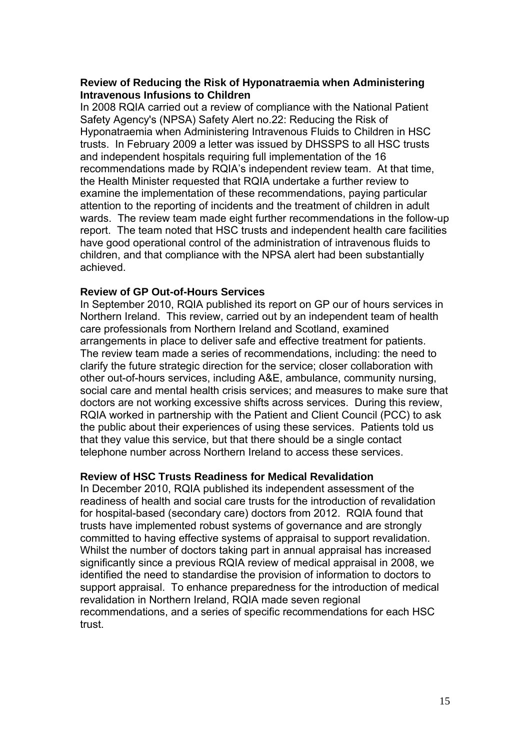**Review of Reducing the Risk of Hyponatraemia when Administering Intravenous Infusions to Children**

In 2008 RQIA carried out a review of compliance with the National Patient Safety Agency's (NPSA) Safety Alert no.22: Reducing the Risk of Hyponatraemia when Administering Intravenous Fluids to Children in HSC trusts. In February 2009 a letter was issued by DHSSPS to all HSC trusts and independent hospitals requiring full implementation of the 16 recommendations made by RQIA's independent review team. At that time, the Health Minister requested that RQIA undertake a further review to examine the implementation of these recommendations, paying particular attention to the reporting of incidents and the treatment of children in adult wards. The review team made eight further recommendations in the follow-up report. The team noted that HSC trusts and independent health care facilities have good operational control of the administration of intravenous fluids to children, and that compliance with the NPSA alert had been substantially achieved.

**Review of GP Out-of-Hours Services**

In September 2010, RQIA published its report on GP our of hours services in Northern Ireland. This review, carried out by an independent team of health care professionals from Northern Ireland and Scotland, examined arrangements in place to deliver safe and effective treatment for patients. The review team made a series of recommendations, including: the need to clarify the future strategic direction for the service; closer collaboration with other out-of-hours services, including A&E, ambulance, community nursing, social care and mental health crisis services; and measures to make sure that doctors are not working excessive shifts across services. During this review, RQIA worked in partnership with the Patient and Client Council (PCC) to ask the public about their experiences of using these services. Patients told us that they value this service, but that there should be a single contact telephone number across Northern Ireland to access these services.

**Review of HSC Trusts Readiness for Medical Revalidation**

In December 2010, RQIA published its independent assessment of the readiness of health and social care trusts for the introduction of revalidation for hospital-based (secondary care) doctors from 2012. RQIA found that trusts have implemented robust systems of governance and are strongly committed to having effective systems of appraisal to support revalidation. Whilst the number of doctors taking part in annual appraisal has increased significantly since a previous RQIA review of medical appraisal in 2008, we identified the need to standardise the provision of information to doctors to support appraisal. To enhance preparedness for the introduction of medical revalidation in Northern Ireland, RQIA made seven regional recommendations, and a series of specific recommendations for each HSC trust.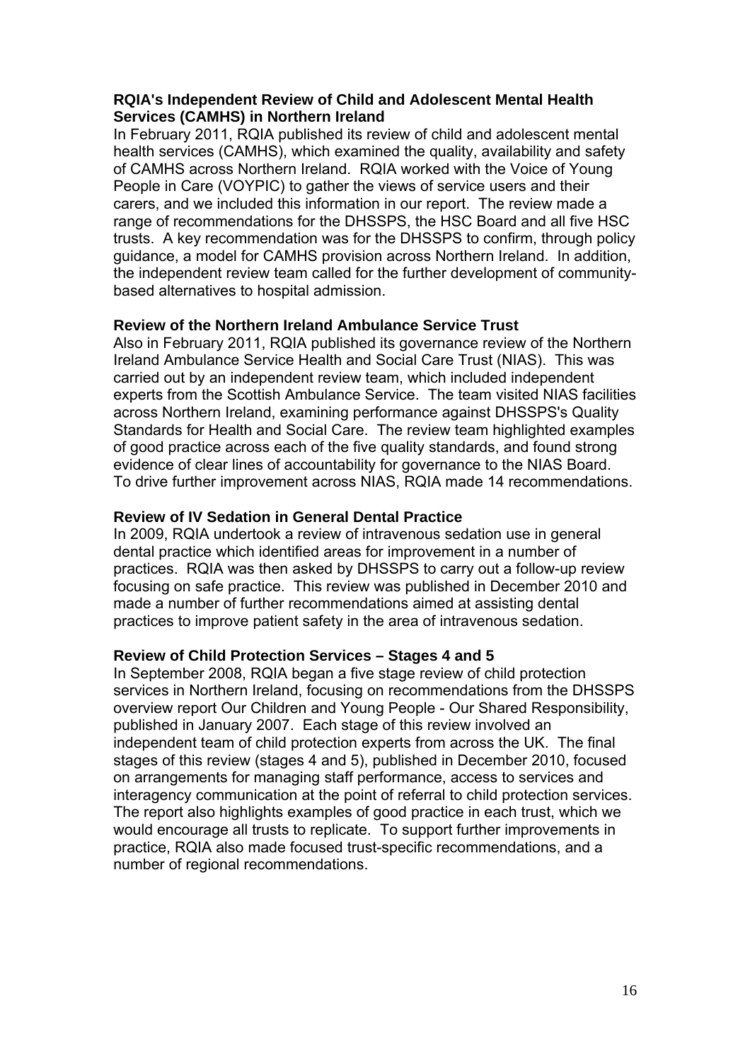**RQIA's Independent Review of Child and Adolescent Mental Health Services (CAMHS) in Northern Ireland**

In February 2011, RQIA published its review of child and adolescent mental health services (CAMHS), which examined the quality, availability and safety of CAMHS across Northern Ireland. RQIA worked with the Voice of Young People in Care (VOYPIC) to gather the views of service users and their carers, and we included this information in our report. The review made a range of recommendations for the DHSSPS, the HSC Board and all five HSC trusts. A key recommendation was for the DHSSPS to confirm, through policy guidance, a model for CAMHS provision across Northern Ireland. In addition, the independent review team called for the further development of community-based alternatives to hospital admission.

**Review of the Northern Ireland Ambulance Service Trust**

Also in February 2011, RQIA published its governance review of the Northern Ireland Ambulance Service Health and Social Care Trust (NIAS). This was carried out by an independent review team, which included independent experts from the Scottish Ambulance Service. The team visited NIAS facilities across Northern Ireland, examining performance against DHSSPS's Quality Standards for Health and Social Care. The review team highlighted examples of good practice across each of the five quality standards, and found strong evidence of clear lines of accountability for governance to the NIAS Board. To drive further improvement across NIAS, RQIA made 14 recommendations.

**Review of IV Sedation in General Dental Practice**

In 2009, RQIA undertook a review of intravenous sedation use in general dental practice which identified areas for improvement in a number of practices. RQIA was then asked by DHSSPS to carry out a follow-up review focusing on safe practice. This review was published in December 2010 and made a number of further recommendations aimed at assisting dental practices to improve patient safety in the area of intravenous sedation.

**Review of Child Protection Services – Stages 4 and 5**

In September 2008, RQIA began a five stage review of child protection services in Northern Ireland, focusing on recommendations from the DHSSPS overview report Our Children and Young People - Our Shared Responsibility, published in January 2007. Each stage of this review involved an independent team of child protection experts from across the UK. The final stages of this review (stages 4 and 5), published in December 2010, focused on arrangements for managing staff performance, access to services and interagency communication at the point of referral to child protection services. The report also highlights examples of good practice in each trust, which we would encourage all trusts to replicate. To support further improvements in practice, RQIA also made focused trust-specific recommendations, and a number of regional recommendations.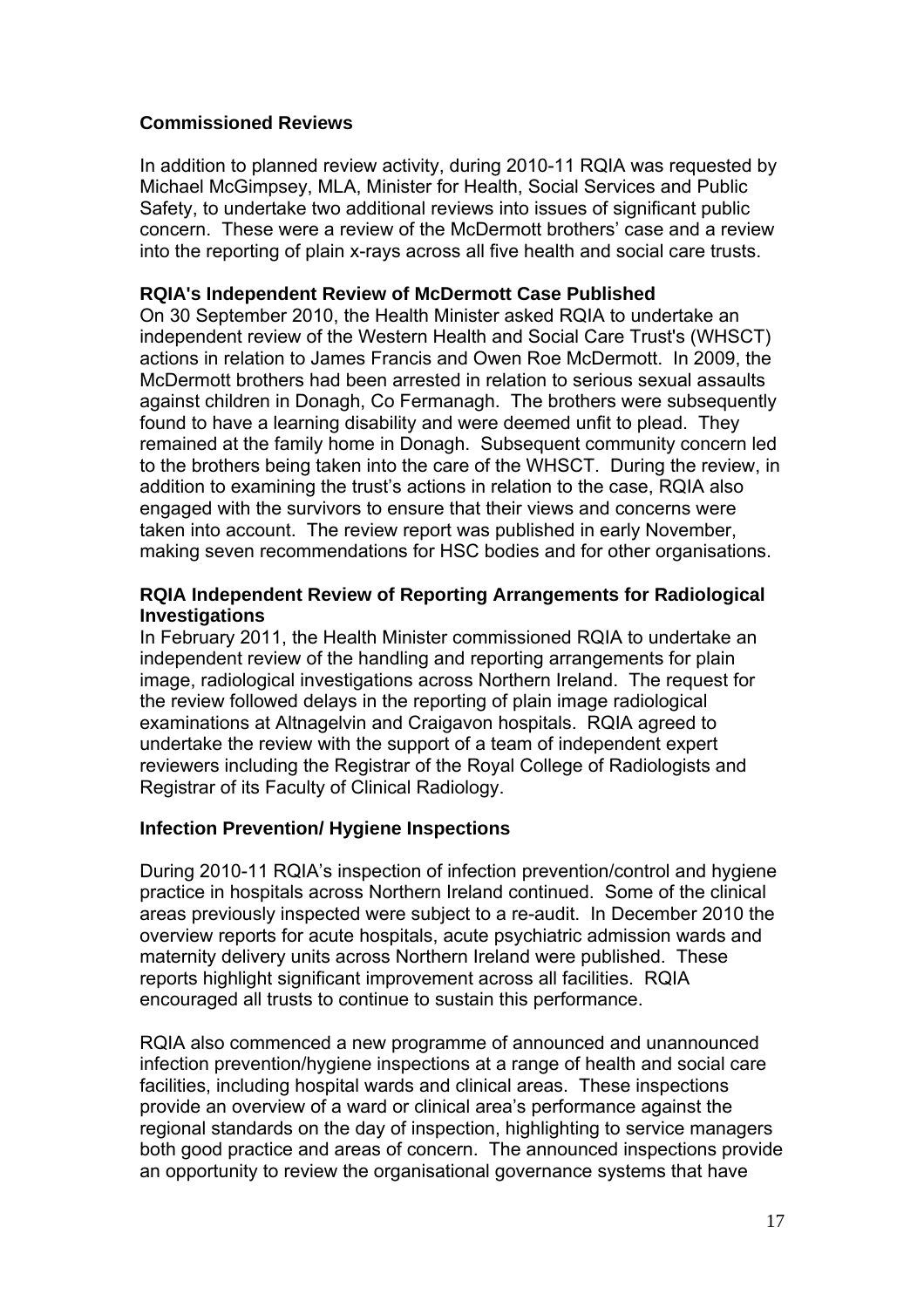## Commissioned Reviews

In addition to planned review activity, during 2010-11 RQIA was requested by Michael McGimpsey, MLA, Minister for Health, Social Services and Public Safety, to undertake two additional reviews into issues of significant public concern. These were a review of the McDermott brothers' case and a review into the reporting of plain x-rays across all five health and social care trusts.

### RQIA's Independent Review of McDermott Case Published

On 30 September 2010, the Health Minister asked RQIA to undertake an independent review of the Western Health and Social Care Trust's (WHSCT) actions in relation to James Francis and Owen Roe McDermott. In 2009, the McDermott brothers had been arrested in relation to serious sexual assaults against children in Donagh, Co Fermanagh. The brothers were subsequently found to have a learning disability and were deemed unfit to plead. They remained at the family home in Donagh. Subsequent community concern led to the brothers being taken into the care of the WHSCT. During the review, in addition to examining the trust's actions in relation to the case, RQIA also engaged with the survivors to ensure that their views and concerns were taken into account. The review report was published in early November, making seven recommendations for HSC bodies and for other organisations.

### RQIA Independent Review of Reporting Arrangements for Radiological Investigations

In February 2011, the Health Minister commissioned RQIA to undertake an independent review of the handling and reporting arrangements for plain image, radiological investigations across Northern Ireland. The request for the review followed delays in the reporting of plain image radiological examinations at Altnagelvin and Craigavon hospitals. RQIA agreed to undertake the review with the support of a team of independent expert reviewers including the Registrar of the Royal College of Radiologists and Registrar of its Faculty of Clinical Radiology.

## Infection Prevention/ Hygiene Inspections

During 2010-11 RQIA's inspection of infection prevention/control and hygiene practice in hospitals across Northern Ireland continued. Some of the clinical areas previously inspected were subject to a re-audit. In December 2010 the overview reports for acute hospitals, acute psychiatric admission wards and maternity delivery units across Northern Ireland were published. These reports highlight significant improvement across all facilities. RQIA encouraged all trusts to continue to sustain this performance.

RQIA also commenced a new programme of announced and unannounced infection prevention/hygiene inspections at a range of health and social care facilities, including hospital wards and clinical areas. These inspections provide an overview of a ward or clinical area's performance against the regional standards on the day of inspection, highlighting to service managers both good practice and areas of concern. The announced inspections provide an opportunity to review the organisational governance systems that have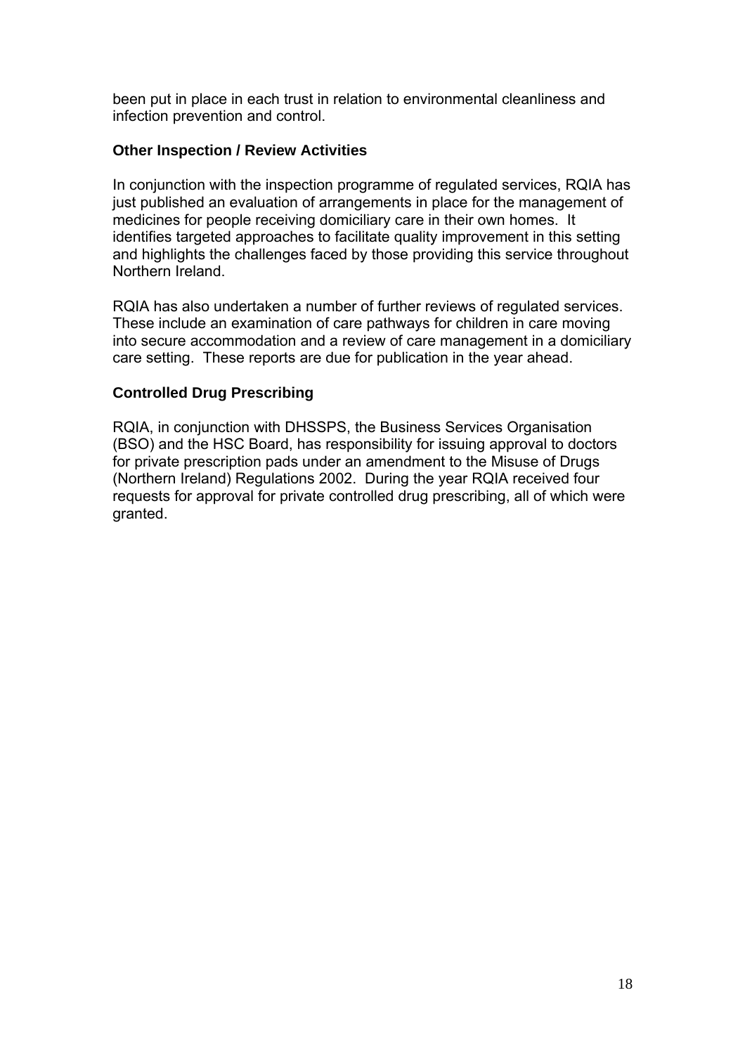been put in place in each trust in relation to environmental cleanliness and infection prevention and control.

### Other Inspection / Review Activities

In conjunction with the inspection programme of regulated services, RQIA has just published an evaluation of arrangements in place for the management of medicines for people receiving domiciliary care in their own homes. It identifies targeted approaches to facilitate quality improvement in this setting and highlights the challenges faced by those providing this service throughout Northern Ireland.

RQIA has also undertaken a number of further reviews of regulated services. These include an examination of care pathways for children in care moving into secure accommodation and a review of care management in a domiciliary care setting. These reports are due for publication in the year ahead.

### Controlled Drug Prescribing

RQIA, in conjunction with DHSSPS, the Business Services Organisation (BSO) and the HSC Board, has responsibility for issuing approval to doctors for private prescription pads under an amendment to the Misuse of Drugs (Northern Ireland) Regulations 2002. During the year RQIA received four requests for approval for private controlled drug prescribing, all of which were granted.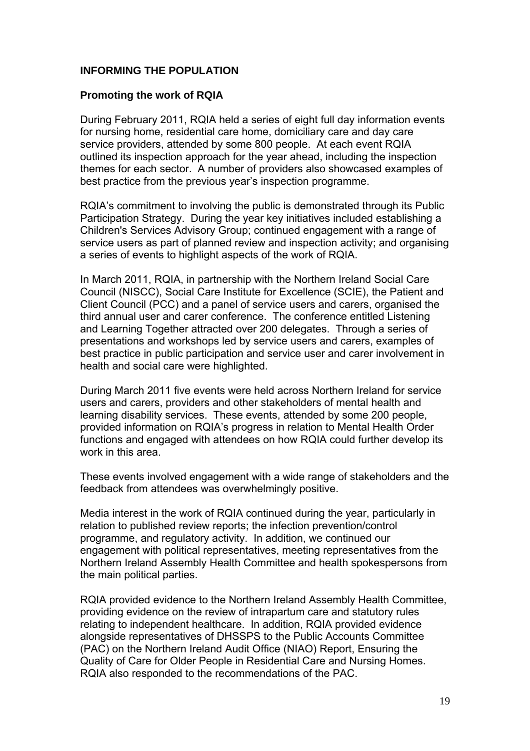## INFORMING THE POPULATION

### Promoting the work of RQIA

During February 2011, RQIA held a series of eight full day information events for nursing home, residential care home, domiciliary care and day care service providers, attended by some 800 people. At each event RQIA outlined its inspection approach for the year ahead, including the inspection themes for each sector. A number of providers also showcased examples of best practice from the previous year's inspection programme.

RQIA's commitment to involving the public is demonstrated through its Public Participation Strategy. During the year key initiatives included establishing a Children's Services Advisory Group; continued engagement with a range of service users as part of planned review and inspection activity; and organising a series of events to highlight aspects of the work of RQIA.

In March 2011, RQIA, in partnership with the Northern Ireland Social Care Council (NISCC), Social Care Institute for Excellence (SCIE), the Patient and Client Council (PCC) and a panel of service users and carers, organised the third annual user and carer conference. The conference entitled Listening and Learning Together attracted over 200 delegates. Through a series of presentations and workshops led by service users and carers, examples of best practice in public participation and service user and carer involvement in health and social care were highlighted.

During March 2011 five events were held across Northern Ireland for service users and carers, providers and other stakeholders of mental health and learning disability services. These events, attended by some 200 people, provided information on RQIA's progress in relation to Mental Health Order functions and engaged with attendees on how RQIA could further develop its work in this area.

These events involved engagement with a wide range of stakeholders and the feedback from attendees was overwhelmingly positive.

Media interest in the work of RQIA continued during the year, particularly in relation to published review reports; the infection prevention/control programme, and regulatory activity. In addition, we continued our engagement with political representatives, meeting representatives from the Northern Ireland Assembly Health Committee and health spokespersons from the main political parties.

RQIA provided evidence to the Northern Ireland Assembly Health Committee, providing evidence on the review of intrapartum care and statutory rules relating to independent healthcare. In addition, RQIA provided evidence alongside representatives of DHSSPS to the Public Accounts Committee (PAC) on the Northern Ireland Audit Office (NIAO) Report, Ensuring the Quality of Care for Older People in Residential Care and Nursing Homes. RQIA also responded to the recommendations of the PAC.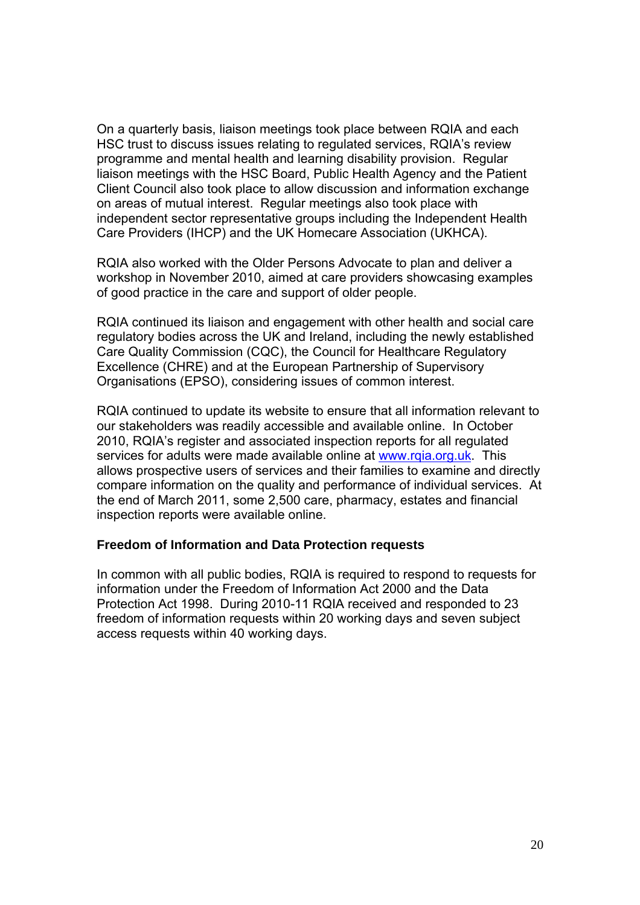On a quarterly basis, liaison meetings took place between RQIA and each HSC trust to discuss issues relating to regulated services, RQIA's review programme and mental health and learning disability provision. Regular liaison meetings with the HSC Board, Public Health Agency and the Patient Client Council also took place to allow discussion and information exchange on areas of mutual interest. Regular meetings also took place with independent sector representative groups including the Independent Health Care Providers (IHCP) and the UK Homecare Association (UKHCA).

RQIA also worked with the Older Persons Advocate to plan and deliver a workshop in November 2010, aimed at care providers showcasing examples of good practice in the care and support of older people.

RQIA continued its liaison and engagement with other health and social care regulatory bodies across the UK and Ireland, including the newly established Care Quality Commission (CQC), the Council for Healthcare Regulatory Excellence (CHRE) and at the European Partnership of Supervisory Organisations (EPSO), considering issues of common interest.

RQIA continued to update its website to ensure that all information relevant to our stakeholders was readily accessible and available online. In October 2010, RQIA's register and associated inspection reports for all regulated services for adults were made available online at www.rqia.org.uk. This allows prospective users of services and their families to examine and directly compare information on the quality and performance of individual services. At the end of March 2011, some 2,500 care, pharmacy, estates and financial inspection reports were available online.

**Freedom of Information and Data Protection requests**

In common with all public bodies, RQIA is required to respond to requests for information under the Freedom of Information Act 2000 and the Data Protection Act 1998. During 2010-11 RQIA received and responded to 23 freedom of information requests within 20 working days and seven subject access requests within 40 working days.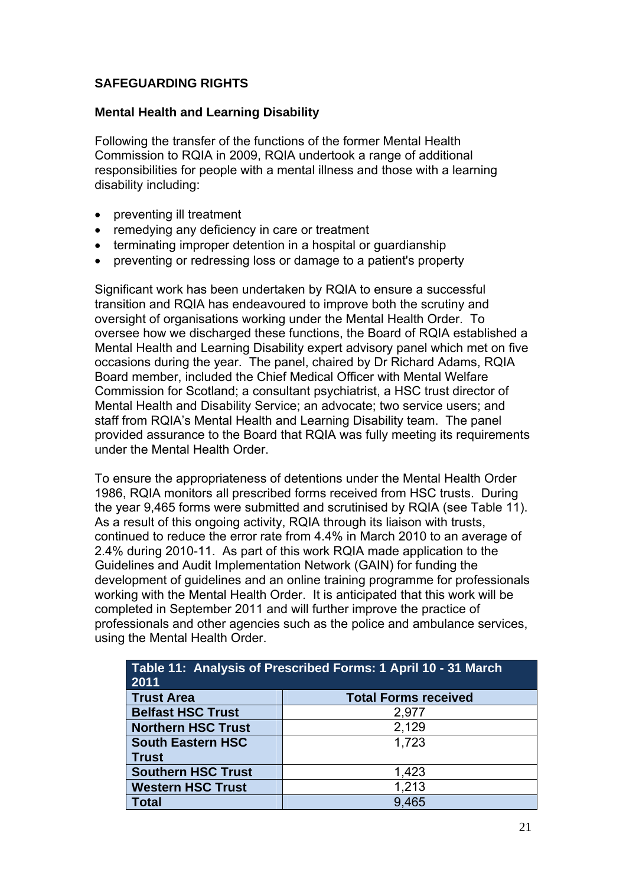## SAFEGUARDING RIGHTS

### Mental Health and Learning Disability

Following the transfer of the functions of the former Mental Health Commission to RQIA in 2009, RQIA undertook a range of additional responsibilities for people with a mental illness and those with a learning disability including:

- preventing ill treatment
- remedying any deficiency in care or treatment
- terminating improper detention in a hospital or guardianship
- preventing or redressing loss or damage to a patient's property

Significant work has been undertaken by RQIA to ensure a successful transition and RQIA has endeavoured to improve both the scrutiny and oversight of organisations working under the Mental Health Order. To oversee how we discharged these functions, the Board of RQIA established a Mental Health and Learning Disability expert advisory panel which met on five occasions during the year. The panel, chaired by Dr Richard Adams, RQIA Board member, included the Chief Medical Officer with Mental Welfare Commission for Scotland; a consultant psychiatrist, a HSC trust director of Mental Health and Disability Service; an advocate; two service users; and staff from RQIA's Mental Health and Learning Disability team. The panel provided assurance to the Board that RQIA was fully meeting its requirements under the Mental Health Order.

To ensure the appropriateness of detentions under the Mental Health Order 1986, RQIA monitors all prescribed forms received from HSC trusts. During the year 9,465 forms were submitted and scrutinised by RQIA (see Table 11). As a result of this ongoing activity, RQIA through its liaison with trusts, continued to reduce the error rate from 4.4% in March 2010 to an average of 2.4% during 2010-11. As part of this work RQIA made application to the Guidelines and Audit Implementation Network (GAIN) for funding the development of guidelines and an online training programme for professionals working with the Mental Health Order. It is anticipated that this work will be completed in September 2011 and will further improve the practice of professionals and other agencies such as the police and ambulance services, using the Mental Health Order.

**Table 11: Analysis of Prescribed Forms: 1 April 10 - 31 March 2011**

| Trust Area | Total Forms received |
|---|---|
| Belfast HSC Trust | 2,977 |
| Northern HSC Trust | 2,129 |
| South Eastern HSC Trust | 1,723 |
| Southern HSC Trust | 1,423 |
| Western HSC Trust | 1,213 |
| Total | 9,465 |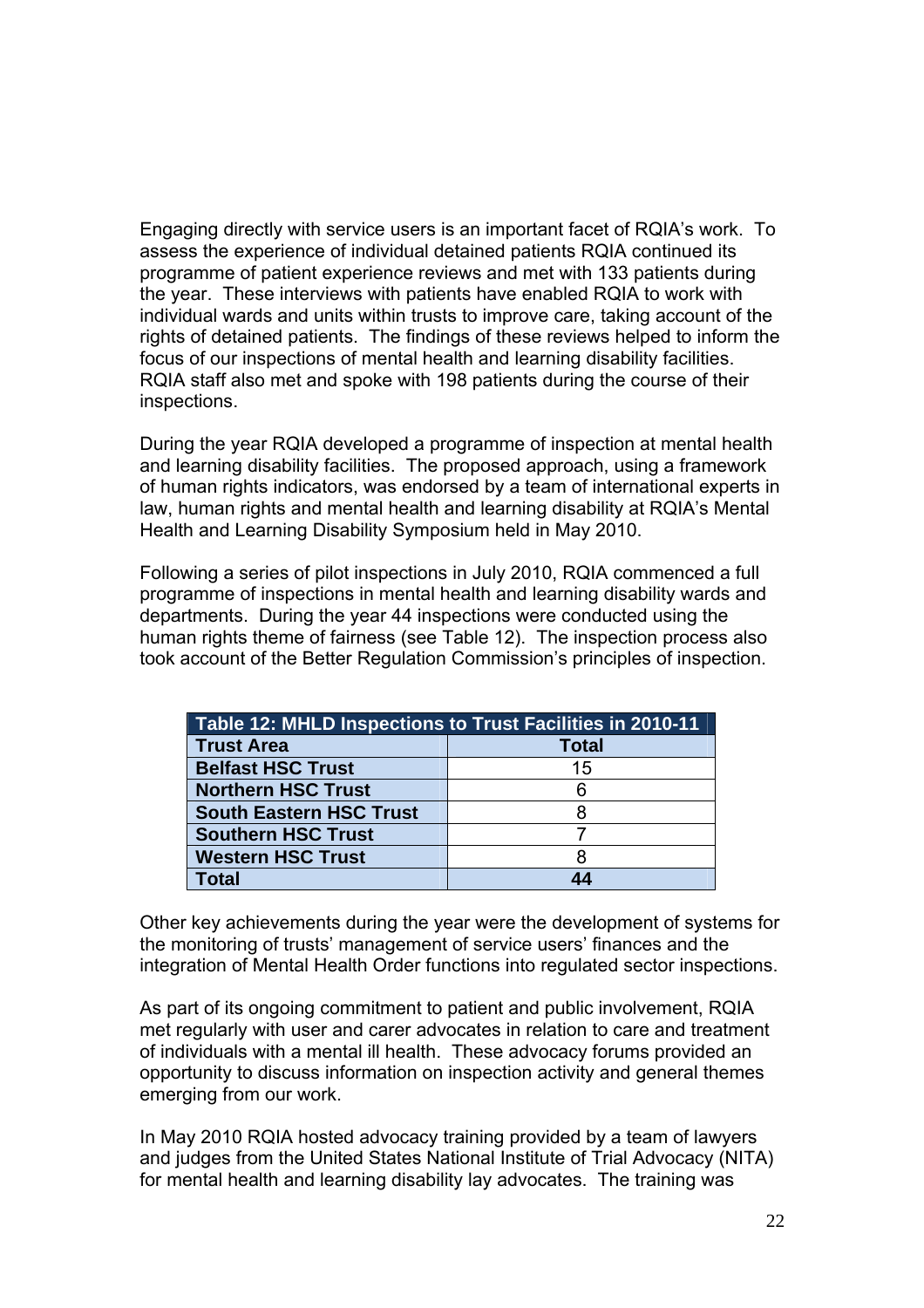Engaging directly with service users is an important facet of RQIA's work. To assess the experience of individual detained patients RQIA continued its programme of patient experience reviews and met with 133 patients during the year. These interviews with patients have enabled RQIA to work with individual wards and units within trusts to improve care, taking account of the rights of detained patients. The findings of these reviews helped to inform the focus of our inspections of mental health and learning disability facilities. RQIA staff also met and spoke with 198 patients during the course of their inspections.

During the year RQIA developed a programme of inspection at mental health and learning disability facilities. The proposed approach, using a framework of human rights indicators, was endorsed by a team of international experts in law, human rights and mental health and learning disability at RQIA's Mental Health and Learning Disability Symposium held in May 2010.

Following a series of pilot inspections in July 2010, RQIA commenced a full programme of inspections in mental health and learning disability wards and departments. During the year 44 inspections were conducted using the human rights theme of fairness (see Table 12). The inspection process also took account of the Better Regulation Commission's principles of inspection.

**Table 12: MHLD Inspections to Trust Facilities in 2010-11**

| Trust Area | Total |
|---|---|
| Belfast HSC Trust | 15 |
| Northern HSC Trust | 6 |
| South Eastern HSC Trust | 8 |
| Southern HSC Trust | 7 |
| Western HSC Trust | 8 |
| **Total** | **44** |

Other key achievements during the year were the development of systems for the monitoring of trusts' management of service users' finances and the integration of Mental Health Order functions into regulated sector inspections.

As part of its ongoing commitment to patient and public involvement, RQIA met regularly with user and carer advocates in relation to care and treatment of individuals with a mental ill health. These advocacy forums provided an opportunity to discuss information on inspection activity and general themes emerging from our work.

In May 2010 RQIA hosted advocacy training provided by a team of lawyers and judges from the United States National Institute of Trial Advocacy (NITA) for mental health and learning disability lay advocates. The training was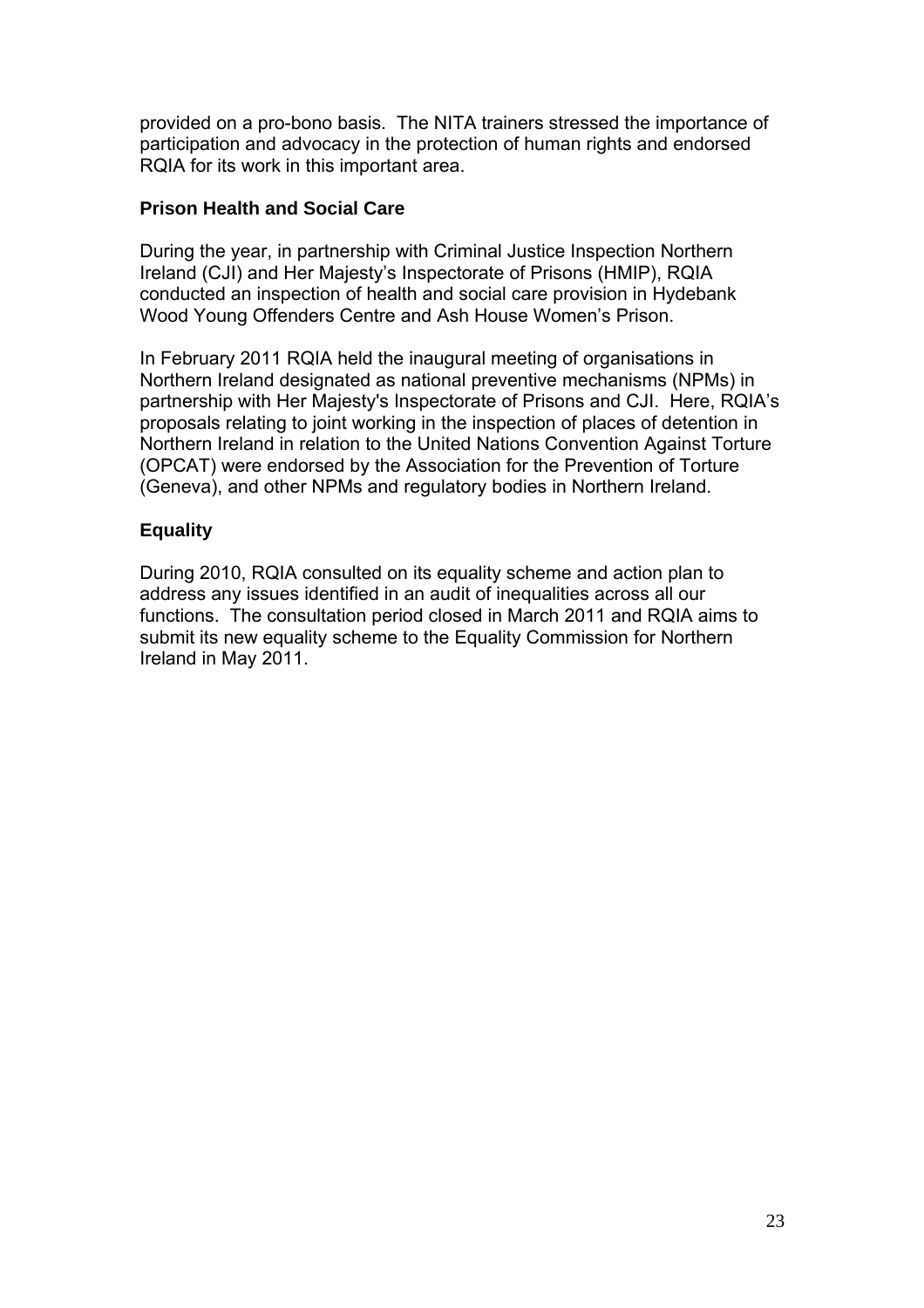provided on a pro-bono basis. The NITA trainers stressed the importance of participation and advocacy in the protection of human rights and endorsed RQIA for its work in this important area.

**Prison Health and Social Care**

During the year, in partnership with Criminal Justice Inspection Northern Ireland (CJI) and Her Majesty's Inspectorate of Prisons (HMIP), RQIA conducted an inspection of health and social care provision in Hydebank Wood Young Offenders Centre and Ash House Women's Prison.

In February 2011 RQIA held the inaugural meeting of organisations in Northern Ireland designated as national preventive mechanisms (NPMs) in partnership with Her Majesty's Inspectorate of Prisons and CJI. Here, RQIA's proposals relating to joint working in the inspection of places of detention in Northern Ireland in relation to the United Nations Convention Against Torture (OPCAT) were endorsed by the Association for the Prevention of Torture (Geneva), and other NPMs and regulatory bodies in Northern Ireland.

**Equality**

During 2010, RQIA consulted on its equality scheme and action plan to address any issues identified in an audit of inequalities across all our functions. The consultation period closed in March 2011 and RQIA aims to submit its new equality scheme to the Equality Commission for Northern Ireland in May 2011.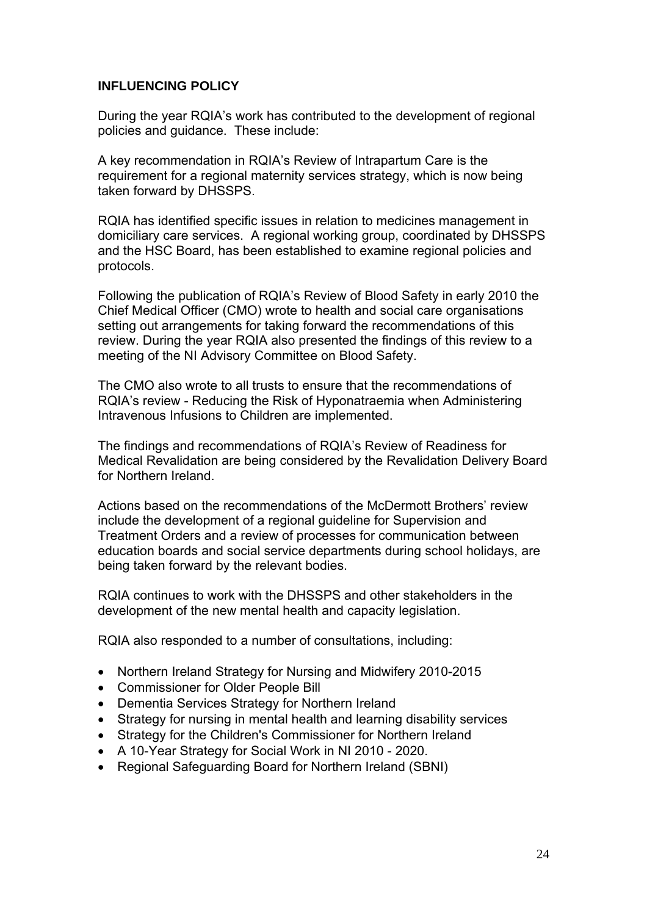## INFLUENCING POLICY

During the year RQIA's work has contributed to the development of regional policies and guidance. These include:

A key recommendation in RQIA's Review of Intrapartum Care is the requirement for a regional maternity services strategy, which is now being taken forward by DHSSPS.

RQIA has identified specific issues in relation to medicines management in domiciliary care services. A regional working group, coordinated by DHSSPS and the HSC Board, has been established to examine regional policies and protocols.

Following the publication of RQIA's Review of Blood Safety in early 2010 the Chief Medical Officer (CMO) wrote to health and social care organisations setting out arrangements for taking forward the recommendations of this review. During the year RQIA also presented the findings of this review to a meeting of the NI Advisory Committee on Blood Safety.

The CMO also wrote to all trusts to ensure that the recommendations of RQIA's review - Reducing the Risk of Hyponatraemia when Administering Intravenous Infusions to Children are implemented.

The findings and recommendations of RQIA's Review of Readiness for Medical Revalidation are being considered by the Revalidation Delivery Board for Northern Ireland.

Actions based on the recommendations of the McDermott Brothers' review include the development of a regional guideline for Supervision and Treatment Orders and a review of processes for communication between education boards and social service departments during school holidays, are being taken forward by the relevant bodies.

RQIA continues to work with the DHSSPS and other stakeholders in the development of the new mental health and capacity legislation.

RQIA also responded to a number of consultations, including:

- Northern Ireland Strategy for Nursing and Midwifery 2010-2015
- Commissioner for Older People Bill
- Dementia Services Strategy for Northern Ireland
- Strategy for nursing in mental health and learning disability services
- Strategy for the Children's Commissioner for Northern Ireland
- A 10-Year Strategy for Social Work in NI 2010 - 2020.
- Regional Safeguarding Board for Northern Ireland (SBNI)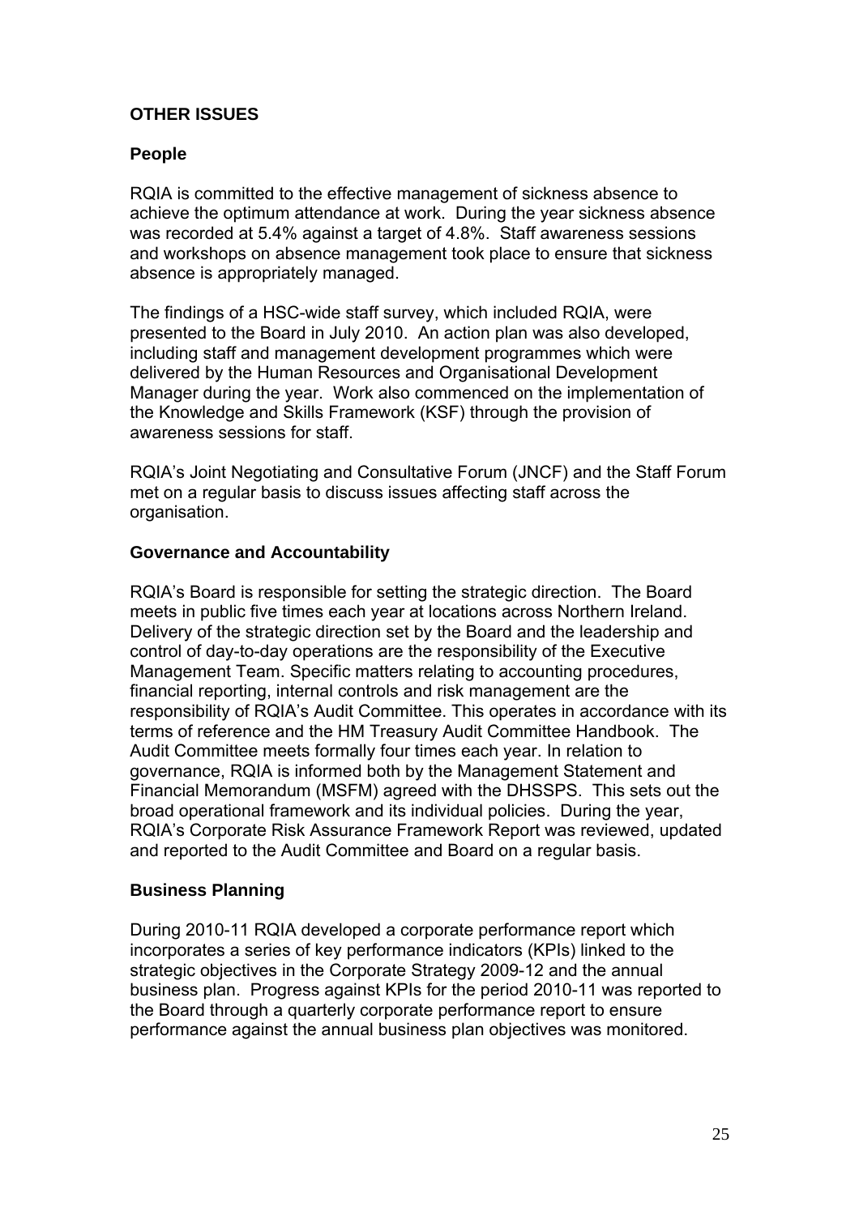## OTHER ISSUES

### People

RQIA is committed to the effective management of sickness absence to achieve the optimum attendance at work. During the year sickness absence was recorded at 5.4% against a target of 4.8%. Staff awareness sessions and workshops on absence management took place to ensure that sickness absence is appropriately managed.

The findings of a HSC-wide staff survey, which included RQIA, were presented to the Board in July 2010. An action plan was also developed, including staff and management development programmes which were delivered by the Human Resources and Organisational Development Manager during the year. Work also commenced on the implementation of the Knowledge and Skills Framework (KSF) through the provision of awareness sessions for staff.

RQIA's Joint Negotiating and Consultative Forum (JNCF) and the Staff Forum met on a regular basis to discuss issues affecting staff across the organisation.

### Governance and Accountability

RQIA's Board is responsible for setting the strategic direction. The Board meets in public five times each year at locations across Northern Ireland. Delivery of the strategic direction set by the Board and the leadership and control of day-to-day operations are the responsibility of the Executive Management Team. Specific matters relating to accounting procedures, financial reporting, internal controls and risk management are the responsibility of RQIA's Audit Committee. This operates in accordance with its terms of reference and the HM Treasury Audit Committee Handbook. The Audit Committee meets formally four times each year. In relation to governance, RQIA is informed both by the Management Statement and Financial Memorandum (MSFM) agreed with the DHSSPS. This sets out the broad operational framework and its individual policies. During the year, RQIA's Corporate Risk Assurance Framework Report was reviewed, updated and reported to the Audit Committee and Board on a regular basis.

### Business Planning

During 2010-11 RQIA developed a corporate performance report which incorporates a series of key performance indicators (KPIs) linked to the strategic objectives in the Corporate Strategy 2009-12 and the annual business plan. Progress against KPIs for the period 2010-11 was reported to the Board through a quarterly corporate performance report to ensure performance against the annual business plan objectives was monitored.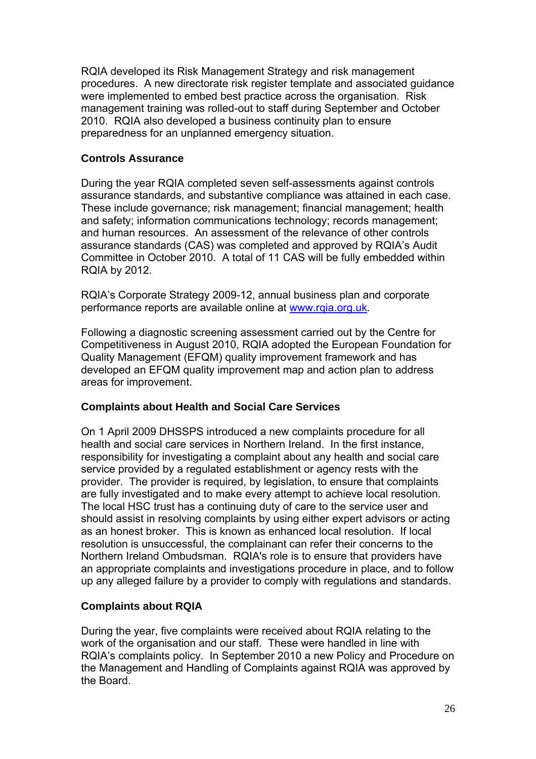RQIA developed its Risk Management Strategy and risk management procedures. A new directorate risk register template and associated guidance were implemented to embed best practice across the organisation. Risk management training was rolled-out to staff during September and October 2010. RQIA also developed a business continuity plan to ensure preparedness for an unplanned emergency situation.

**Controls Assurance**

During the year RQIA completed seven self-assessments against controls assurance standards, and substantive compliance was attained in each case. These include governance; risk management; financial management; health and safety; information communications technology; records management; and human resources. An assessment of the relevance of other controls assurance standards (CAS) was completed and approved by RQIA's Audit Committee in October 2010. A total of 11 CAS will be fully embedded within RQIA by 2012.

RQIA's Corporate Strategy 2009-12, annual business plan and corporate performance reports are available online at [www.rqia.org.uk](http://www.rqia.org.uk).

Following a diagnostic screening assessment carried out by the Centre for Competitiveness in August 2010, RQIA adopted the European Foundation for Quality Management (EFQM) quality improvement framework and has developed an EFQM quality improvement map and action plan to address areas for improvement.

**Complaints about Health and Social Care Services**

On 1 April 2009 DHSSPS introduced a new complaints procedure for all health and social care services in Northern Ireland. In the first instance, responsibility for investigating a complaint about any health and social care service provided by a regulated establishment or agency rests with the provider. The provider is required, by legislation, to ensure that complaints are fully investigated and to make every attempt to achieve local resolution. The local HSC trust has a continuing duty of care to the service user and should assist in resolving complaints by using either expert advisors or acting as an honest broker. This is known as enhanced local resolution. If local resolution is unsuccessful, the complainant can refer their concerns to the Northern Ireland Ombudsman. RQIA's role is to ensure that providers have an appropriate complaints and investigations procedure in place, and to follow up any alleged failure by a provider to comply with regulations and standards.

**Complaints about RQIA**

During the year, five complaints were received about RQIA relating to the work of the organisation and our staff. These were handled in line with RQIA's complaints policy. In September 2010 a new Policy and Procedure on the Management and Handling of Complaints against RQIA was approved by the Board.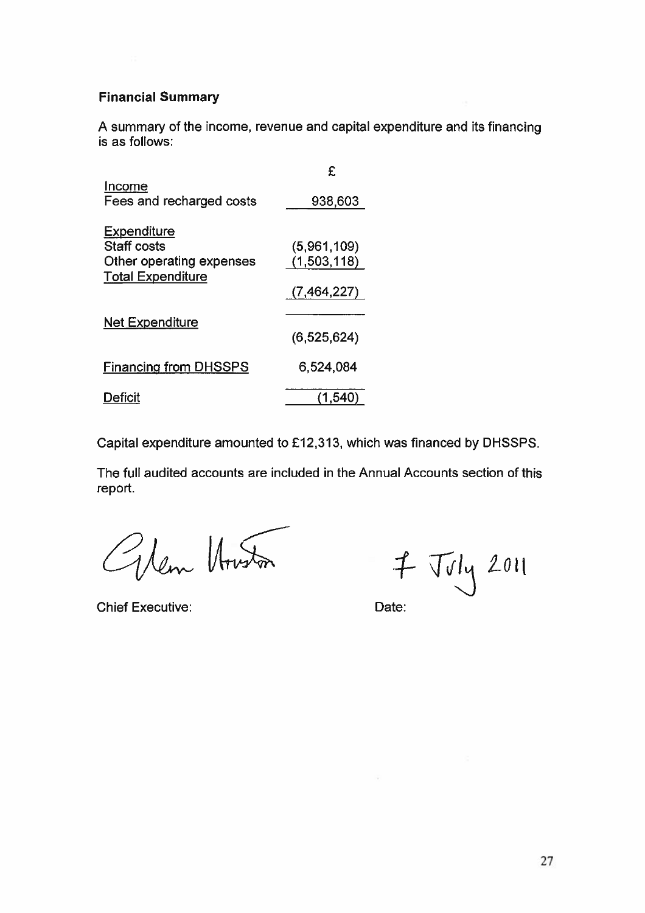**Financial Summary**

A summary of the income, revenue and capital expenditure and its financing is as follows:

| | £ |
|---|---|
| Income | |
| Fees and recharged costs | 938,603 |
| Expenditure | |
| Staff costs | (5,961,109) |
| Other operating expenses | (1,503,118) |
| Total Expenditure | (7,464,227) |
| Net Expenditure | (6,525,624) |
| Financing from DHSSPS | 6,524,084 |
| Deficit | (1,540) |

Capital expenditure amounted to £12,313, which was financed by DHSSPS.

The full audited accounts are included in the Annual Accounts section of this report.

Glenn Houston

Chief Executive:

7 July 2011

Date: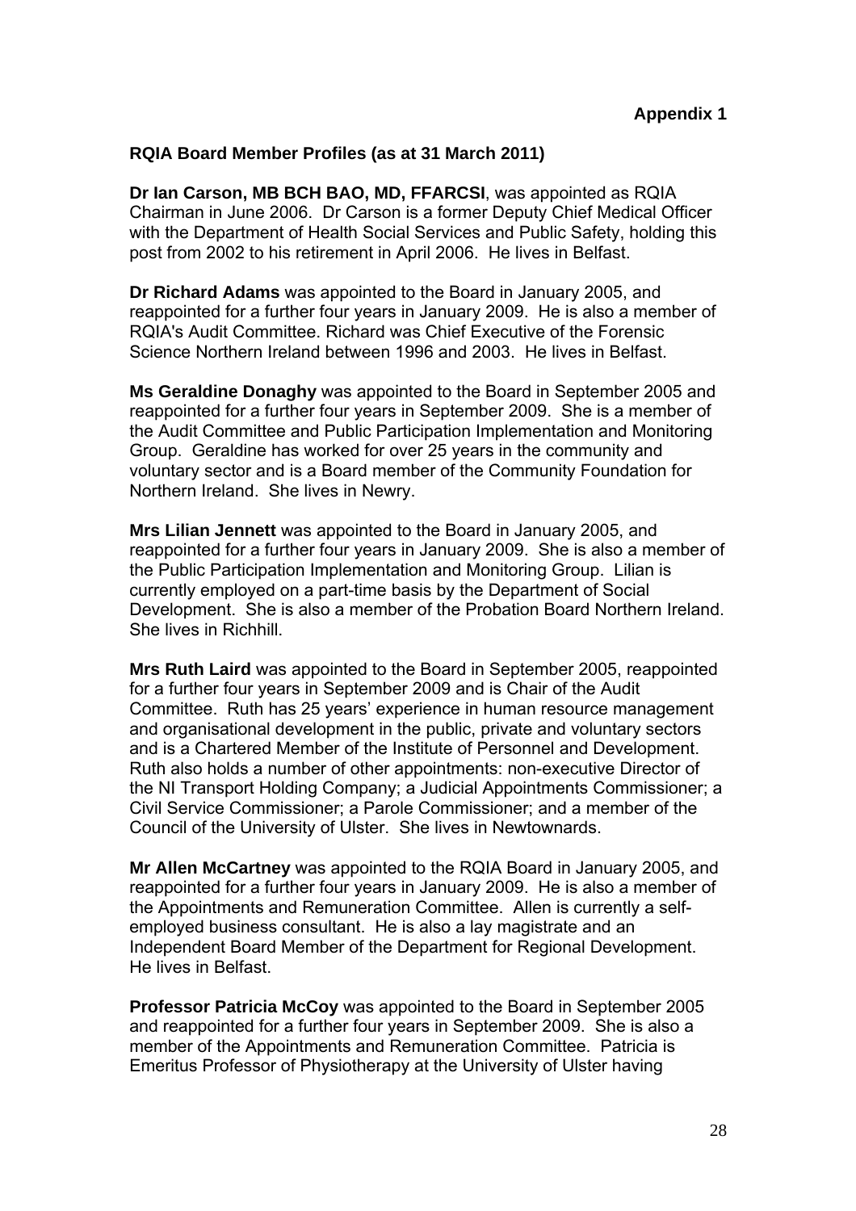**Appendix 1**

**RQIA Board Member Profiles (as at 31 March 2011)**

**Dr Ian Carson, MB BCH BAO, MD, FFARCSI**, was appointed as RQIA Chairman in June 2006. Dr Carson is a former Deputy Chief Medical Officer with the Department of Health Social Services and Public Safety, holding this post from 2002 to his retirement in April 2006. He lives in Belfast.

**Dr Richard Adams** was appointed to the Board in January 2005, and reappointed for a further four years in January 2009. He is also a member of RQIA's Audit Committee. Richard was Chief Executive of the Forensic Science Northern Ireland between 1996 and 2003. He lives in Belfast.

**Ms Geraldine Donaghy** was appointed to the Board in September 2005 and reappointed for a further four years in September 2009. She is a member of the Audit Committee and Public Participation Implementation and Monitoring Group. Geraldine has worked for over 25 years in the community and voluntary sector and is a Board member of the Community Foundation for Northern Ireland. She lives in Newry.

**Mrs Lilian Jennett** was appointed to the Board in January 2005, and reappointed for a further four years in January 2009. She is also a member of the Public Participation Implementation and Monitoring Group. Lilian is currently employed on a part-time basis by the Department of Social Development. She is also a member of the Probation Board Northern Ireland. She lives in Richhill.

**Mrs Ruth Laird** was appointed to the Board in September 2005, reappointed for a further four years in September 2009 and is Chair of the Audit Committee. Ruth has 25 years' experience in human resource management and organisational development in the public, private and voluntary sectors and is a Chartered Member of the Institute of Personnel and Development. Ruth also holds a number of other appointments: non-executive Director of the NI Transport Holding Company; a Judicial Appointments Commissioner; a Civil Service Commissioner; a Parole Commissioner; and a member of the Council of the University of Ulster. She lives in Newtownards.

**Mr Allen McCartney** was appointed to the RQIA Board in January 2005, and reappointed for a further four years in January 2009. He is also a member of the Appointments and Remuneration Committee. Allen is currently a self-employed business consultant. He is also a lay magistrate and an Independent Board Member of the Department for Regional Development. He lives in Belfast.

**Professor Patricia McCoy** was appointed to the Board in September 2005 and reappointed for a further four years in September 2009. She is also a member of the Appointments and Remuneration Committee. Patricia is Emeritus Professor of Physiotherapy at the University of Ulster having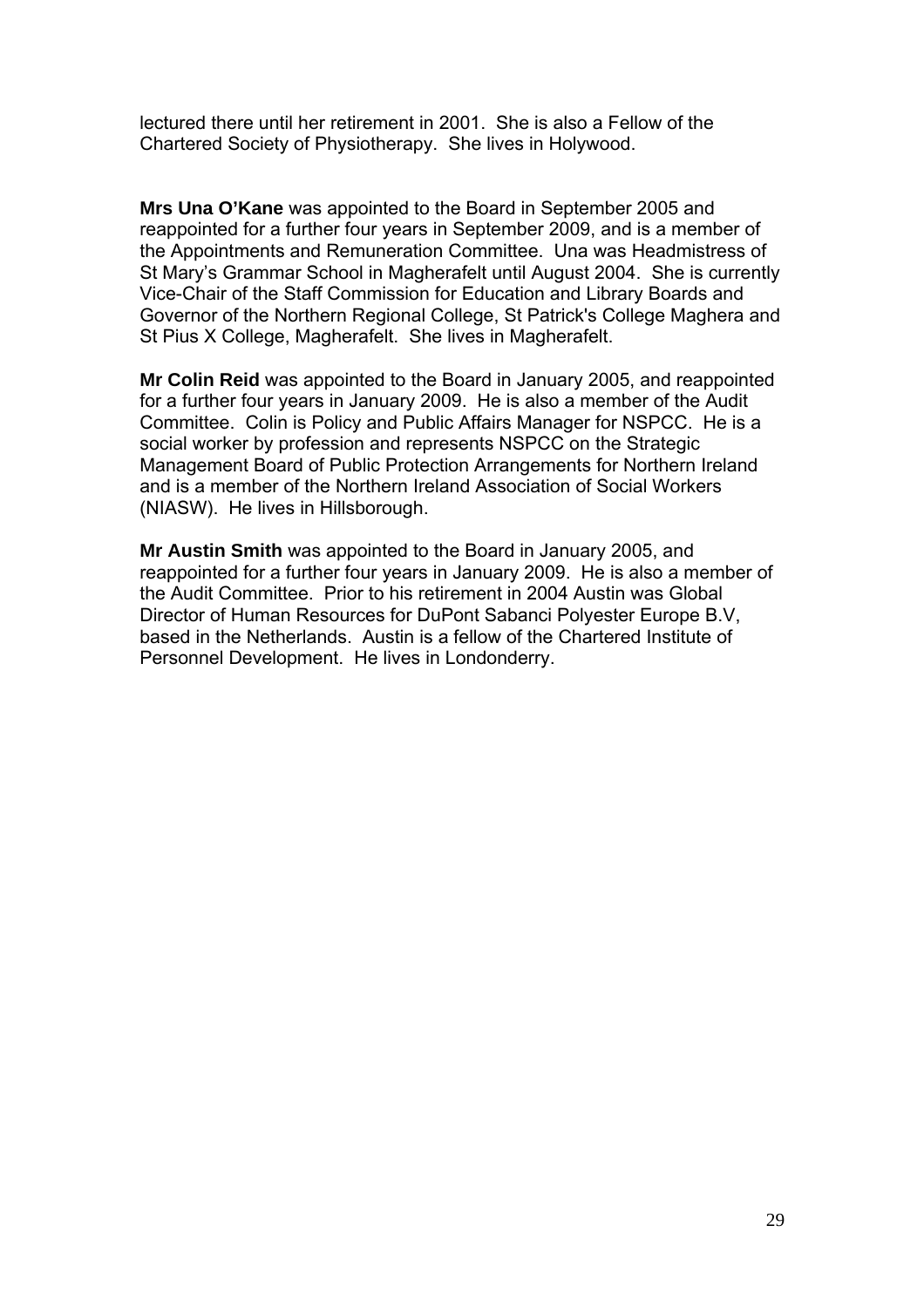lectured there until her retirement in 2001. She is also a Fellow of the Chartered Society of Physiotherapy. She lives in Holywood.

**Mrs Una O'Kane** was appointed to the Board in September 2005 and reappointed for a further four years in September 2009, and is a member of the Appointments and Remuneration Committee. Una was Headmistress of St Mary's Grammar School in Magherafelt until August 2004. She is currently Vice-Chair of the Staff Commission for Education and Library Boards and Governor of the Northern Regional College, St Patrick's College Maghera and St Pius X College, Magherafelt. She lives in Magherafelt.

**Mr Colin Reid** was appointed to the Board in January 2005, and reappointed for a further four years in January 2009. He is also a member of the Audit Committee. Colin is Policy and Public Affairs Manager for NSPCC. He is a social worker by profession and represents NSPCC on the Strategic Management Board of Public Protection Arrangements for Northern Ireland and is a member of the Northern Ireland Association of Social Workers (NIASW). He lives in Hillsborough.

**Mr Austin Smith** was appointed to the Board in January 2005, and reappointed for a further four years in January 2009. He is also a member of the Audit Committee. Prior to his retirement in 2004 Austin was Global Director of Human Resources for DuPont Sabanci Polyester Europe B.V, based in the Netherlands. Austin is a fellow of the Chartered Institute of Personnel Development. He lives in Londonderry.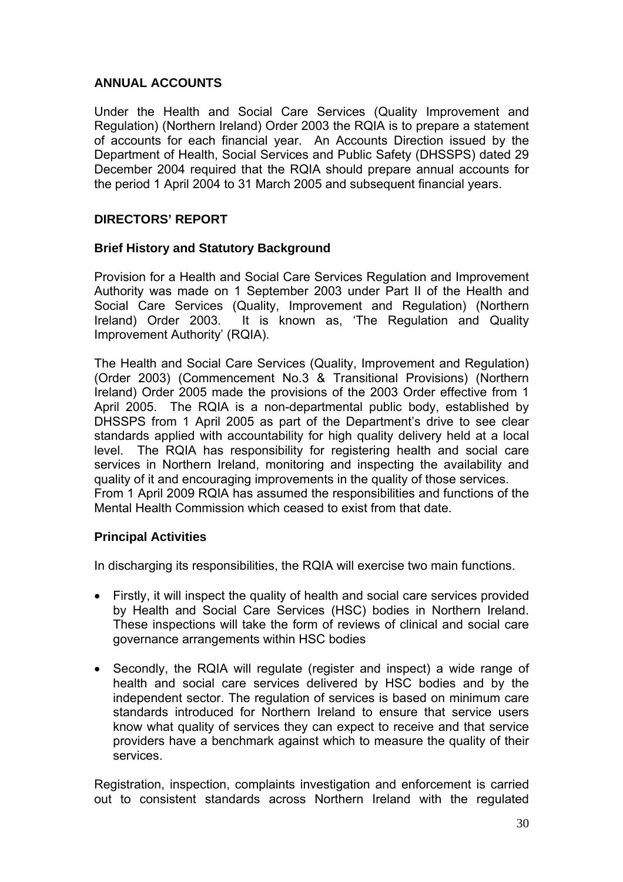## ANNUAL ACCOUNTS

Under the Health and Social Care Services (Quality Improvement and Regulation) (Northern Ireland) Order 2003 the RQIA is to prepare a statement of accounts for each financial year. An Accounts Direction issued by the Department of Health, Social Services and Public Safety (DHSSPS) dated 29 December 2004 required that the RQIA should prepare annual accounts for the period 1 April 2004 to 31 March 2005 and subsequent financial years.

## DIRECTORS' REPORT

### Brief History and Statutory Background

Provision for a Health and Social Care Services Regulation and Improvement Authority was made on 1 September 2003 under Part II of the Health and Social Care Services (Quality, Improvement and Regulation) (Northern Ireland) Order 2003. It is known as, 'The Regulation and Quality Improvement Authority' (RQIA).

The Health and Social Care Services (Quality, Improvement and Regulation) (Order 2003) (Commencement No.3 & Transitional Provisions) (Northern Ireland) Order 2005 made the provisions of the 2003 Order effective from 1 April 2005. The RQIA is a non-departmental public body, established by DHSSPS from 1 April 2005 as part of the Department's drive to see clear standards applied with accountability for high quality delivery held at a local level. The RQIA has responsibility for registering health and social care services in Northern Ireland, monitoring and inspecting the availability and quality of it and encouraging improvements in the quality of those services.
From 1 April 2009 RQIA has assumed the responsibilities and functions of the Mental Health Commission which ceased to exist from that date.

### Principal Activities

In discharging its responsibilities, the RQIA will exercise two main functions.

- Firstly, it will inspect the quality of health and social care services provided by Health and Social Care Services (HSC) bodies in Northern Ireland. These inspections will take the form of reviews of clinical and social care governance arrangements within HSC bodies

- Secondly, the RQIA will regulate (register and inspect) a wide range of health and social care services delivered by HSC bodies and by the independent sector. The regulation of services is based on minimum care standards introduced for Northern Ireland to ensure that service users know what quality of services they can expect to receive and that service providers have a benchmark against which to measure the quality of their services.

Registration, inspection, complaints investigation and enforcement is carried out to consistent standards across Northern Ireland with the regulated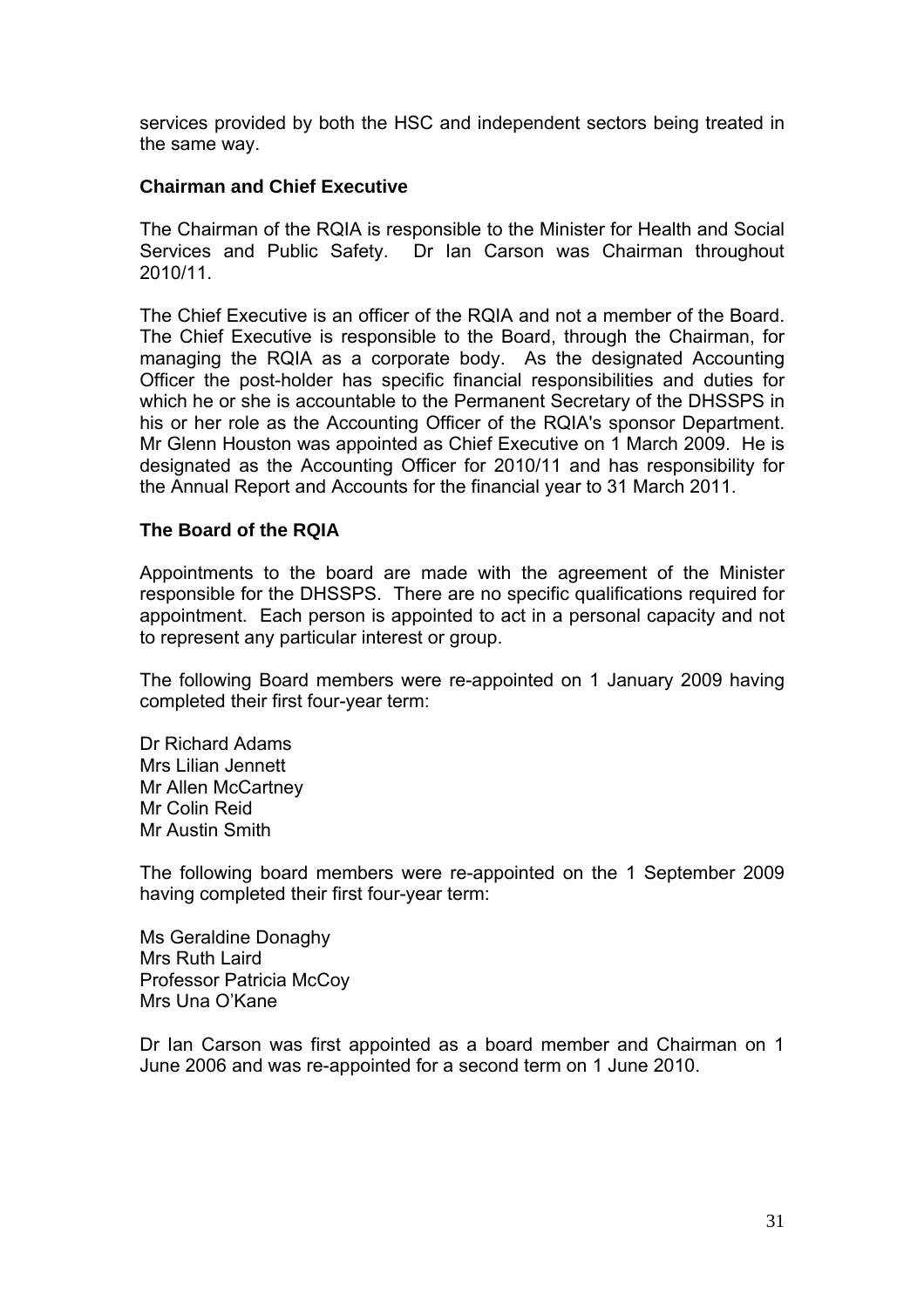services provided by both the HSC and independent sectors being treated in the same way.

**Chairman and Chief Executive**

The Chairman of the RQIA is responsible to the Minister for Health and Social Services and Public Safety. Dr Ian Carson was Chairman throughout 2010/11.

The Chief Executive is an officer of the RQIA and not a member of the Board. The Chief Executive is responsible to the Board, through the Chairman, for managing the RQIA as a corporate body. As the designated Accounting Officer the post-holder has specific financial responsibilities and duties for which he or she is accountable to the Permanent Secretary of the DHSSPS in his or her role as the Accounting Officer of the RQIA's sponsor Department. Mr Glenn Houston was appointed as Chief Executive on 1 March 2009. He is designated as the Accounting Officer for 2010/11 and has responsibility for the Annual Report and Accounts for the financial year to 31 March 2011.

**The Board of the RQIA**

Appointments to the board are made with the agreement of the Minister responsible for the DHSSPS. There are no specific qualifications required for appointment. Each person is appointed to act in a personal capacity and not to represent any particular interest or group.

The following Board members were re-appointed on 1 January 2009 having completed their first four-year term:

Dr Richard Adams
Mrs Lilian Jennett
Mr Allen McCartney
Mr Colin Reid
Mr Austin Smith

The following board members were re-appointed on the 1 September 2009 having completed their first four-year term:

Ms Geraldine Donaghy
Mrs Ruth Laird
Professor Patricia McCoy
Mrs Una O'Kane

Dr Ian Carson was first appointed as a board member and Chairman on 1 June 2006 and was re-appointed for a second term on 1 June 2010.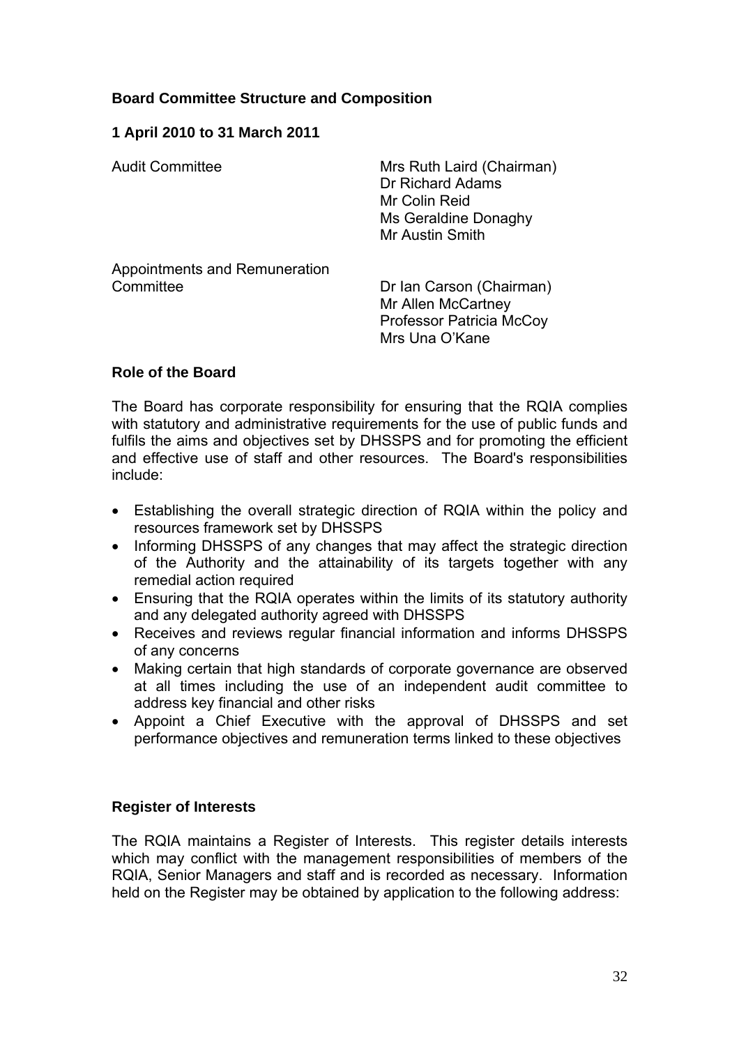**Board Committee Structure and Composition**

**1 April 2010 to 31 March 2011**

| | |
|---|---|
| Audit Committee | Mrs Ruth Laird (Chairman)<br>Dr Richard Adams<br>Mr Colin Reid<br>Ms Geraldine Donaghy<br>Mr Austin Smith |
| Appointments and Remuneration Committee | Dr Ian Carson (Chairman)<br>Mr Allen McCartney<br>Professor Patricia McCoy<br>Mrs Una O'Kane |

**Role of the Board**

The Board has corporate responsibility for ensuring that the RQIA complies with statutory and administrative requirements for the use of public funds and fulfils the aims and objectives set by DHSSPS and for promoting the efficient and effective use of staff and other resources. The Board's responsibilities include:

- Establishing the overall strategic direction of RQIA within the policy and resources framework set by DHSSPS
- Informing DHSSPS of any changes that may affect the strategic direction of the Authority and the attainability of its targets together with any remedial action required
- Ensuring that the RQIA operates within the limits of its statutory authority and any delegated authority agreed with DHSSPS
- Receives and reviews regular financial information and informs DHSSPS of any concerns
- Making certain that high standards of corporate governance are observed at all times including the use of an independent audit committee to address key financial and other risks
- Appoint a Chief Executive with the approval of DHSSPS and set performance objectives and remuneration terms linked to these objectives

**Register of Interests**

The RQIA maintains a Register of Interests. This register details interests which may conflict with the management responsibilities of members of the RQIA, Senior Managers and staff and is recorded as necessary. Information held on the Register may be obtained by application to the following address: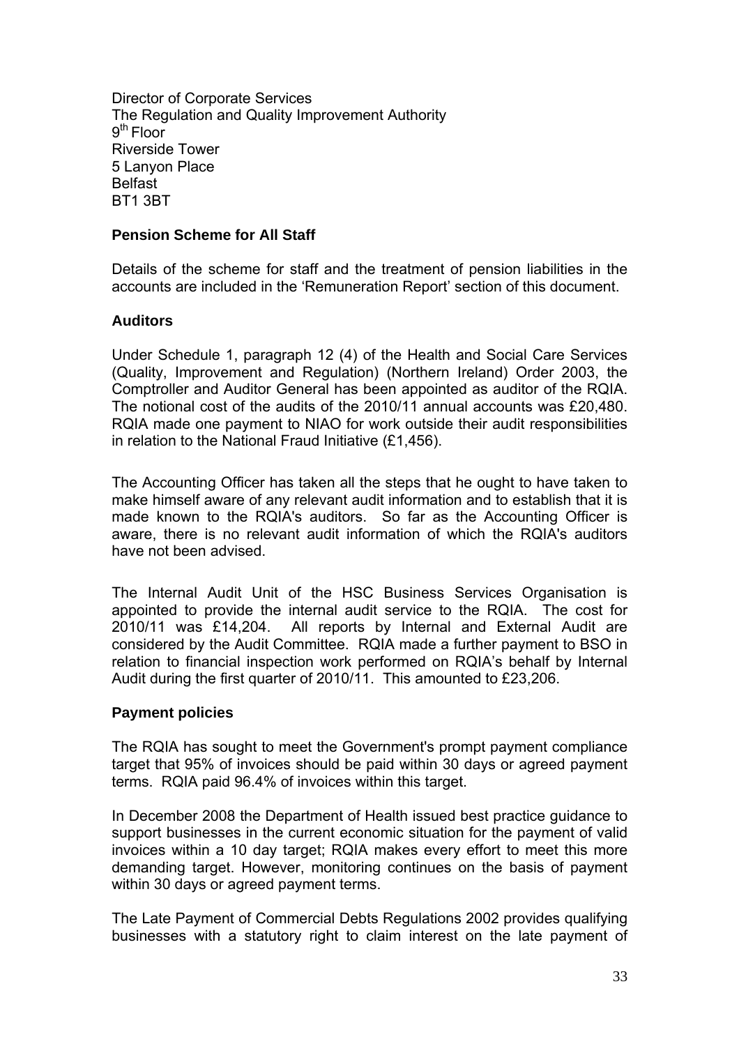Director of Corporate Services
The Regulation and Quality Improvement Authority
9th Floor
Riverside Tower
5 Lanyon Place
Belfast
BT1 3BT

**Pension Scheme for All Staff**

Details of the scheme for staff and the treatment of pension liabilities in the accounts are included in the 'Remuneration Report' section of this document.

**Auditors**

Under Schedule 1, paragraph 12 (4) of the Health and Social Care Services (Quality, Improvement and Regulation) (Northern Ireland) Order 2003, the Comptroller and Auditor General has been appointed as auditor of the RQIA. The notional cost of the audits of the 2010/11 annual accounts was £20,480. RQIA made one payment to NIAO for work outside their audit responsibilities in relation to the National Fraud Initiative (£1,456).

The Accounting Officer has taken all the steps that he ought to have taken to make himself aware of any relevant audit information and to establish that it is made known to the RQIA's auditors. So far as the Accounting Officer is aware, there is no relevant audit information of which the RQIA's auditors have not been advised.

The Internal Audit Unit of the HSC Business Services Organisation is appointed to provide the internal audit service to the RQIA. The cost for 2010/11 was £14,204. All reports by Internal and External Audit are considered by the Audit Committee. RQIA made a further payment to BSO in relation to financial inspection work performed on RQIA's behalf by Internal Audit during the first quarter of 2010/11. This amounted to £23,206.

**Payment policies**

The RQIA has sought to meet the Government's prompt payment compliance target that 95% of invoices should be paid within 30 days or agreed payment terms. RQIA paid 96.4% of invoices within this target.

In December 2008 the Department of Health issued best practice guidance to support businesses in the current economic situation for the payment of valid invoices within a 10 day target; RQIA makes every effort to meet this more demanding target. However, monitoring continues on the basis of payment within 30 days or agreed payment terms.

The Late Payment of Commercial Debts Regulations 2002 provides qualifying businesses with a statutory right to claim interest on the late payment of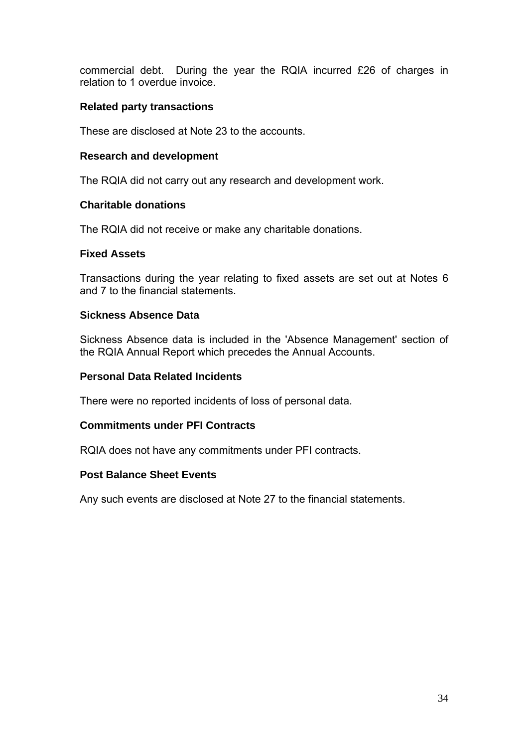commercial debt. During the year the RQIA incurred £26 of charges in relation to 1 overdue invoice.

**Related party transactions**

These are disclosed at Note 23 to the accounts.

**Research and development**

The RQIA did not carry out any research and development work.

**Charitable donations**

The RQIA did not receive or make any charitable donations.

**Fixed Assets**

Transactions during the year relating to fixed assets are set out at Notes 6 and 7 to the financial statements.

**Sickness Absence Data**

Sickness Absence data is included in the 'Absence Management' section of the RQIA Annual Report which precedes the Annual Accounts.

**Personal Data Related Incidents**

There were no reported incidents of loss of personal data.

**Commitments under PFI Contracts**

RQIA does not have any commitments under PFI contracts.

**Post Balance Sheet Events**

Any such events are disclosed at Note 27 to the financial statements.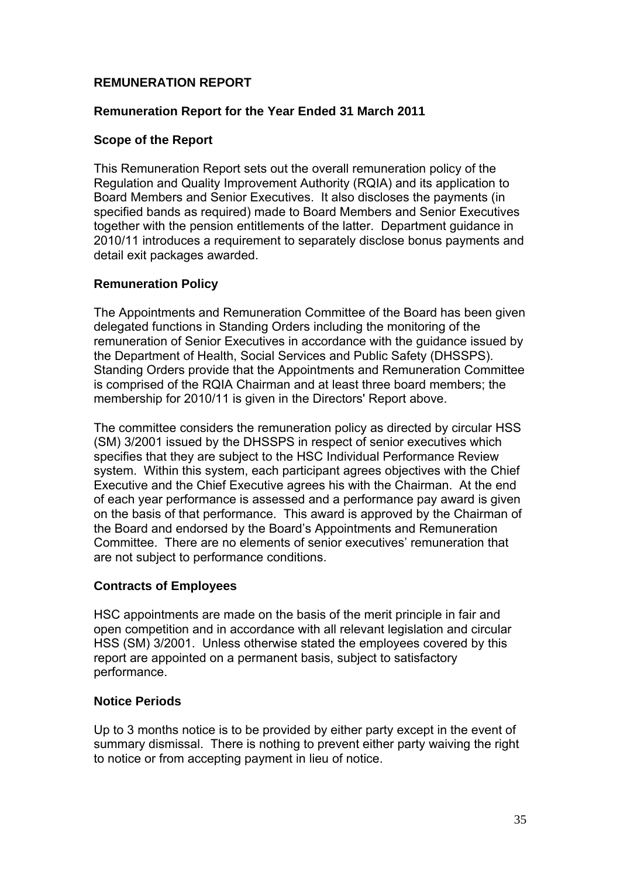# REMUNERATION REPORT

## Remuneration Report for the Year Ended 31 March 2011

### Scope of the Report

This Remuneration Report sets out the overall remuneration policy of the Regulation and Quality Improvement Authority (RQIA) and its application to Board Members and Senior Executives. It also discloses the payments (in specified bands as required) made to Board Members and Senior Executives together with the pension entitlements of the latter. Department guidance in 2010/11 introduces a requirement to separately disclose bonus payments and detail exit packages awarded.

### Remuneration Policy

The Appointments and Remuneration Committee of the Board has been given delegated functions in Standing Orders including the monitoring of the remuneration of Senior Executives in accordance with the guidance issued by the Department of Health, Social Services and Public Safety (DHSSPS). Standing Orders provide that the Appointments and Remuneration Committee is comprised of the RQIA Chairman and at least three board members; the membership for 2010/11 is given in the Directors' Report above.

The committee considers the remuneration policy as directed by circular HSS (SM) 3/2001 issued by the DHSSPS in respect of senior executives which specifies that they are subject to the HSC Individual Performance Review system. Within this system, each participant agrees objectives with the Chief Executive and the Chief Executive agrees his with the Chairman. At the end of each year performance is assessed and a performance pay award is given on the basis of that performance. This award is approved by the Chairman of the Board and endorsed by the Board's Appointments and Remuneration Committee. There are no elements of senior executives' remuneration that are not subject to performance conditions.

### Contracts of Employees

HSC appointments are made on the basis of the merit principle in fair and open competition and in accordance with all relevant legislation and circular HSS (SM) 3/2001. Unless otherwise stated the employees covered by this report are appointed on a permanent basis, subject to satisfactory performance.

### Notice Periods

Up to 3 months notice is to be provided by either party except in the event of summary dismissal. There is nothing to prevent either party waiving the right to notice or from accepting payment in lieu of notice.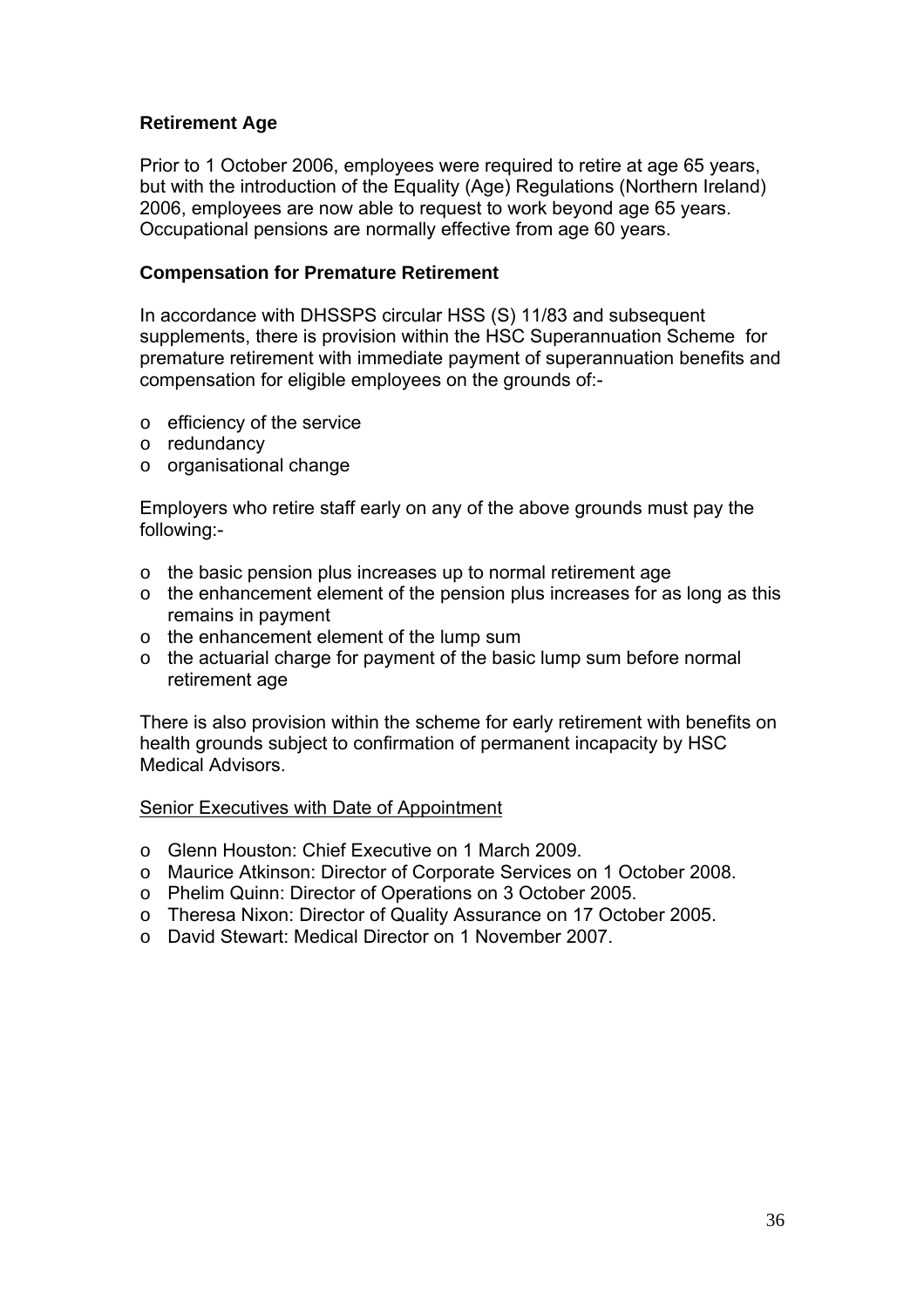**Retirement Age**

Prior to 1 October 2006, employees were required to retire at age 65 years, but with the introduction of the Equality (Age) Regulations (Northern Ireland) 2006, employees are now able to request to work beyond age 65 years. Occupational pensions are normally effective from age 60 years.

**Compensation for Premature Retirement**

In accordance with DHSSPS circular HSS (S) 11/83 and subsequent supplements, there is provision within the HSC Superannuation Scheme for premature retirement with immediate payment of superannuation benefits and compensation for eligible employees on the grounds of:-

- efficiency of the service
- redundancy
- organisational change

Employers who retire staff early on any of the above grounds must pay the following:-

- the basic pension plus increases up to normal retirement age
- the enhancement element of the pension plus increases for as long as this remains in payment
- the enhancement element of the lump sum
- the actuarial charge for payment of the basic lump sum before normal retirement age

There is also provision within the scheme for early retirement with benefits on health grounds subject to confirmation of permanent incapacity by HSC Medical Advisors.

Senior Executives with Date of Appointment

- Glenn Houston: Chief Executive on 1 March 2009.
- Maurice Atkinson: Director of Corporate Services on 1 October 2008.
- Phelim Quinn: Director of Operations on 3 October 2005.
- Theresa Nixon: Director of Quality Assurance on 17 October 2005.
- David Stewart: Medical Director on 1 November 2007.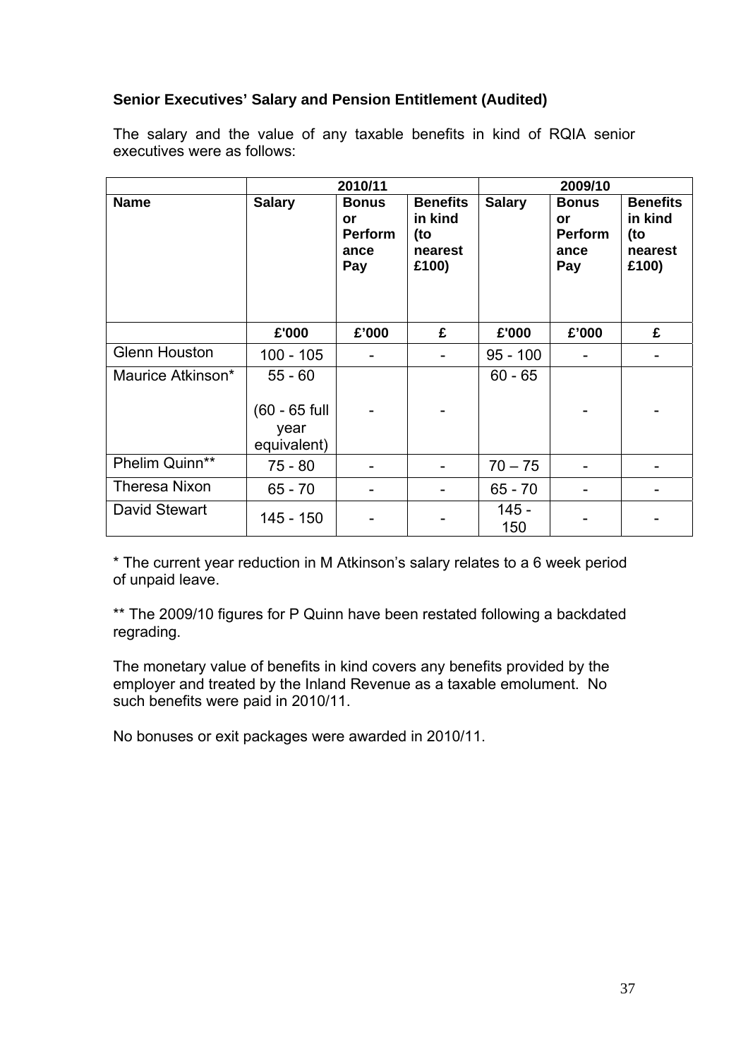**Senior Executives' Salary and Pension Entitlement (Audited)**

The salary and the value of any taxable benefits in kind of RQIA senior executives were as follows:

| | 2010/11 | | | 2009/10 | | |
|---|---|---|---|---|---|---|
| **Name** | **Salary** | **Bonus or Performance Pay** | **Benefits in kind (to nearest £100)** | **Salary** | **Bonus or Performance Pay** | **Benefits in kind (to nearest £100)** |
| | **£'000** | **£'000** | **£** | **£'000** | **£'000** | **£** |
| Glenn Houston | 100 - 105 | - | - | 95 - 100 | - | - |
| Maurice Atkinson* | 55 - 60 (60 - 65 full year equivalent) | - | - | 60 - 65 | - | - |
| Phelim Quinn** | 75 - 80 | - | - | 70 – 75 | - | - |
| Theresa Nixon | 65 - 70 | - | - | 65 - 70 | - | - |
| David Stewart | 145 - 150 | - | - | 145 - 150 | - | - |

* The current year reduction in M Atkinson's salary relates to a 6 week period of unpaid leave.

** The 2009/10 figures for P Quinn have been restated following a backdated regrading.

The monetary value of benefits in kind covers any benefits provided by the employer and treated by the Inland Revenue as a taxable emolument. No such benefits were paid in 2010/11.

No bonuses or exit packages were awarded in 2010/11.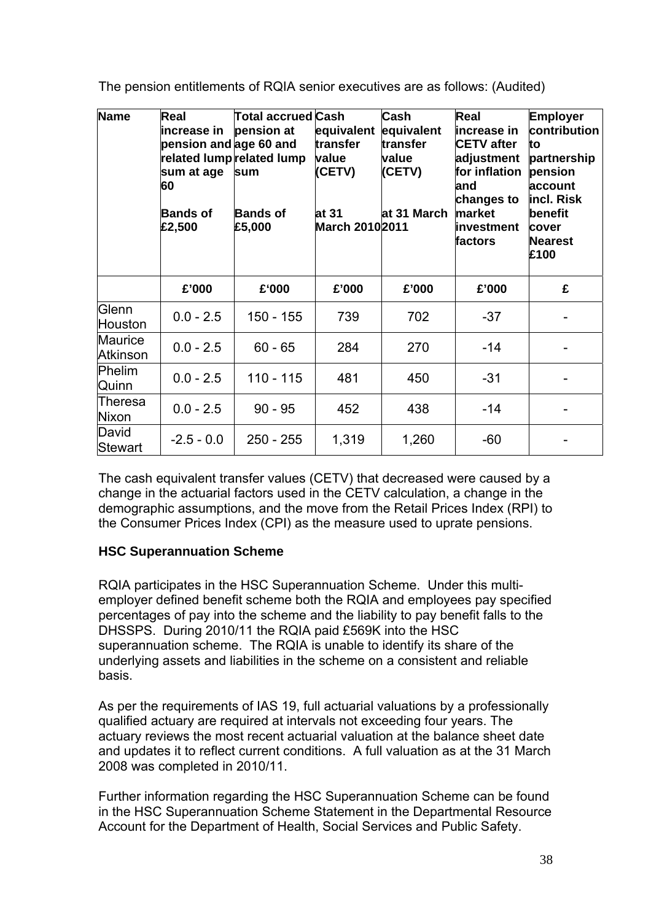The pension entitlements of RQIA senior executives are as follows: (Audited)

| Name | Real increase in pension and related lump sum at age 60<br><br>Bands of £2,500 | Total accrued pension at age 60 and related lump sum<br><br>Bands of £5,000 | Cash equivalent transfer value (CETV)<br><br>at 31 March 2010 | Cash equivalent transfer value (CETV)<br><br>at 31 March 2011 | Real increase in CETV after adjustment for inflation and changes to market investment factors | Employer contribution to partnership pension account incl. Risk benefit cover Nearest £100 |
|---|---|---|---|---|---|---|
| | £'000 | £'000 | £'000 | £'000 | £'000 | £ |
| Glenn Houston | 0.0 - 2.5 | 150 - 155 | 739 | 702 | -37 | - |
| Maurice Atkinson | 0.0 - 2.5 | 60 - 65 | 284 | 270 | -14 | - |
| Phelim Quinn | 0.0 - 2.5 | 110 - 115 | 481 | 450 | -31 | - |
| Theresa Nixon | 0.0 - 2.5 | 90 - 95 | 452 | 438 | -14 | - |
| David Stewart | -2.5 - 0.0 | 250 - 255 | 1,319 | 1,260 | -60 | - |

The cash equivalent transfer values (CETV) that decreased were caused by a change in the actuarial factors used in the CETV calculation, a change in the demographic assumptions, and the move from the Retail Prices Index (RPI) to the Consumer Prices Index (CPI) as the measure used to uprate pensions.

**HSC Superannuation Scheme**

RQIA participates in the HSC Superannuation Scheme. Under this multi-employer defined benefit scheme both the RQIA and employees pay specified percentages of pay into the scheme and the liability to pay benefit falls to the DHSSPS. During 2010/11 the RQIA paid £569K into the HSC superannuation scheme. The RQIA is unable to identify its share of the underlying assets and liabilities in the scheme on a consistent and reliable basis.

As per the requirements of IAS 19, full actuarial valuations by a professionally qualified actuary are required at intervals not exceeding four years. The actuary reviews the most recent actuarial valuation at the balance sheet date and updates it to reflect current conditions. A full valuation as at the 31 March 2008 was completed in 2010/11.

Further information regarding the HSC Superannuation Scheme can be found in the HSC Superannuation Scheme Statement in the Departmental Resource Account for the Department of Health, Social Services and Public Safety.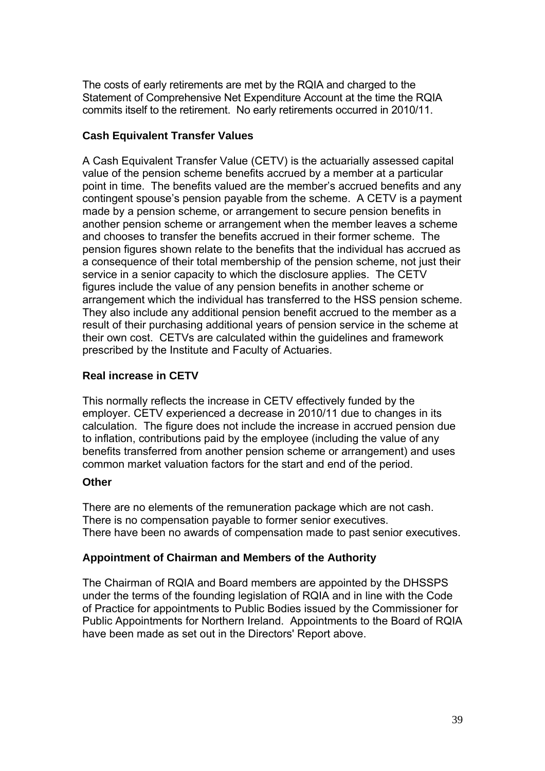The costs of early retirements are met by the RQIA and charged to the Statement of Comprehensive Net Expenditure Account at the time the RQIA commits itself to the retirement. No early retirements occurred in 2010/11.

### Cash Equivalent Transfer Values

A Cash Equivalent Transfer Value (CETV) is the actuarially assessed capital value of the pension scheme benefits accrued by a member at a particular point in time. The benefits valued are the member's accrued benefits and any contingent spouse's pension payable from the scheme. A CETV is a payment made by a pension scheme, or arrangement to secure pension benefits in another pension scheme or arrangement when the member leaves a scheme and chooses to transfer the benefits accrued in their former scheme. The pension figures shown relate to the benefits that the individual has accrued as a consequence of their total membership of the pension scheme, not just their service in a senior capacity to which the disclosure applies. The CETV figures include the value of any pension benefits in another scheme or arrangement which the individual has transferred to the HSS pension scheme. They also include any additional pension benefit accrued to the member as a result of their purchasing additional years of pension service in the scheme at their own cost. CETVs are calculated within the guidelines and framework prescribed by the Institute and Faculty of Actuaries.

### Real increase in CETV

This normally reflects the increase in CETV effectively funded by the employer. CETV experienced a decrease in 2010/11 due to changes in its calculation. The figure does not include the increase in accrued pension due to inflation, contributions paid by the employee (including the value of any benefits transferred from another pension scheme or arrangement) and uses common market valuation factors for the start and end of the period.

### Other

There are no elements of the remuneration package which are not cash.
There is no compensation payable to former senior executives.
There have been no awards of compensation made to past senior executives.

### Appointment of Chairman and Members of the Authority

The Chairman of RQIA and Board members are appointed by the DHSSPS under the terms of the founding legislation of RQIA and in line with the Code of Practice for appointments to Public Bodies issued by the Commissioner for Public Appointments for Northern Ireland. Appointments to the Board of RQIA have been made as set out in the Directors' Report above.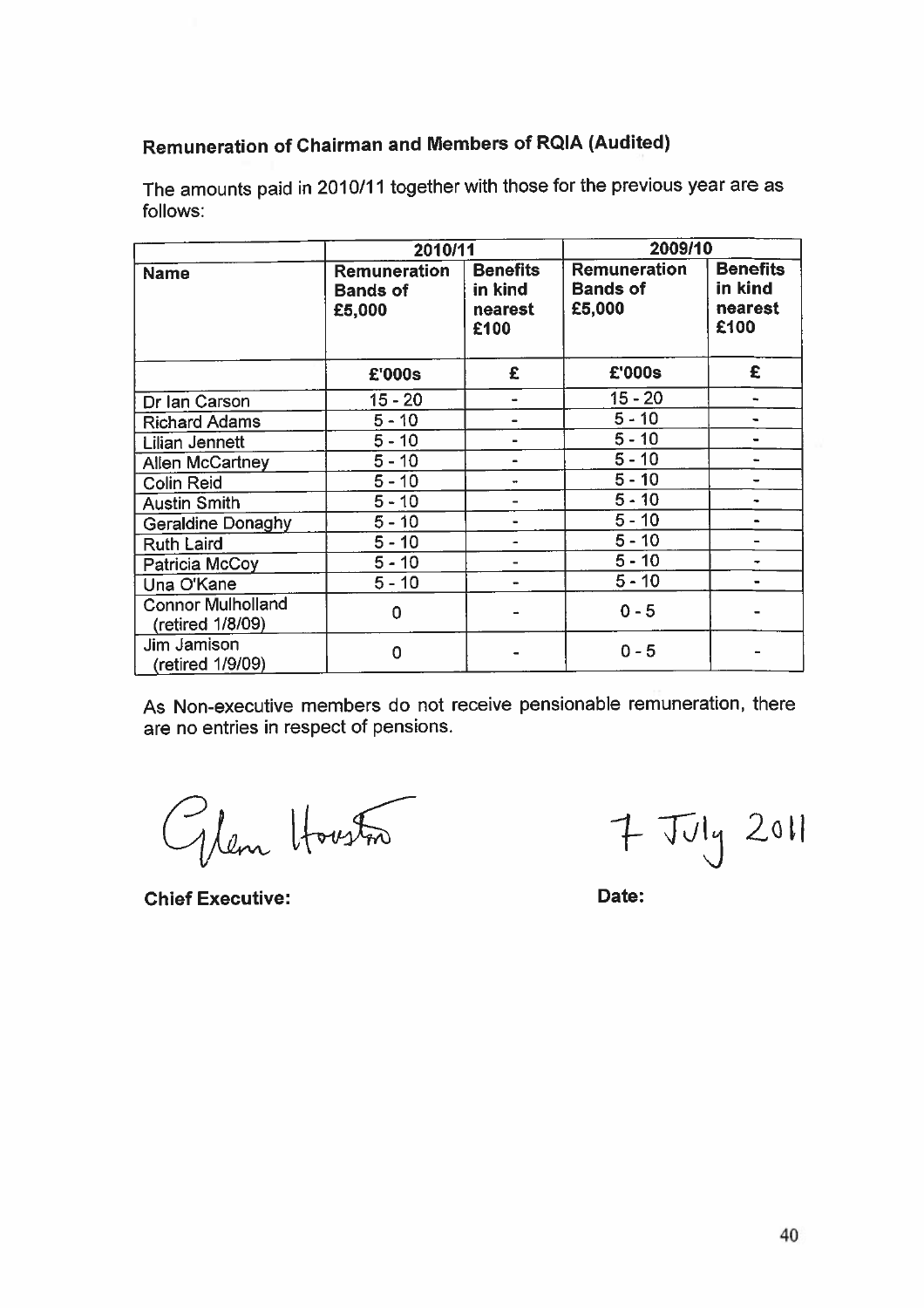## Remuneration of Chairman and Members of RQIA (Audited)

The amounts paid in 2010/11 together with those for the previous year are as follows:

| | 2010/11 | | 2009/10 | |
|---|---|---|---|---|
| **Name** | **Remuneration Bands of £5,000** | **Benefits in kind nearest £100** | **Remuneration Bands of £5,000** | **Benefits in kind nearest £100** |
| | **£'000s** | **£** | **£'000s** | **£** |
| Dr Ian Carson | 15 - 20 | - | 15 - 20 | - |
| Richard Adams | 5 - 10 | - | 5 - 10 | - |
| Lilian Jennett | 5 - 10 | - | 5 - 10 | - |
| Allen McCartney | 5 - 10 | - | 5 - 10 | - |
| Colin Reid | 5 - 10 | - | 5 - 10 | - |
| Austin Smith | 5 - 10 | - | 5 - 10 | - |
| Geraldine Donaghy | 5 - 10 | - | 5 - 10 | - |
| Ruth Laird | 5 - 10 | - | 5 - 10 | - |
| Patricia McCoy | 5 - 10 | - | 5 - 10 | - |
| Una O'Kane | 5 - 10 | - | 5 - 10 | - |
| Connor Mulholland (retired 1/8/09) | 0 | - | 0 - 5 | - |
| Jim Jamison (retired 1/9/09) | 0 | - | 0 - 5 | - |

As Non-executive members do not receive pensionable remuneration, there are no entries in respect of pensions.

Glenn Houston

**Chief Executive:**

7 July 2011

**Date:**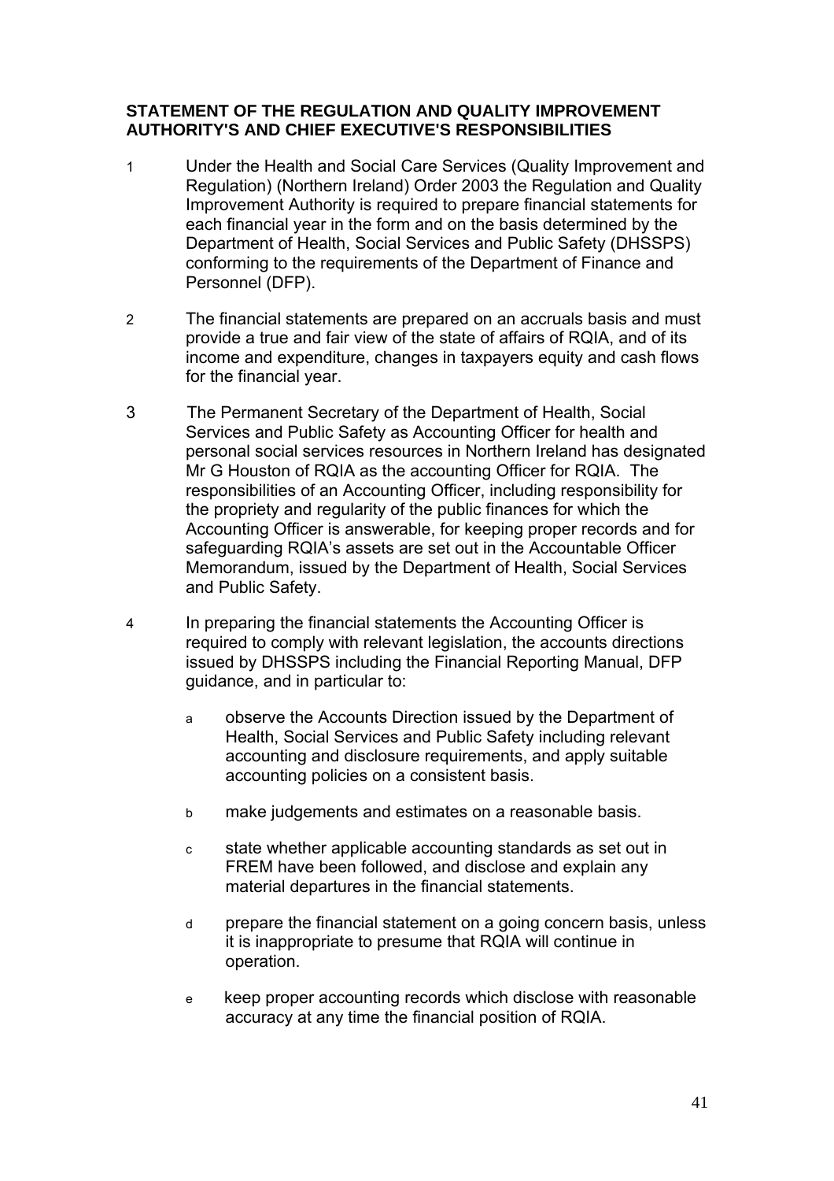## STATEMENT OF THE REGULATION AND QUALITY IMPROVEMENT AUTHORITY'S AND CHIEF EXECUTIVE'S RESPONSIBILITIES

1. Under the Health and Social Care Services (Quality Improvement and Regulation) (Northern Ireland) Order 2003 the Regulation and Quality Improvement Authority is required to prepare financial statements for each financial year in the form and on the basis determined by the Department of Health, Social Services and Public Safety (DHSSPS) conforming to the requirements of the Department of Finance and Personnel (DFP).

2. The financial statements are prepared on an accruals basis and must provide a true and fair view of the state of affairs of RQIA, and of its income and expenditure, changes in taxpayers equity and cash flows for the financial year.

3. The Permanent Secretary of the Department of Health, Social Services and Public Safety as Accounting Officer for health and personal social services resources in Northern Ireland has designated Mr G Houston of RQIA as the accounting Officer for RQIA. The responsibilities of an Accounting Officer, including responsibility for the propriety and regularity of the public finances for which the Accounting Officer is answerable, for keeping proper records and for safeguarding RQIA's assets are set out in the Accountable Officer Memorandum, issued by the Department of Health, Social Services and Public Safety.

4. In preparing the financial statements the Accounting Officer is required to comply with relevant legislation, the accounts directions issued by DHSSPS including the Financial Reporting Manual, DFP guidance, and in particular to:

    a. observe the Accounts Direction issued by the Department of Health, Social Services and Public Safety including relevant accounting and disclosure requirements, and apply suitable accounting policies on a consistent basis.

    b. make judgements and estimates on a reasonable basis.

    c. state whether applicable accounting standards as set out in FREM have been followed, and disclose and explain any material departures in the financial statements.

    d. prepare the financial statement on a going concern basis, unless it is inappropriate to presume that RQIA will continue in operation.

    e. keep proper accounting records which disclose with reasonable accuracy at any time the financial position of RQIA.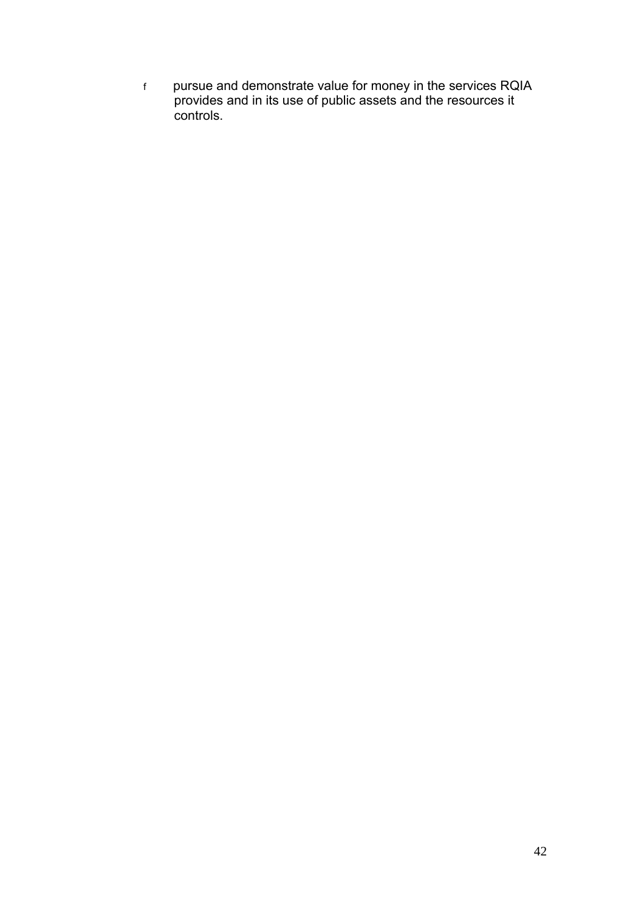f pursue and demonstrate value for money in the services RQIA provides and in its use of public assets and the resources it controls.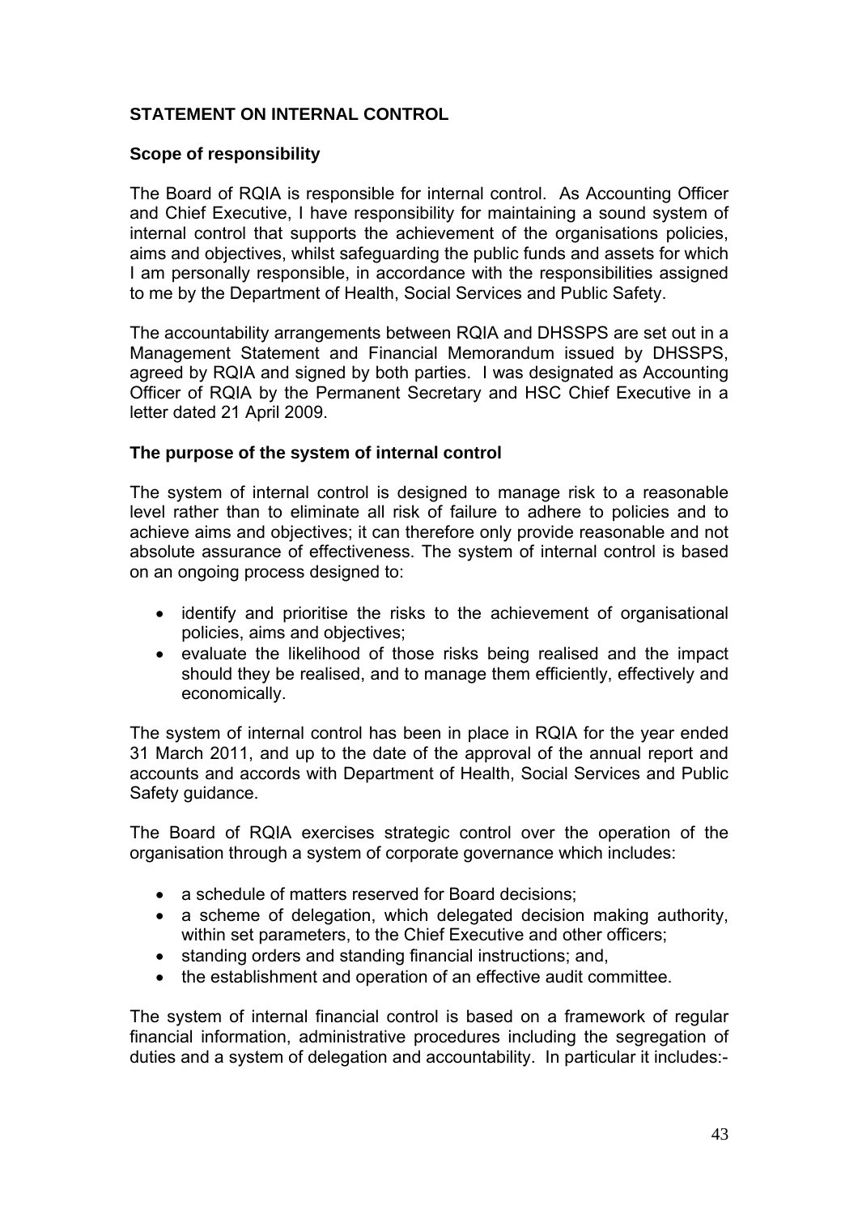## STATEMENT ON INTERNAL CONTROL

### Scope of responsibility

The Board of RQIA is responsible for internal control. As Accounting Officer and Chief Executive, I have responsibility for maintaining a sound system of internal control that supports the achievement of the organisations policies, aims and objectives, whilst safeguarding the public funds and assets for which I am personally responsible, in accordance with the responsibilities assigned to me by the Department of Health, Social Services and Public Safety.

The accountability arrangements between RQIA and DHSSPS are set out in a Management Statement and Financial Memorandum issued by DHSSPS, agreed by RQIA and signed by both parties. I was designated as Accounting Officer of RQIA by the Permanent Secretary and HSC Chief Executive in a letter dated 21 April 2009.

### The purpose of the system of internal control

The system of internal control is designed to manage risk to a reasonable level rather than to eliminate all risk of failure to adhere to policies and to achieve aims and objectives; it can therefore only provide reasonable and not absolute assurance of effectiveness. The system of internal control is based on an ongoing process designed to:

- identify and prioritise the risks to the achievement of organisational policies, aims and objectives;
- evaluate the likelihood of those risks being realised and the impact should they be realised, and to manage them efficiently, effectively and economically.

The system of internal control has been in place in RQIA for the year ended 31 March 2011, and up to the date of the approval of the annual report and accounts and accords with Department of Health, Social Services and Public Safety guidance.

The Board of RQIA exercises strategic control over the operation of the organisation through a system of corporate governance which includes:

- a schedule of matters reserved for Board decisions;
- a scheme of delegation, which delegated decision making authority, within set parameters, to the Chief Executive and other officers;
- standing orders and standing financial instructions; and,
- the establishment and operation of an effective audit committee.

The system of internal financial control is based on a framework of regular financial information, administrative procedures including the segregation of duties and a system of delegation and accountability. In particular it includes:-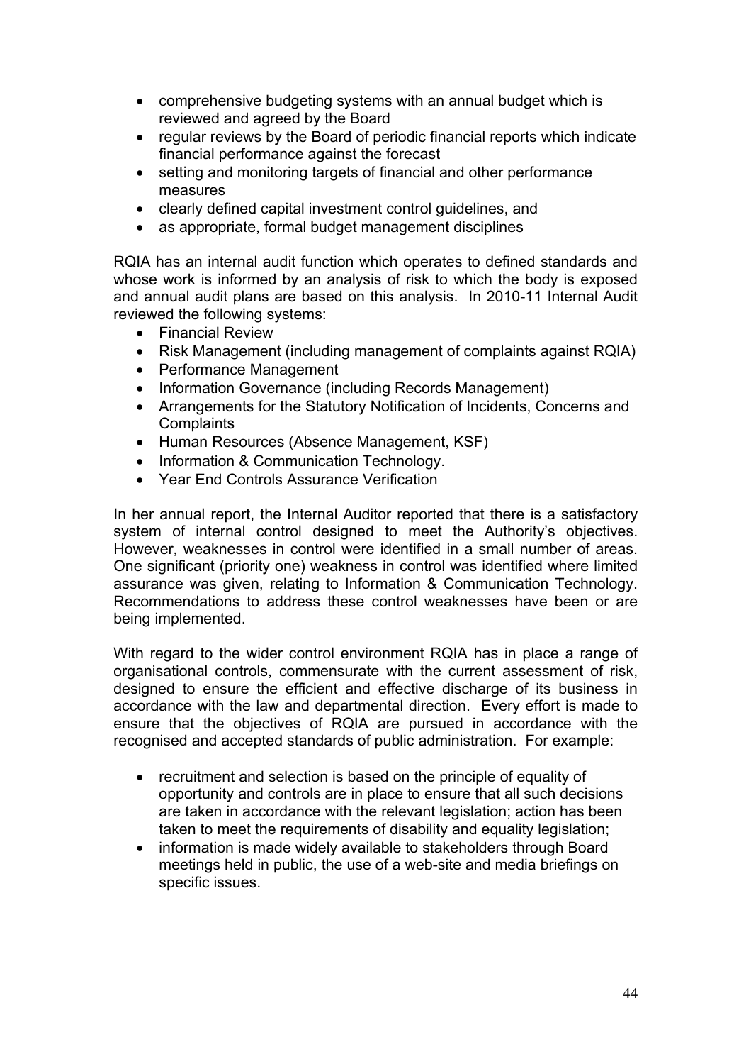- comprehensive budgeting systems with an annual budget which is reviewed and agreed by the Board
- regular reviews by the Board of periodic financial reports which indicate financial performance against the forecast
- setting and monitoring targets of financial and other performance measures
- clearly defined capital investment control guidelines, and
- as appropriate, formal budget management disciplines

RQIA has an internal audit function which operates to defined standards and whose work is informed by an analysis of risk to which the body is exposed and annual audit plans are based on this analysis. In 2010-11 Internal Audit reviewed the following systems:

- Financial Review
- Risk Management (including management of complaints against RQIA)
- Performance Management
- Information Governance (including Records Management)
- Arrangements for the Statutory Notification of Incidents, Concerns and Complaints
- Human Resources (Absence Management, KSF)
- Information & Communication Technology.
- Year End Controls Assurance Verification

In her annual report, the Internal Auditor reported that there is a satisfactory system of internal control designed to meet the Authority's objectives. However, weaknesses in control were identified in a small number of areas. One significant (priority one) weakness in control was identified where limited assurance was given, relating to Information & Communication Technology. Recommendations to address these control weaknesses have been or are being implemented.

With regard to the wider control environment RQIA has in place a range of organisational controls, commensurate with the current assessment of risk, designed to ensure the efficient and effective discharge of its business in accordance with the law and departmental direction. Every effort is made to ensure that the objectives of RQIA are pursued in accordance with the recognised and accepted standards of public administration. For example:

- recruitment and selection is based on the principle of equality of opportunity and controls are in place to ensure that all such decisions are taken in accordance with the relevant legislation; action has been taken to meet the requirements of disability and equality legislation;
- information is made widely available to stakeholders through Board meetings held in public, the use of a web-site and media briefings on specific issues.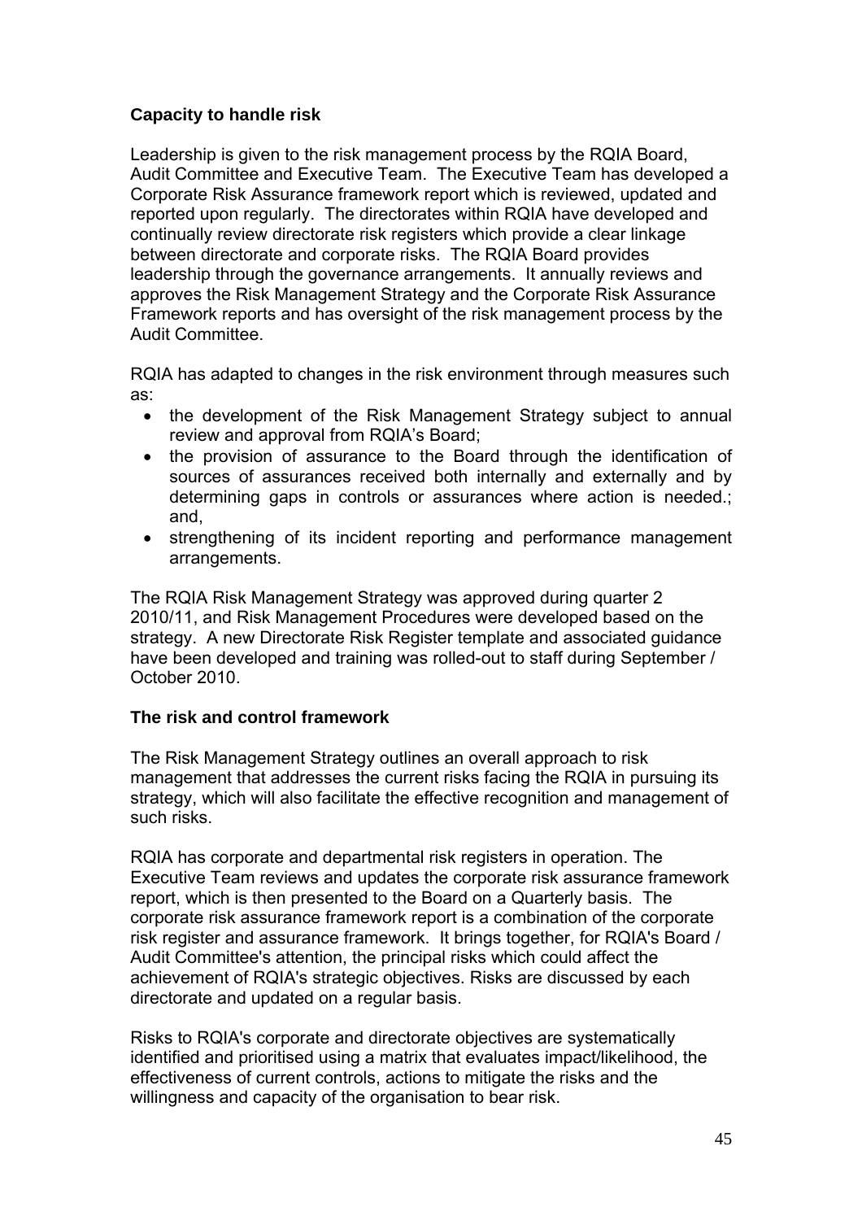### Capacity to handle risk

Leadership is given to the risk management process by the RQIA Board, Audit Committee and Executive Team. The Executive Team has developed a Corporate Risk Assurance framework report which is reviewed, updated and reported upon regularly. The directorates within RQIA have developed and continually review directorate risk registers which provide a clear linkage between directorate and corporate risks. The RQIA Board provides leadership through the governance arrangements. It annually reviews and approves the Risk Management Strategy and the Corporate Risk Assurance Framework reports and has oversight of the risk management process by the Audit Committee.

RQIA has adapted to changes in the risk environment through measures such as:

- the development of the Risk Management Strategy subject to annual review and approval from RQIA's Board;
- the provision of assurance to the Board through the identification of sources of assurances received both internally and externally and by determining gaps in controls or assurances where action is needed.; and,
- strengthening of its incident reporting and performance management arrangements.

The RQIA Risk Management Strategy was approved during quarter 2 2010/11, and Risk Management Procedures were developed based on the strategy. A new Directorate Risk Register template and associated guidance have been developed and training was rolled-out to staff during September / October 2010.

### The risk and control framework

The Risk Management Strategy outlines an overall approach to risk management that addresses the current risks facing the RQIA in pursuing its strategy, which will also facilitate the effective recognition and management of such risks.

RQIA has corporate and departmental risk registers in operation. The Executive Team reviews and updates the corporate risk assurance framework report, which is then presented to the Board on a Quarterly basis. The corporate risk assurance framework report is a combination of the corporate risk register and assurance framework. It brings together, for RQIA's Board / Audit Committee's attention, the principal risks which could affect the achievement of RQIA's strategic objectives. Risks are discussed by each directorate and updated on a regular basis.

Risks to RQIA's corporate and directorate objectives are systematically identified and prioritised using a matrix that evaluates impact/likelihood, the effectiveness of current controls, actions to mitigate the risks and the willingness and capacity of the organisation to bear risk.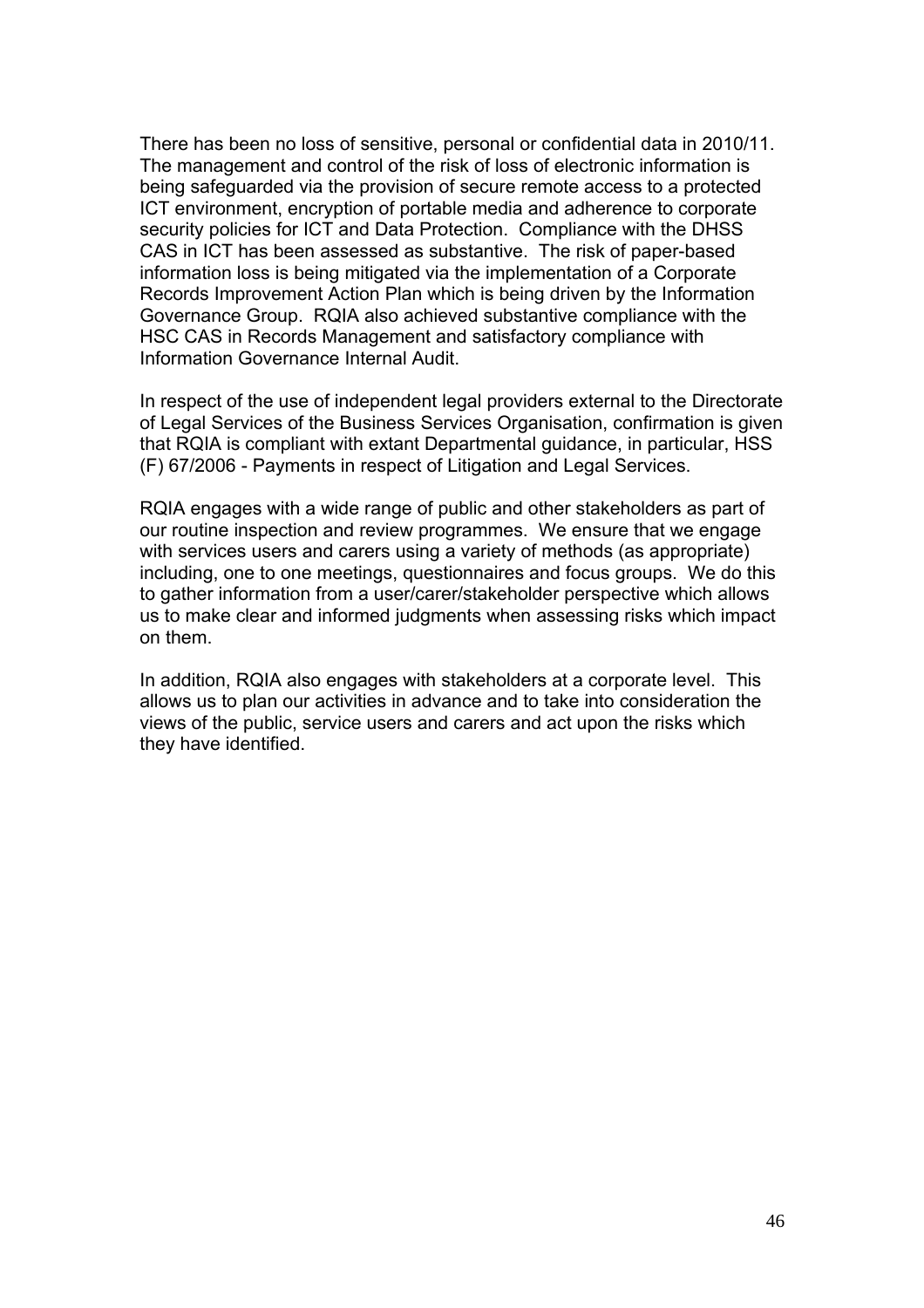There has been no loss of sensitive, personal or confidential data in 2010/11. The management and control of the risk of loss of electronic information is being safeguarded via the provision of secure remote access to a protected ICT environment, encryption of portable media and adherence to corporate security policies for ICT and Data Protection. Compliance with the DHSS CAS in ICT has been assessed as substantive. The risk of paper-based information loss is being mitigated via the implementation of a Corporate Records Improvement Action Plan which is being driven by the Information Governance Group. RQIA also achieved substantive compliance with the HSC CAS in Records Management and satisfactory compliance with Information Governance Internal Audit.

In respect of the use of independent legal providers external to the Directorate of Legal Services of the Business Services Organisation, confirmation is given that RQIA is compliant with extant Departmental guidance, in particular, HSS (F) 67/2006 - Payments in respect of Litigation and Legal Services.

RQIA engages with a wide range of public and other stakeholders as part of our routine inspection and review programmes. We ensure that we engage with services users and carers using a variety of methods (as appropriate) including, one to one meetings, questionnaires and focus groups. We do this to gather information from a user/carer/stakeholder perspective which allows us to make clear and informed judgments when assessing risks which impact on them.

In addition, RQIA also engages with stakeholders at a corporate level. This allows us to plan our activities in advance and to take into consideration the views of the public, service users and carers and act upon the risks which they have identified.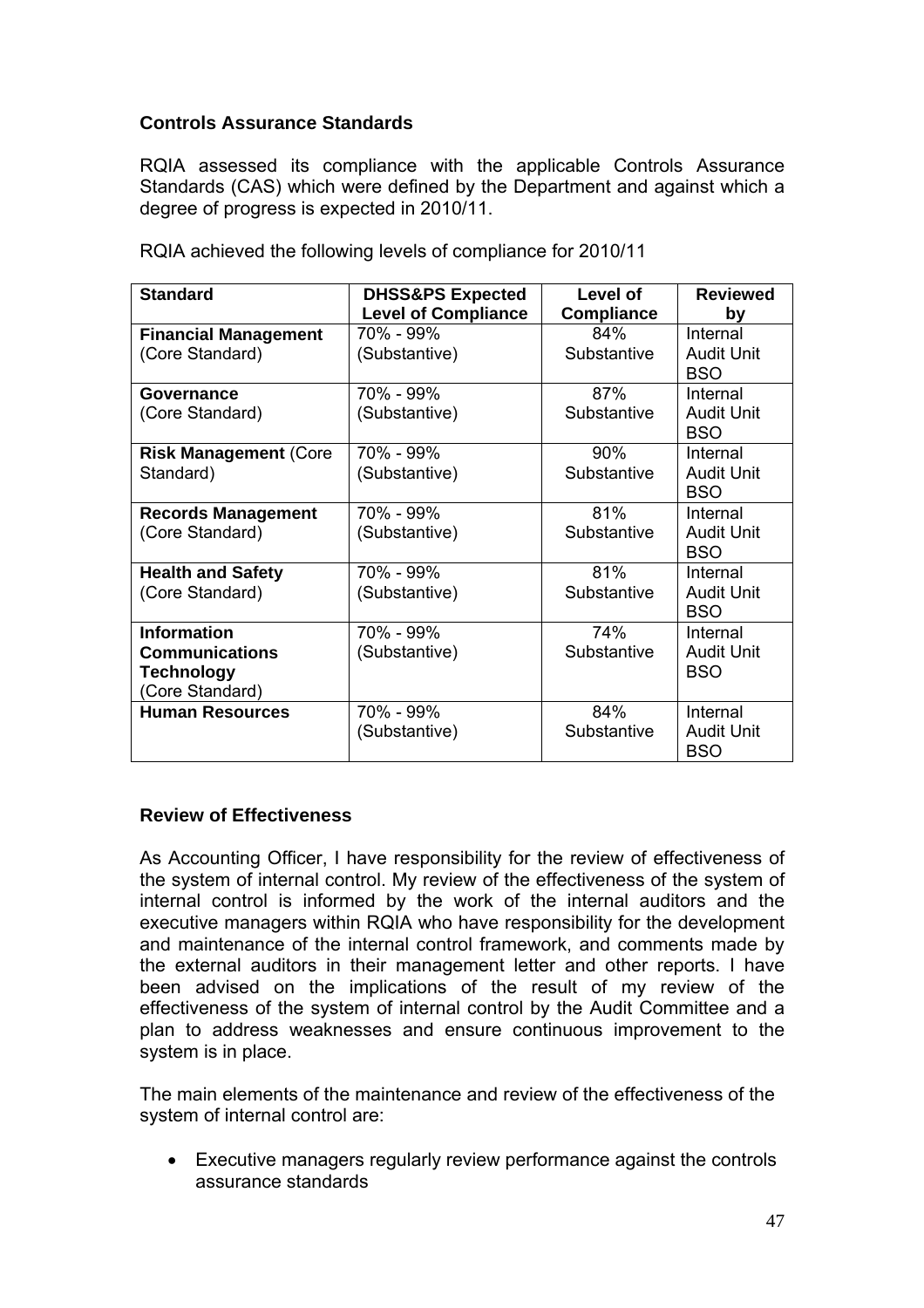### Controls Assurance Standards

RQIA assessed its compliance with the applicable Controls Assurance Standards (CAS) which were defined by the Department and against which a degree of progress is expected in 2010/11.

RQIA achieved the following levels of compliance for 2010/11

| Standard | DHSS&PS Expected Level of Compliance | Level of Compliance | Reviewed by |
|---|---|---|---|
| **Financial Management** (Core Standard) | 70% - 99% (Substantive) | 84% Substantive | Internal Audit Unit BSO |
| **Governance** (Core Standard) | 70% - 99% (Substantive) | 87% Substantive | Internal Audit Unit BSO |
| **Risk Management** (Core Standard) | 70% - 99% (Substantive) | 90% Substantive | Internal Audit Unit BSO |
| **Records Management** (Core Standard) | 70% - 99% (Substantive) | 81% Substantive | Internal Audit Unit BSO |
| **Health and Safety** (Core Standard) | 70% - 99% (Substantive) | 81% Substantive | Internal Audit Unit BSO |
| **Information Communications Technology** (Core Standard) | 70% - 99% (Substantive) | 74% Substantive | Internal Audit Unit BSO |
| **Human Resources** | 70% - 99% (Substantive) | 84% Substantive | Internal Audit Unit BSO |

### Review of Effectiveness

As Accounting Officer, I have responsibility for the review of effectiveness of the system of internal control. My review of the effectiveness of the system of internal control is informed by the work of the internal auditors and the executive managers within RQIA who have responsibility for the development and maintenance of the internal control framework, and comments made by the external auditors in their management letter and other reports. I have been advised on the implications of the result of my review of the effectiveness of the system of internal control by the Audit Committee and a plan to address weaknesses and ensure continuous improvement to the system is in place.

The main elements of the maintenance and review of the effectiveness of the system of internal control are:

- Executive managers regularly review performance against the controls assurance standards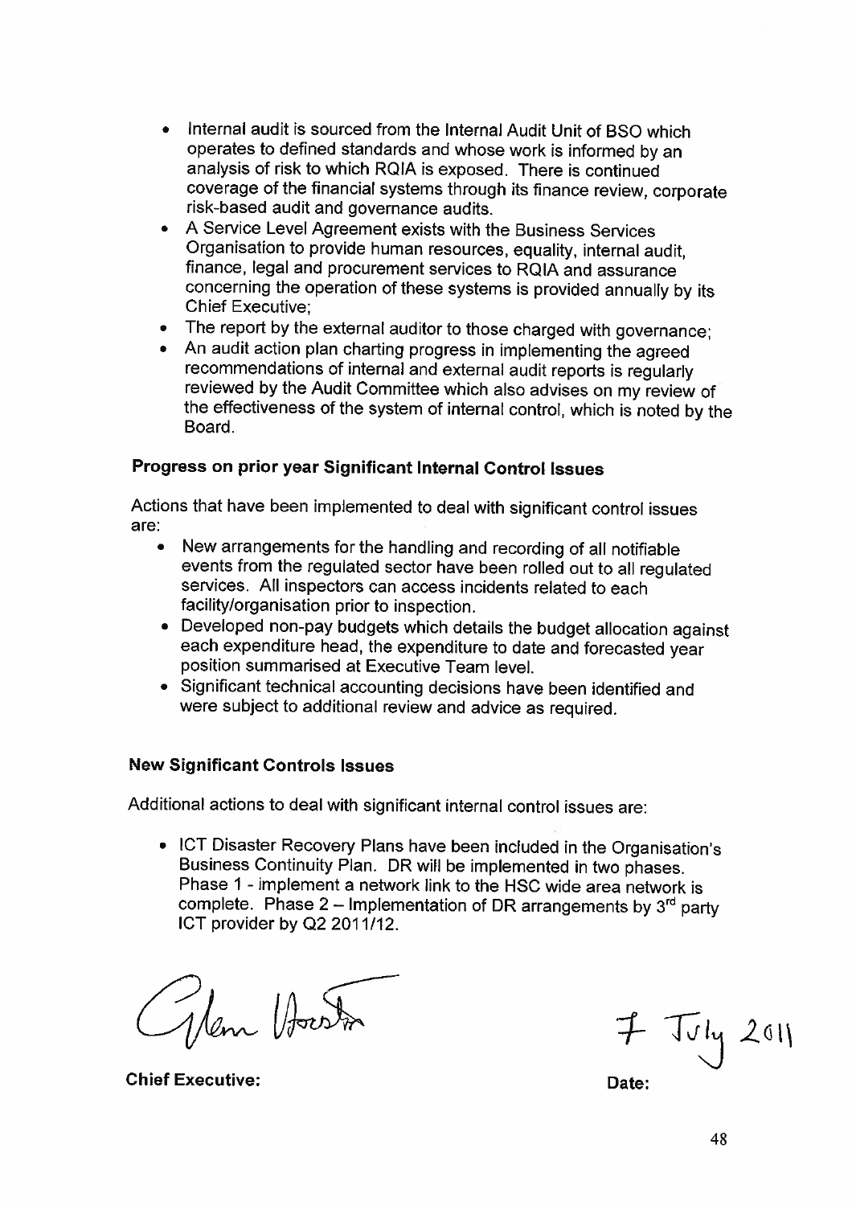- Internal audit is sourced from the Internal Audit Unit of BSO which operates to defined standards and whose work is informed by an analysis of risk to which RQIA is exposed. There is continued coverage of the financial systems through its finance review, corporate risk-based audit and governance audits.
- A Service Level Agreement exists with the Business Services Organisation to provide human resources, equality, internal audit, finance, legal and procurement services to RQIA and assurance concerning the operation of these systems is provided annually by its Chief Executive;
- The report by the external auditor to those charged with governance;
- An audit action plan charting progress in implementing the agreed recommendations of internal and external audit reports is regularly reviewed by the Audit Committee which also advises on my review of the effectiveness of the system of internal control, which is noted by the Board.

**Progress on prior year Significant Internal Control Issues**

Actions that have been implemented to deal with significant control issues are:

- New arrangements for the handling and recording of all notifiable events from the regulated sector have been rolled out to all regulated services. All inspectors can access incidents related to each facility/organisation prior to inspection.
- Developed non-pay budgets which details the budget allocation against each expenditure head, the expenditure to date and forecasted year position summarised at Executive Team level.
- Significant technical accounting decisions have been identified and were subject to additional review and advice as required.

**New Significant Controls Issues**

Additional actions to deal with significant internal control issues are:

- ICT Disaster Recovery Plans have been included in the Organisation's Business Continuity Plan. DR will be implemented in two phases. Phase 1 - implement a network link to the HSC wide area network is complete. Phase 2 – Implementation of DR arrangements by 3rd party ICT provider by Q2 2011/12.

Glenn Houston

**Chief Executive:**

7 July 2011

**Date:**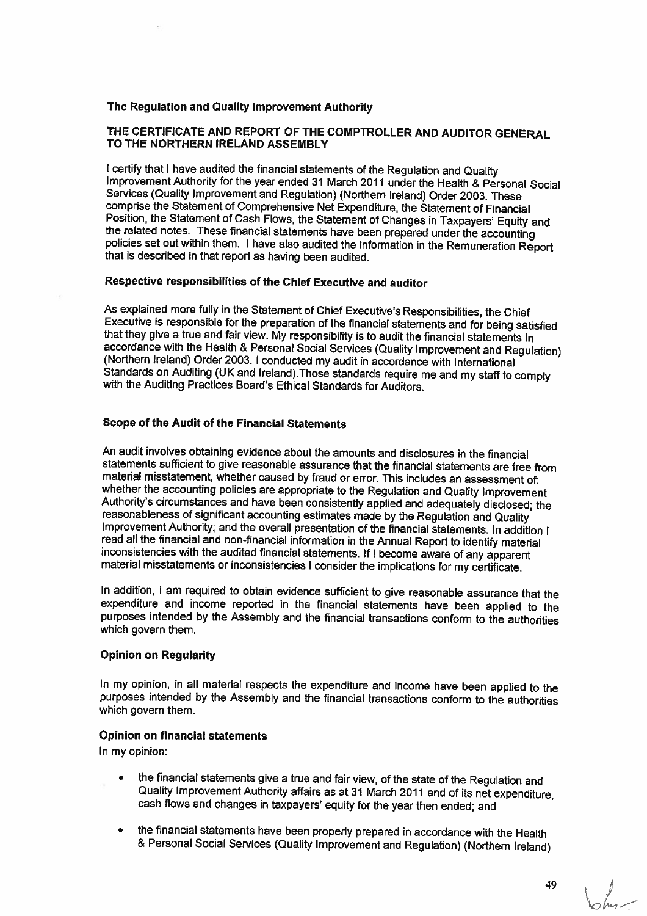**The Regulation and Quality Improvement Authority**

**THE CERTIFICATE AND REPORT OF THE COMPTROLLER AND AUDITOR GENERAL TO THE NORTHERN IRELAND ASSEMBLY**

I certify that I have audited the financial statements of the Regulation and Quality Improvement Authority for the year ended 31 March 2011 under the Health & Personal Social Services (Quality Improvement and Regulation) (Northern Ireland) Order 2003. These comprise the Statement of Comprehensive Net Expenditure, the Statement of Financial Position, the Statement of Cash Flows, the Statement of Changes in Taxpayers' Equity and the related notes. These financial statements have been prepared under the accounting policies set out within them. I have also audited the information in the Remuneration Report that is described in that report as having been audited.

**Respective responsibilities of the Chief Executive and auditor**

As explained more fully in the Statement of Chief Executive's Responsibilities, the Chief Executive is responsible for the preparation of the financial statements and for being satisfied that they give a true and fair view. My responsibility is to audit the financial statements in accordance with the Health & Personal Social Services (Quality Improvement and Regulation) (Northern Ireland) Order 2003. I conducted my audit in accordance with International Standards on Auditing (UK and Ireland).Those standards require me and my staff to comply with the Auditing Practices Board's Ethical Standards for Auditors.

**Scope of the Audit of the Financial Statements**

An audit involves obtaining evidence about the amounts and disclosures in the financial statements sufficient to give reasonable assurance that the financial statements are free from material misstatement, whether caused by fraud or error. This includes an assessment of: whether the accounting policies are appropriate to the Regulation and Quality Improvement Authority's circumstances and have been consistently applied and adequately disclosed; the reasonableness of significant accounting estimates made by the Regulation and Quality Improvement Authority; and the overall presentation of the financial statements. In addition I read all the financial and non-financial information in the Annual Report to identify material inconsistencies with the audited financial statements. If I become aware of any apparent material misstatements or inconsistencies I consider the implications for my certificate.

In addition, I am required to obtain evidence sufficient to give reasonable assurance that the expenditure and income reported in the financial statements have been applied to the purposes intended by the Assembly and the financial transactions conform to the authorities which govern them.

**Opinion on Regularity**

In my opinion, in all material respects the expenditure and income have been applied to the purposes intended by the Assembly and the financial transactions conform to the authorities which govern them.

**Opinion on financial statements**

In my opinion:

- the financial statements give a true and fair view, of the state of the Regulation and Quality Improvement Authority affairs as at 31 March 2011 and of its net expenditure, cash flows and changes in taxpayers' equity for the year then ended; and
- the financial statements have been properly prepared in accordance with the Health & Personal Social Services (Quality Improvement and Regulation) (Northern Ireland)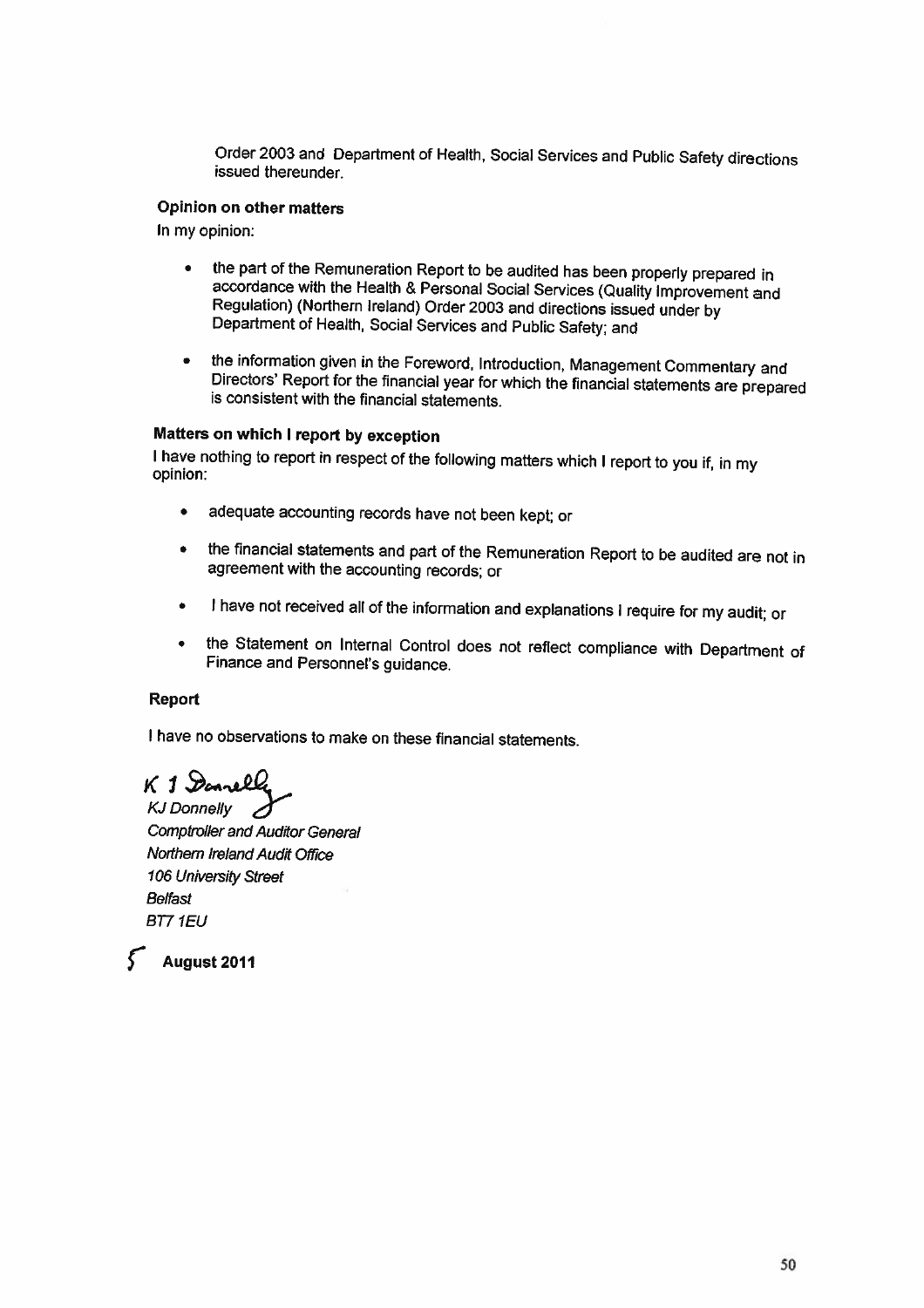Order 2003 and Department of Health, Social Services and Public Safety directions issued thereunder.

**Opinion on other matters**

In my opinion:

- the part of the Remuneration Report to be audited has been properly prepared in accordance with the Health & Personal Social Services (Quality Improvement and Regulation) (Northern Ireland) Order 2003 and directions issued under by Department of Health, Social Services and Public Safety; and
- the information given in the Foreword, Introduction, Management Commentary and Directors' Report for the financial year for which the financial statements are prepared is consistent with the financial statements.

**Matters on which I report by exception**

I have nothing to report in respect of the following matters which I report to you if, in my opinion:

- adequate accounting records have not been kept; or
- the financial statements and part of the Remuneration Report to be audited are not in agreement with the accounting records; or
- I have not received all of the information and explanations I require for my audit; or
- the Statement on Internal Control does not reflect compliance with Department of Finance and Personnel's guidance.

**Report**

I have no observations to make on these financial statements.

K J Donnelly

*KJ Donnelly*
*Comptroller and Auditor General*
*Northern Ireland Audit Office*
*106 University Street*
*Belfast*
*BT7 1EU*

5 **August 2011**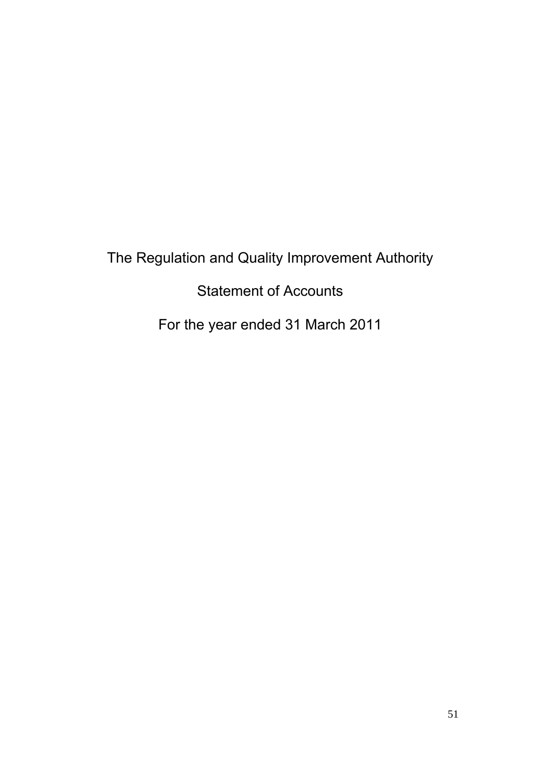# The Regulation and Quality Improvement Authority

## Statement of Accounts

## For the year ended 31 March 2011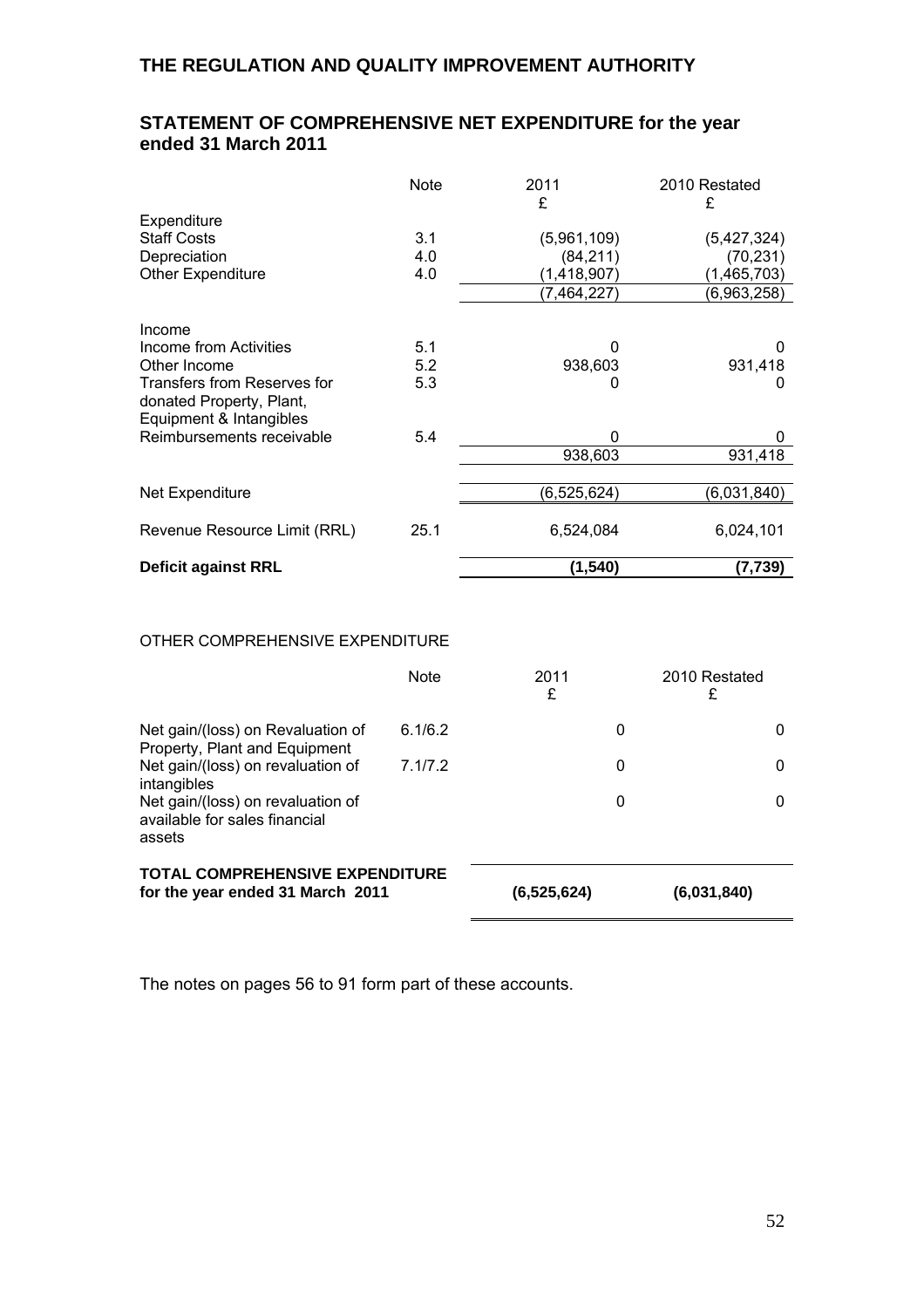# THE REGULATION AND QUALITY IMPROVEMENT AUTHORITY

## STATEMENT OF COMPREHENSIVE NET EXPENDITURE for the year ended 31 March 2011

| | Note | 2011<br>£ | 2010 Restated<br>£ |
|---|---|---|---|
| Expenditure | | | |
| Staff Costs | 3.1 | (5,961,109) | (5,427,324) |
| Depreciation | 4.0 | (84,211) | (70,231) |
| Other Expenditure | 4.0 | (1,418,907) | (1,465,703) |
| | | (7,464,227) | (6,963,258) |
| Income | | | |
| Income from Activities | 5.1 | 0 | 0 |
| Other Income | 5.2 | 938,603 | 931,418 |
| Transfers from Reserves for donated Property, Plant, Equipment & Intangibles | 5.3 | 0 | 0 |
| Reimbursements receivable | 5.4 | 0 | 0 |
| | | 938,603 | 931,418 |
| Net Expenditure | | (6,525,624) | (6,031,840) |
| Revenue Resource Limit (RRL) | 25.1 | 6,524,084 | 6,024,101 |
| **Deficit against RRL** | | **(1,540)** | **(7,739)** |

OTHER COMPREHENSIVE EXPENDITURE

| | Note | 2011<br>£ | 2010 Restated<br>£ |
|---|---|---|---|
| Net gain/(loss) on Revaluation of Property, Plant and Equipment | 6.1/6.2 | 0 | 0 |
| Net gain/(loss) on revaluation of intangibles | 7.1/7.2 | 0 | 0 |
| Net gain/(loss) on revaluation of available for sales financial assets | | 0 | 0 |
| **TOTAL COMPREHENSIVE EXPENDITURE for the year ended 31 March 2011** | | **(6,525,624)** | **(6,031,840)** |

The notes on pages 56 to 91 form part of these accounts.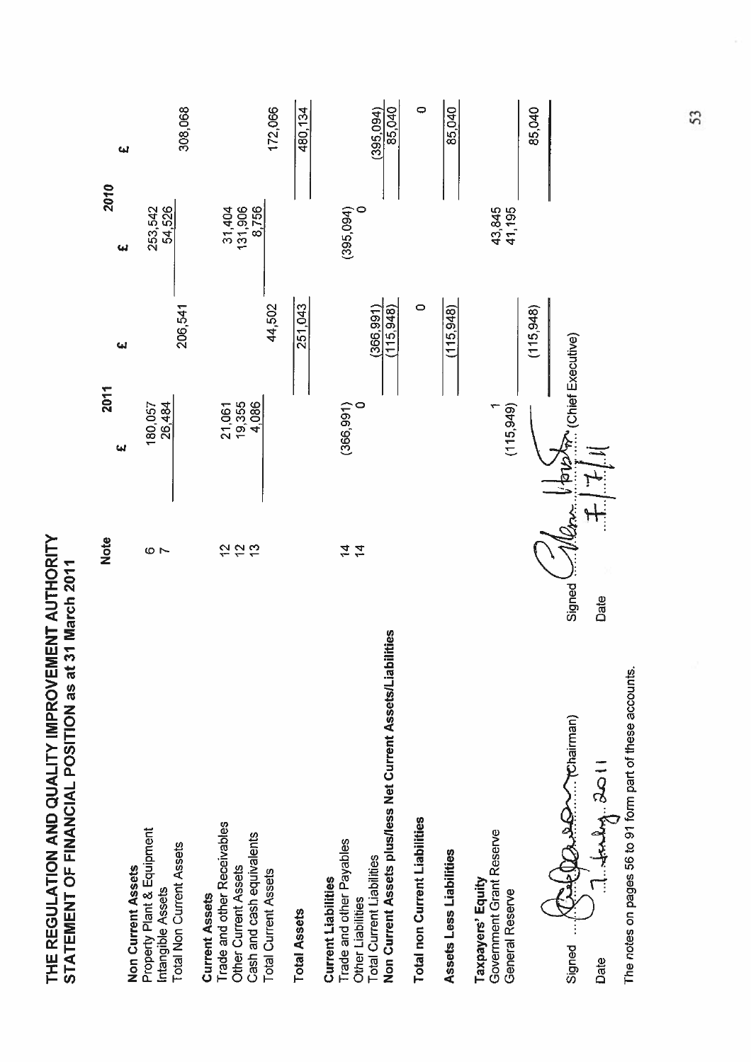# THE REGULATION AND QUALITY IMPROVEMENT AUTHORITY
## STATEMENT OF FINANCIAL POSITION as at 31 March 2011

| | Note | 2011 £ | 2011 £ | 2010 £ | 2010 £ |
|---|---|---|---|---|---|
| **Non Current Assets** | | | | | |
| Property Plant & Equipment | 6 | 180,057 | | 253,542 | |
| Intangible Assets | 7 | 26,484 | | 54,526 | |
| Total Non Current Assets | | | 206,541 | | 308,068 |
| **Current Assets** | | | | | |
| Trade and other Receivables | 12 | 21,061 | | 31,404 | |
| Other Current Assets | 12 | 19,355 | | 131,906 | |
| Cash and cash equivalents | 13 | 4,086 | | 8,756 | |
| Total Current Assets | | | 44,502 | | 172,066 |
| **Total Assets** | | | 251,043 | | 480,134 |
| **Current Liabilities** | | | | | |
| Trade and other Payables | 14 | (366,991) | | (395,094) | |
| Other Liabilities | 14 | 0 | | 0 | |
| Total Current Liabilities | | | (366,991) | | (395,094) |
| **Non Current Assets plus/less Net Current Assets/Liabilities** | | | (115,948) | | 85,040 |
| **Total non Current Liabilities** | | | 0 | | 0 |
| **Assets Less Liabilities** | | | (115,948) | | 85,040 |
| **Taxpayers' Equity** | | | | | |
| Government Grant Reserve | | 1 | | 43,845 | |
| General Reserve | | (115,949) | | 41,195 | |
| | | | (115,948) | | 85,040 |

Signed ................ (Chairman)

Date 7 July 2011

Signed ................ (Chief Executive)

Date 7/7/11

The notes on pages 56 to 91 form part of these accounts.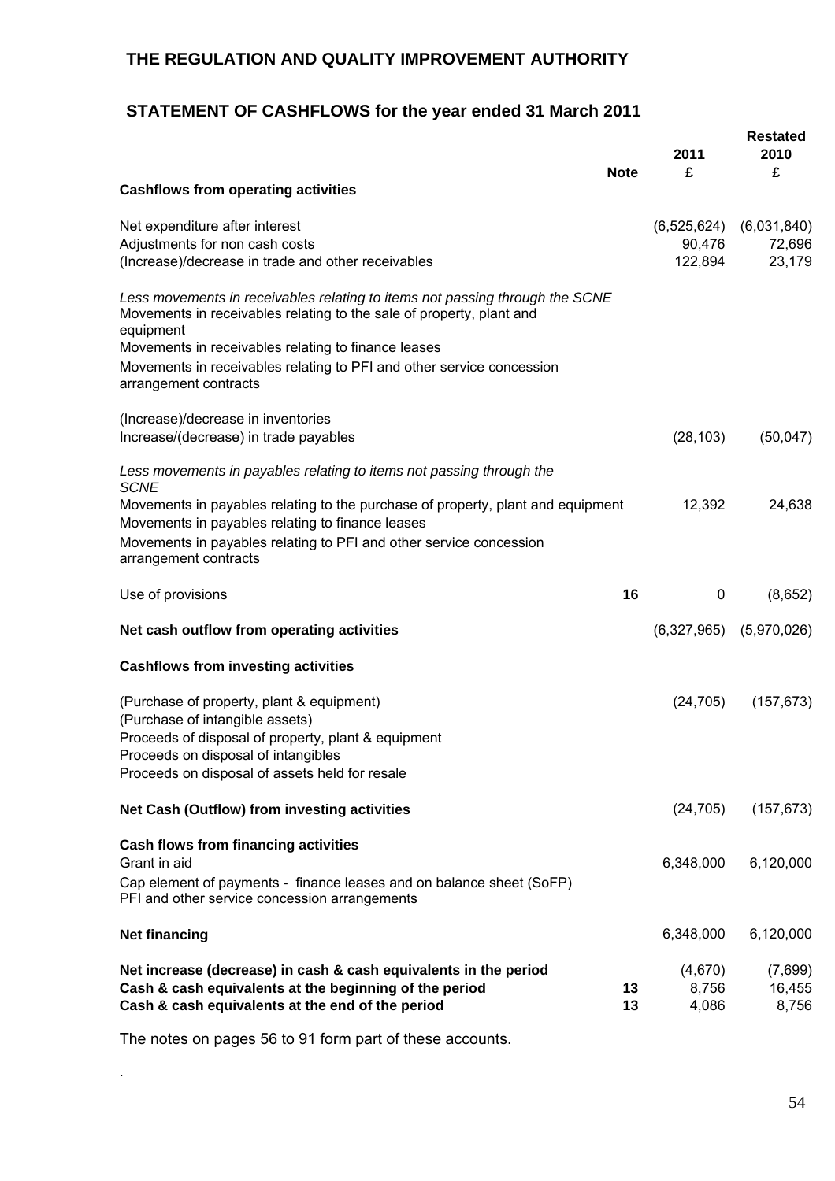# THE REGULATION AND QUALITY IMPROVEMENT AUTHORITY

## STATEMENT OF CASHFLOWS for the year ended 31 March 2011

| | Note | 2011 £ | Restated 2010 £ |
|---|---|---|---|
| **Cashflows from operating activities** | | | |
| Net expenditure after interest | | (6,525,624) | (6,031,840) |
| Adjustments for non cash costs | | 90,476 | 72,696 |
| (Increase)/decrease in trade and other receivables | | 122,894 | 23,179 |
| *Less movements in receivables relating to items not passing through the SCNE* | | | |
| Movements in receivables relating to the sale of property, plant and equipment | | | |
| Movements in receivables relating to finance leases | | | |
| Movements in receivables relating to PFI and other service concession arrangement contracts | | | |
| (Increase)/decrease in inventories | | | |
| Increase/(decrease) in trade payables | | (28,103) | (50,047) |
| *Less movements in payables relating to items not passing through the SCNE* | | | |
| Movements in payables relating to the purchase of property, plant and equipment | | 12,392 | 24,638 |
| Movements in payables relating to finance leases | | | |
| Movements in payables relating to PFI and other service concession arrangement contracts | | | |
| Use of provisions | 16 | 0 | (8,652) |
| **Net cash outflow from operating activities** | | (6,327,965) | (5,970,026) |
| **Cashflows from investing activities** | | | |
| (Purchase of property, plant & equipment) | | (24,705) | (157,673) |
| (Purchase of intangible assets) | | | |
| Proceeds of disposal of property, plant & equipment | | | |
| Proceeds on disposal of intangibles | | | |
| Proceeds on disposal of assets held for resale | | | |
| **Net Cash (Outflow) from investing activities** | | (24,705) | (157,673) |
| **Cash flows from financing activities** | | | |
| Grant in aid | | 6,348,000 | 6,120,000 |
| Cap element of payments - finance leases and on balance sheet (SoFP) PFI and other service concession arrangements | | | |
| **Net financing** | | 6,348,000 | 6,120,000 |
| **Net increase (decrease) in cash & cash equivalents in the period** | | (4,670) | (7,699) |
| **Cash & cash equivalents at the beginning of the period** | 13 | 8,756 | 16,455 |
| **Cash & cash equivalents at the end of the period** | 13 | 4,086 | 8,756 |

The notes on pages 56 to 91 form part of these accounts.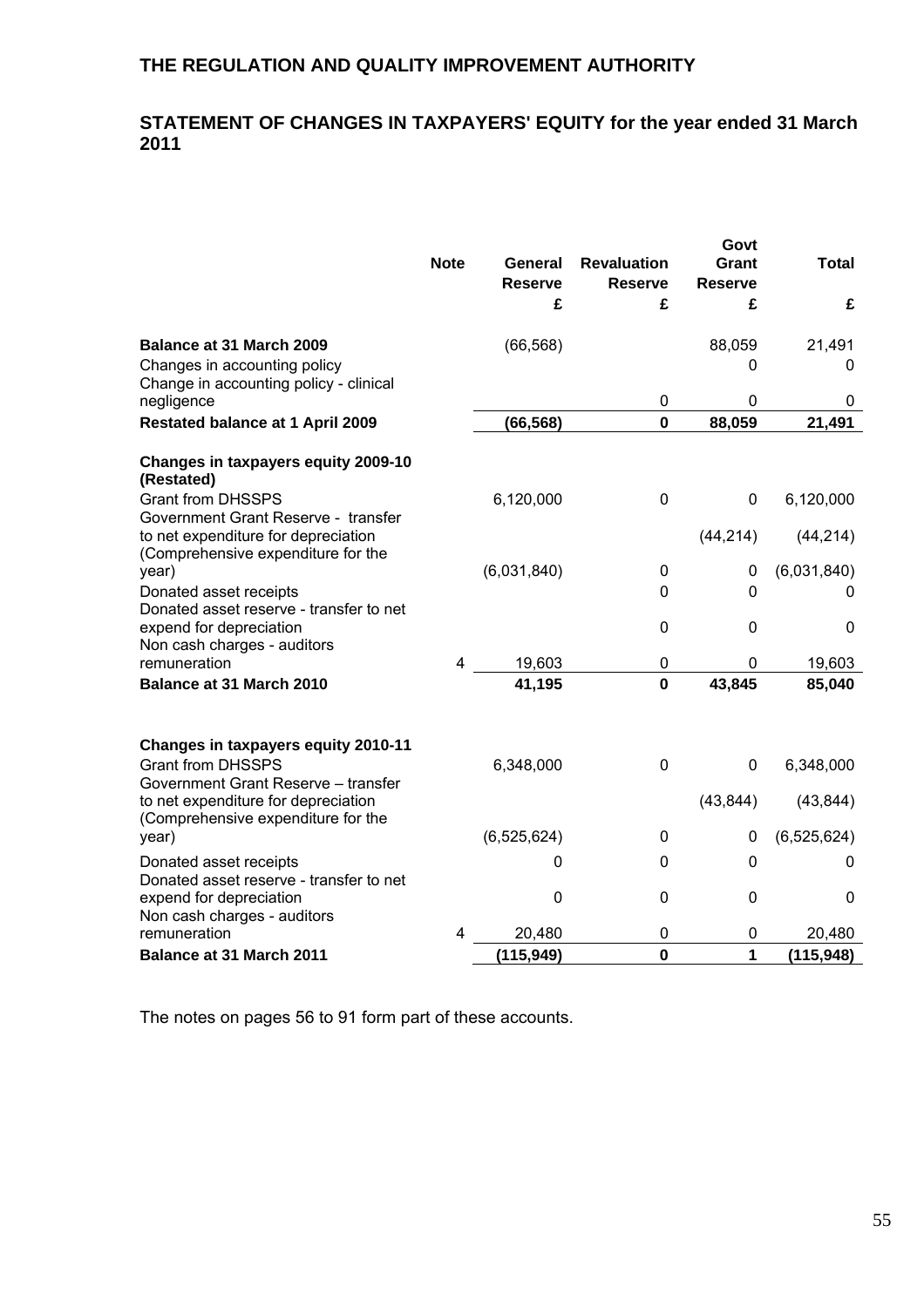## THE REGULATION AND QUALITY IMPROVEMENT AUTHORITY

## STATEMENT OF CHANGES IN TAXPAYERS' EQUITY for the year ended 31 March 2011

| | Note | General Reserve | Revaluation Reserve | Govt Grant Reserve | Total |
|---|---|---|---|---|---|
| | | £ | £ | £ | £ |
| **Balance at 31 March 2009** | | (66,568) | | 88,059 | 21,491 |
| Changes in accounting policy | | | | 0 | 0 |
| Change in accounting policy - clinical negligence | | | 0 | 0 | 0 |
| **Restated balance at 1 April 2009** | | **(66,568)** | **0** | **88,059** | **21,491** |
| **Changes in taxpayers equity 2009-10 (Restated)** | | | | | |
| Grant from DHSSPS | | 6,120,000 | 0 | 0 | 6,120,000 |
| Government Grant Reserve - transfer to net expenditure for depreciation | | | | (44,214) | (44,214) |
| (Comprehensive expenditure for the year) | | (6,031,840) | 0 | 0 | (6,031,840) |
| Donated asset receipts | | | 0 | 0 | 0 |
| Donated asset reserve - transfer to net expend for depreciation | | | 0 | 0 | 0 |
| Non cash charges - auditors remuneration | 4 | 19,603 | 0 | 0 | 19,603 |
| **Balance at 31 March 2010** | | **41,195** | **0** | **43,845** | **85,040** |
| **Changes in taxpayers equity 2010-11** | | | | | |
| Grant from DHSSPS | | 6,348,000 | 0 | 0 | 6,348,000 |
| Government Grant Reserve – transfer to net expenditure for depreciation | | | | (43,844) | (43,844) |
| (Comprehensive expenditure for the year) | | (6,525,624) | 0 | 0 | (6,525,624) |
| Donated asset receipts | | 0 | 0 | 0 | 0 |
| Donated asset reserve - transfer to net expend for depreciation | | 0 | 0 | 0 | 0 |
| Non cash charges - auditors remuneration | 4 | 20,480 | 0 | 0 | 20,480 |
| **Balance at 31 March 2011** | | **(115,949)** | **0** | **1** | **(115,948)** |

The notes on pages 56 to 91 form part of these accounts.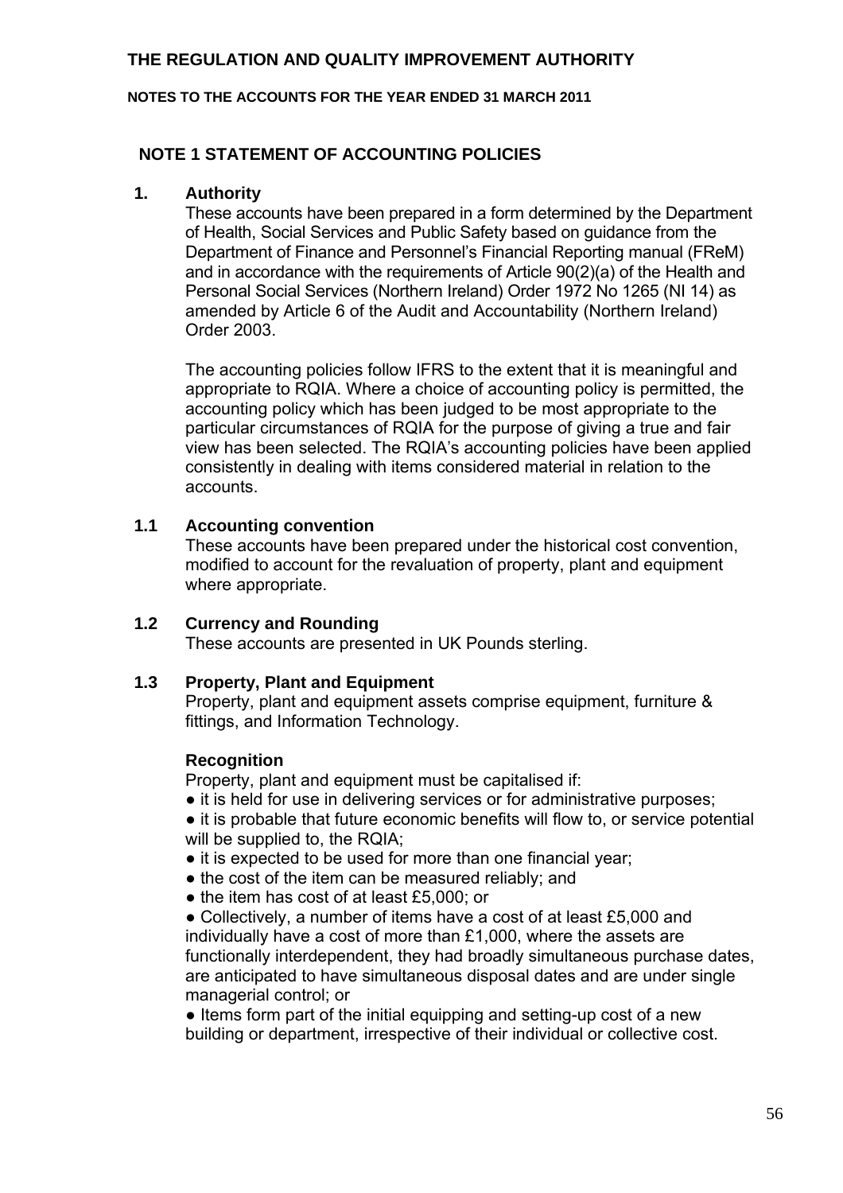# THE REGULATION AND QUALITY IMPROVEMENT AUTHORITY

**NOTES TO THE ACCOUNTS FOR THE YEAR ENDED 31 MARCH 2011**

## NOTE 1 STATEMENT OF ACCOUNTING POLICIES

### 1. Authority

These accounts have been prepared in a form determined by the Department of Health, Social Services and Public Safety based on guidance from the Department of Finance and Personnel's Financial Reporting manual (FReM) and in accordance with the requirements of Article 90(2)(a) of the Health and Personal Social Services (Northern Ireland) Order 1972 No 1265 (NI 14) as amended by Article 6 of the Audit and Accountability (Northern Ireland) Order 2003.

The accounting policies follow IFRS to the extent that it is meaningful and appropriate to RQIA. Where a choice of accounting policy is permitted, the accounting policy which has been judged to be most appropriate to the particular circumstances of RQIA for the purpose of giving a true and fair view has been selected. The RQIA's accounting policies have been applied consistently in dealing with items considered material in relation to the accounts.

### 1.1 Accounting convention

These accounts have been prepared under the historical cost convention, modified to account for the revaluation of property, plant and equipment where appropriate.

### 1.2 Currency and Rounding

These accounts are presented in UK Pounds sterling.

### 1.3 Property, Plant and Equipment

Property, plant and equipment assets comprise equipment, furniture & fittings, and Information Technology.

**Recognition**

Property, plant and equipment must be capitalised if:

- it is held for use in delivering services or for administrative purposes;
- it is probable that future economic benefits will flow to, or service potential will be supplied to, the RQIA;
- it is expected to be used for more than one financial year;
- the cost of the item can be measured reliably; and
- the item has cost of at least £5,000; or
- Collectively, a number of items have a cost of at least £5,000 and individually have a cost of more than £1,000, where the assets are functionally interdependent, they had broadly simultaneous purchase dates, are anticipated to have simultaneous disposal dates and are under single managerial control; or
- Items form part of the initial equipping and setting-up cost of a new building or department, irrespective of their individual or collective cost.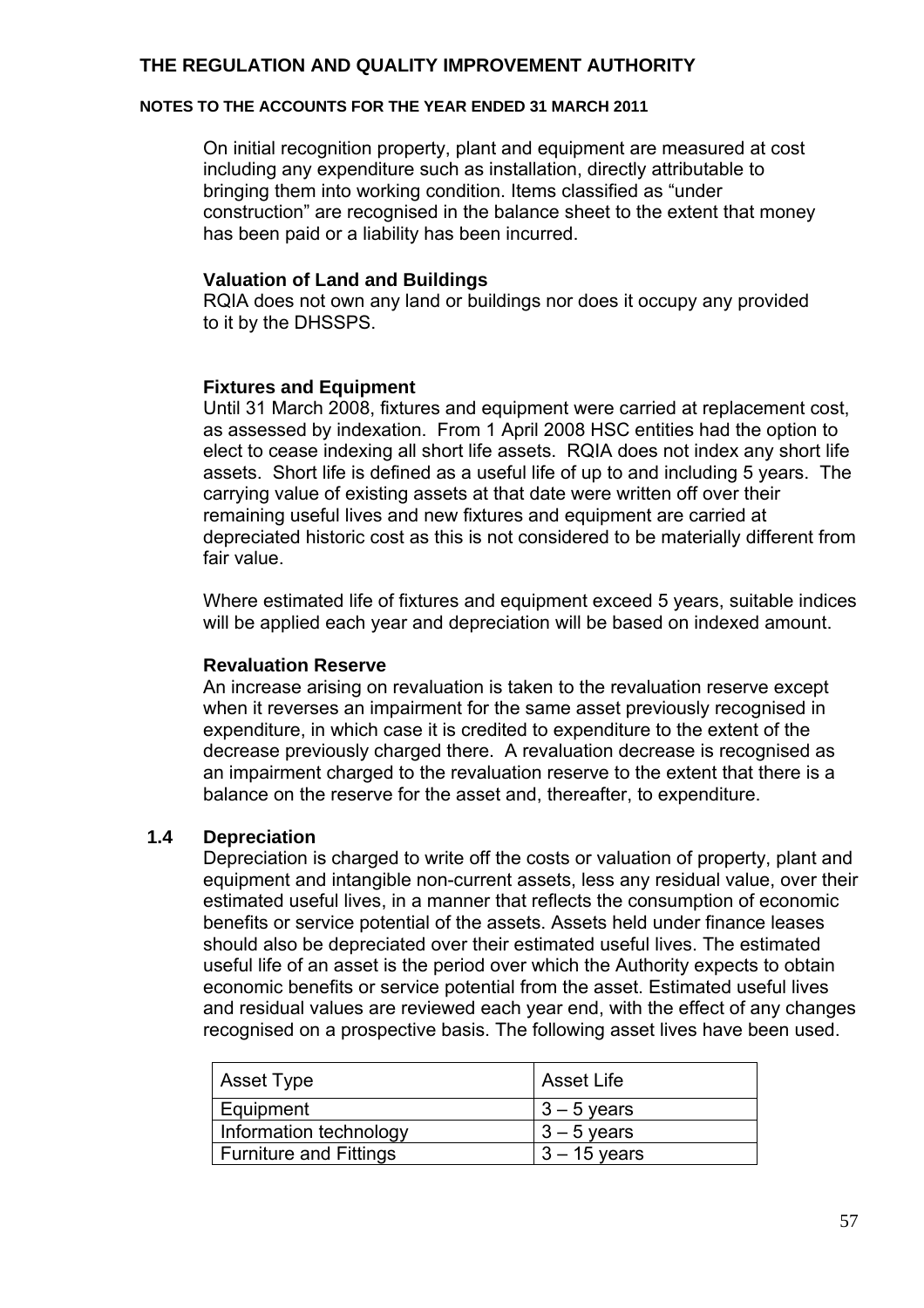On initial recognition property, plant and equipment are measured at cost including any expenditure such as installation, directly attributable to bringing them into working condition. Items classified as "under construction" are recognised in the balance sheet to the extent that money has been paid or a liability has been incurred.

**Valuation of Land and Buildings**

RQIA does not own any land or buildings nor does it occupy any provided to it by the DHSSPS.

**Fixtures and Equipment**

Until 31 March 2008, fixtures and equipment were carried at replacement cost, as assessed by indexation. From 1 April 2008 HSC entities had the option to elect to cease indexing all short life assets. RQIA does not index any short life assets. Short life is defined as a useful life of up to and including 5 years. The carrying value of existing assets at that date were written off over their remaining useful lives and new fixtures and equipment are carried at depreciated historic cost as this is not considered to be materially different from fair value.

Where estimated life of fixtures and equipment exceed 5 years, suitable indices will be applied each year and depreciation will be based on indexed amount.

**Revaluation Reserve**

An increase arising on revaluation is taken to the revaluation reserve except when it reverses an impairment for the same asset previously recognised in expenditure, in which case it is credited to expenditure to the extent of the decrease previously charged there. A revaluation decrease is recognised as an impairment charged to the revaluation reserve to the extent that there is a balance on the reserve for the asset and, thereafter, to expenditure.

## 1.4 Depreciation

Depreciation is charged to write off the costs or valuation of property, plant and equipment and intangible non-current assets, less any residual value, over their estimated useful lives, in a manner that reflects the consumption of economic benefits or service potential of the assets. Assets held under finance leases should also be depreciated over their estimated useful lives. The estimated useful life of an asset is the period over which the Authority expects to obtain economic benefits or service potential from the asset. Estimated useful lives and residual values are reviewed each year end, with the effect of any changes recognised on a prospective basis. The following asset lives have been used.

| Asset Type | Asset Life |
|---|---|
| Equipment | 3 – 5 years |
| Information technology | 3 – 5 years |
| Furniture and Fittings | 3 – 15 years |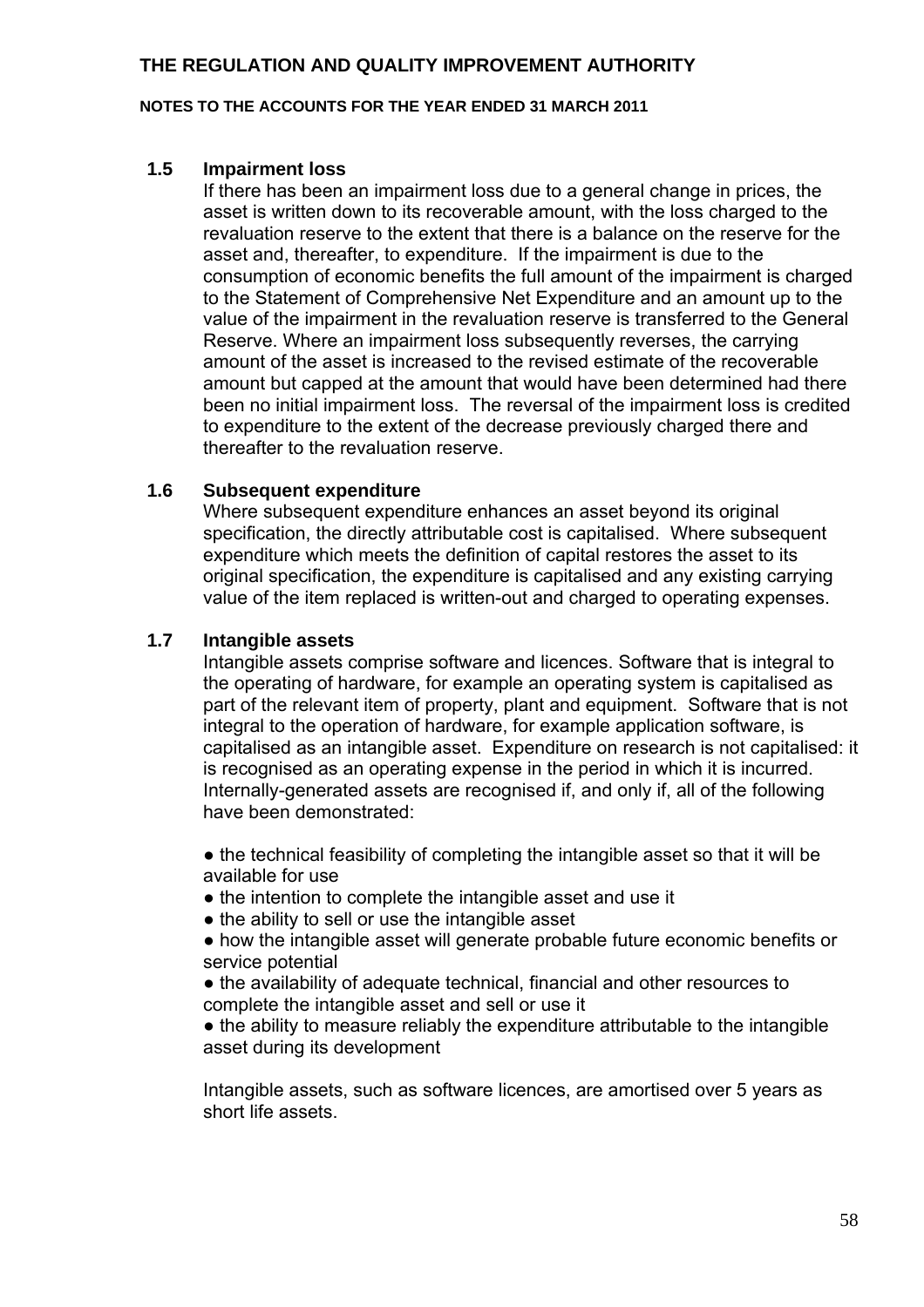### 1.5 Impairment loss

If there has been an impairment loss due to a general change in prices, the asset is written down to its recoverable amount, with the loss charged to the revaluation reserve to the extent that there is a balance on the reserve for the asset and, thereafter, to expenditure. If the impairment is due to the consumption of economic benefits the full amount of the impairment is charged to the Statement of Comprehensive Net Expenditure and an amount up to the value of the impairment in the revaluation reserve is transferred to the General Reserve. Where an impairment loss subsequently reverses, the carrying amount of the asset is increased to the revised estimate of the recoverable amount but capped at the amount that would have been determined had there been no initial impairment loss. The reversal of the impairment loss is credited to expenditure to the extent of the decrease previously charged there and thereafter to the revaluation reserve.

### 1.6 Subsequent expenditure

Where subsequent expenditure enhances an asset beyond its original specification, the directly attributable cost is capitalised. Where subsequent expenditure which meets the definition of capital restores the asset to its original specification, the expenditure is capitalised and any existing carrying value of the item replaced is written-out and charged to operating expenses.

### 1.7 Intangible assets

Intangible assets comprise software and licences. Software that is integral to the operating of hardware, for example an operating system is capitalised as part of the relevant item of property, plant and equipment. Software that is not integral to the operation of hardware, for example application software, is capitalised as an intangible asset. Expenditure on research is not capitalised: it is recognised as an operating expense in the period in which it is incurred. Internally-generated assets are recognised if, and only if, all of the following have been demonstrated:

- the technical feasibility of completing the intangible asset so that it will be available for use
- the intention to complete the intangible asset and use it
- the ability to sell or use the intangible asset
- how the intangible asset will generate probable future economic benefits or service potential
- the availability of adequate technical, financial and other resources to complete the intangible asset and sell or use it
- the ability to measure reliably the expenditure attributable to the intangible asset during its development

Intangible assets, such as software licences, are amortised over 5 years as short life assets.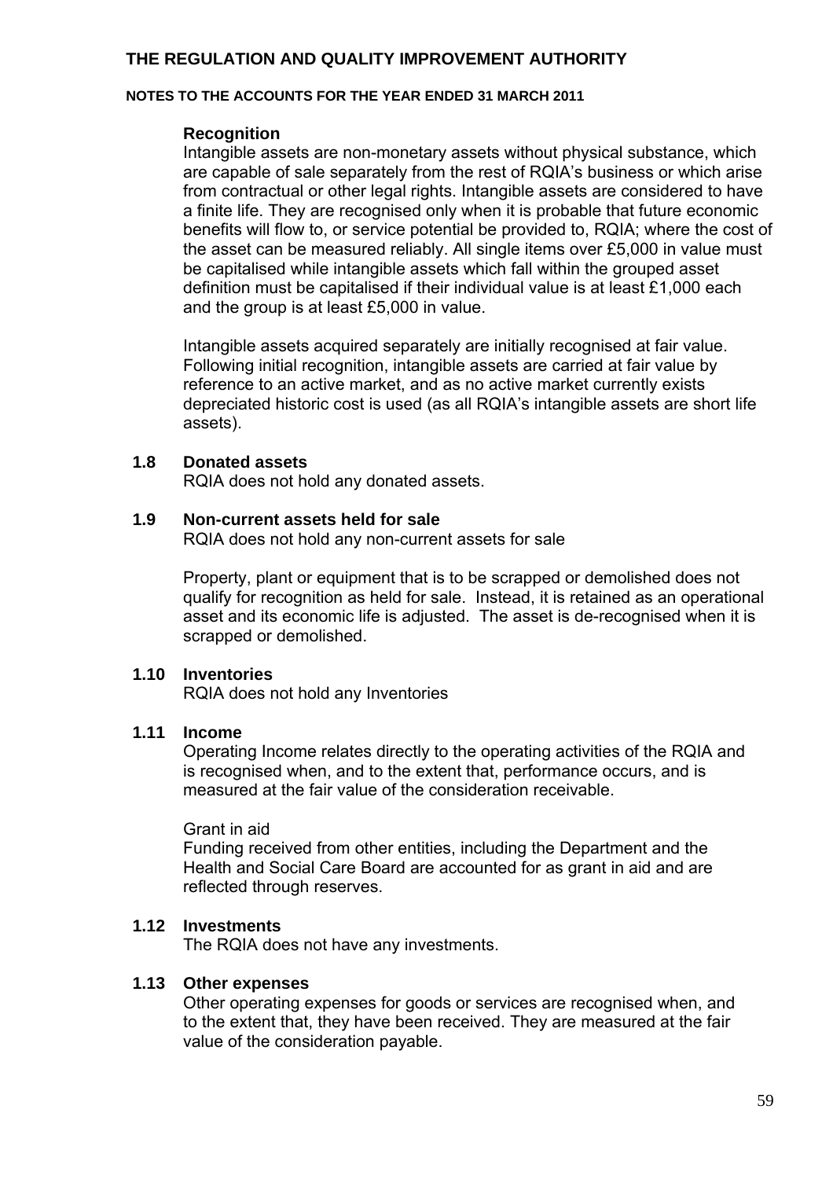**Recognition**

Intangible assets are non-monetary assets without physical substance, which are capable of sale separately from the rest of RQIA's business or which arise from contractual or other legal rights. Intangible assets are considered to have a finite life. They are recognised only when it is probable that future economic benefits will flow to, or service potential be provided to, RQIA; where the cost of the asset can be measured reliably. All single items over £5,000 in value must be capitalised while intangible assets which fall within the grouped asset definition must be capitalised if their individual value is at least £1,000 each and the group is at least £5,000 in value.

Intangible assets acquired separately are initially recognised at fair value. Following initial recognition, intangible assets are carried at fair value by reference to an active market, and as no active market currently exists depreciated historic cost is used (as all RQIA's intangible assets are short life assets).

### 1.8 Donated assets

RQIA does not hold any donated assets.

### 1.9 Non-current assets held for sale

RQIA does not hold any non-current assets for sale

Property, plant or equipment that is to be scrapped or demolished does not qualify for recognition as held for sale. Instead, it is retained as an operational asset and its economic life is adjusted. The asset is de-recognised when it is scrapped or demolished.

### 1.10 Inventories

RQIA does not hold any Inventories

### 1.11 Income

Operating Income relates directly to the operating activities of the RQIA and is recognised when, and to the extent that, performance occurs, and is measured at the fair value of the consideration receivable.

Grant in aid

Funding received from other entities, including the Department and the Health and Social Care Board are accounted for as grant in aid and are reflected through reserves.

### 1.12 Investments

The RQIA does not have any investments.

### 1.13 Other expenses

Other operating expenses for goods or services are recognised when, and to the extent that, they have been received. They are measured at the fair value of the consideration payable.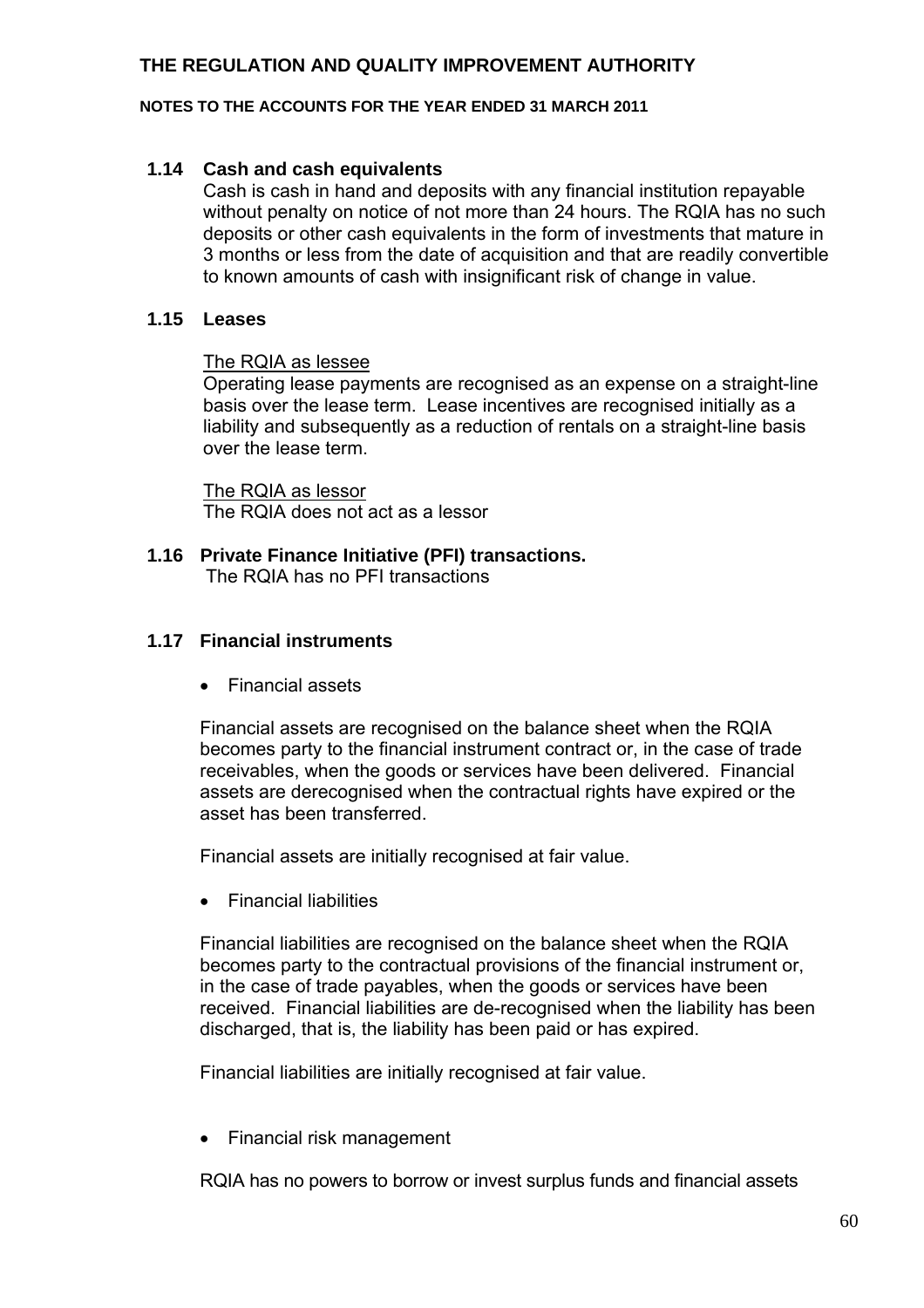### 1.14 Cash and cash equivalents

Cash is cash in hand and deposits with any financial institution repayable without penalty on notice of not more than 24 hours. The RQIA has no such deposits or other cash equivalents in the form of investments that mature in 3 months or less from the date of acquisition and that are readily convertible to known amounts of cash with insignificant risk of change in value.

### 1.15 Leases

The RQIA as lessee

Operating lease payments are recognised as an expense on a straight-line basis over the lease term. Lease incentives are recognised initially as a liability and subsequently as a reduction of rentals on a straight-line basis over the lease term.

The RQIA as lessor

The RQIA does not act as a lessor

### 1.16 Private Finance Initiative (PFI) transactions.

The RQIA has no PFI transactions

### 1.17 Financial instruments

- Financial assets

Financial assets are recognised on the balance sheet when the RQIA becomes party to the financial instrument contract or, in the case of trade receivables, when the goods or services have been delivered. Financial assets are derecognised when the contractual rights have expired or the asset has been transferred.

Financial assets are initially recognised at fair value.

- Financial liabilities

Financial liabilities are recognised on the balance sheet when the RQIA becomes party to the contractual provisions of the financial instrument or, in the case of trade payables, when the goods or services have been received. Financial liabilities are de-recognised when the liability has been discharged, that is, the liability has been paid or has expired.

Financial liabilities are initially recognised at fair value.

- Financial risk management

RQIA has no powers to borrow or invest surplus funds and financial assets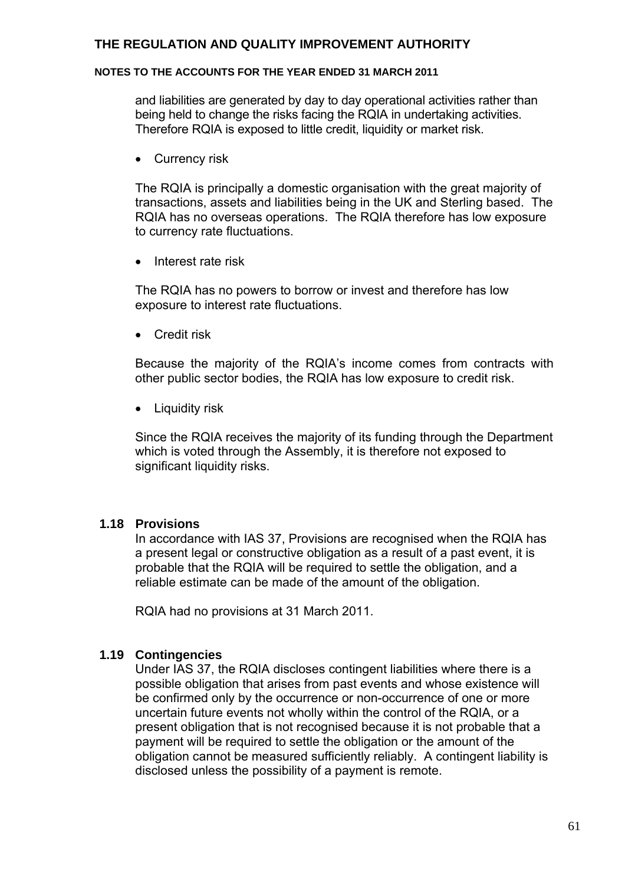and liabilities are generated by day to day operational activities rather than being held to change the risks facing the RQIA in undertaking activities. Therefore RQIA is exposed to little credit, liquidity or market risk.

- Currency risk

The RQIA is principally a domestic organisation with the great majority of transactions, assets and liabilities being in the UK and Sterling based. The RQIA has no overseas operations. The RQIA therefore has low exposure to currency rate fluctuations.

- Interest rate risk

The RQIA has no powers to borrow or invest and therefore has low exposure to interest rate fluctuations.

- Credit risk

Because the majority of the RQIA's income comes from contracts with other public sector bodies, the RQIA has low exposure to credit risk.

- Liquidity risk

Since the RQIA receives the majority of its funding through the Department which is voted through the Assembly, it is therefore not exposed to significant liquidity risks.

### 1.18 Provisions

In accordance with IAS 37, Provisions are recognised when the RQIA has a present legal or constructive obligation as a result of a past event, it is probable that the RQIA will be required to settle the obligation, and a reliable estimate can be made of the amount of the obligation.

RQIA had no provisions at 31 March 2011.

### 1.19 Contingencies

Under IAS 37, the RQIA discloses contingent liabilities where there is a possible obligation that arises from past events and whose existence will be confirmed only by the occurrence or non-occurrence of one or more uncertain future events not wholly within the control of the RQIA, or a present obligation that is not recognised because it is not probable that a payment will be required to settle the obligation or the amount of the obligation cannot be measured sufficiently reliably. A contingent liability is disclosed unless the possibility of a payment is remote.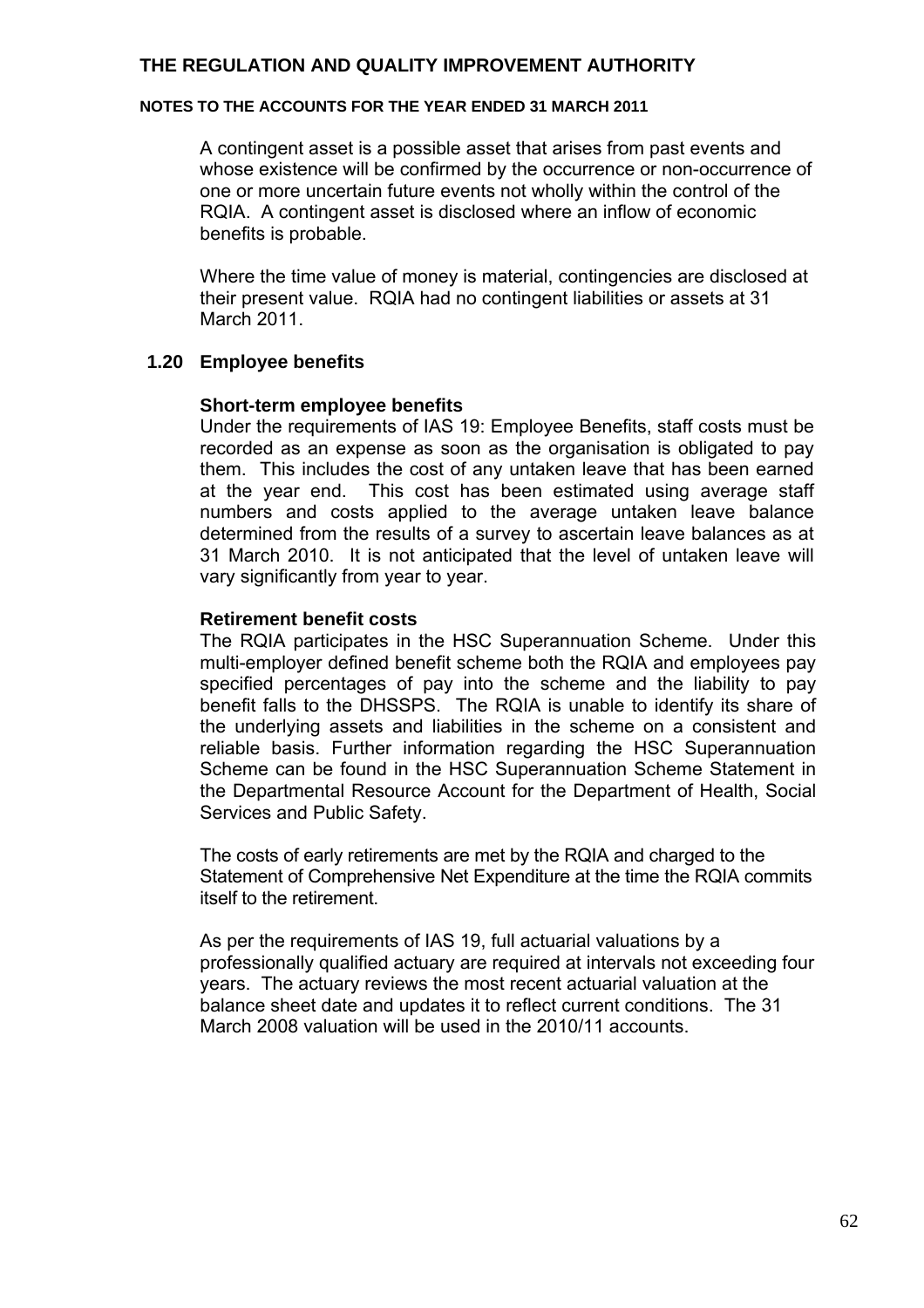A contingent asset is a possible asset that arises from past events and whose existence will be confirmed by the occurrence or non-occurrence of one or more uncertain future events not wholly within the control of the RQIA. A contingent asset is disclosed where an inflow of economic benefits is probable.

Where the time value of money is material, contingencies are disclosed at their present value. RQIA had no contingent liabilities or assets at 31 March 2011.

### 1.20 Employee benefits

**Short-term employee benefits**

Under the requirements of IAS 19: Employee Benefits, staff costs must be recorded as an expense as soon as the organisation is obligated to pay them. This includes the cost of any untaken leave that has been earned at the year end. This cost has been estimated using average staff numbers and costs applied to the average untaken leave balance determined from the results of a survey to ascertain leave balances as at 31 March 2010. It is not anticipated that the level of untaken leave will vary significantly from year to year.

**Retirement benefit costs**

The RQIA participates in the HSC Superannuation Scheme. Under this multi-employer defined benefit scheme both the RQIA and employees pay specified percentages of pay into the scheme and the liability to pay benefit falls to the DHSSPS. The RQIA is unable to identify its share of the underlying assets and liabilities in the scheme on a consistent and reliable basis. Further information regarding the HSC Superannuation Scheme can be found in the HSC Superannuation Scheme Statement in the Departmental Resource Account for the Department of Health, Social Services and Public Safety.

The costs of early retirements are met by the RQIA and charged to the Statement of Comprehensive Net Expenditure at the time the RQIA commits itself to the retirement.

As per the requirements of IAS 19, full actuarial valuations by a professionally qualified actuary are required at intervals not exceeding four years. The actuary reviews the most recent actuarial valuation at the balance sheet date and updates it to reflect current conditions. The 31 March 2008 valuation will be used in the 2010/11 accounts.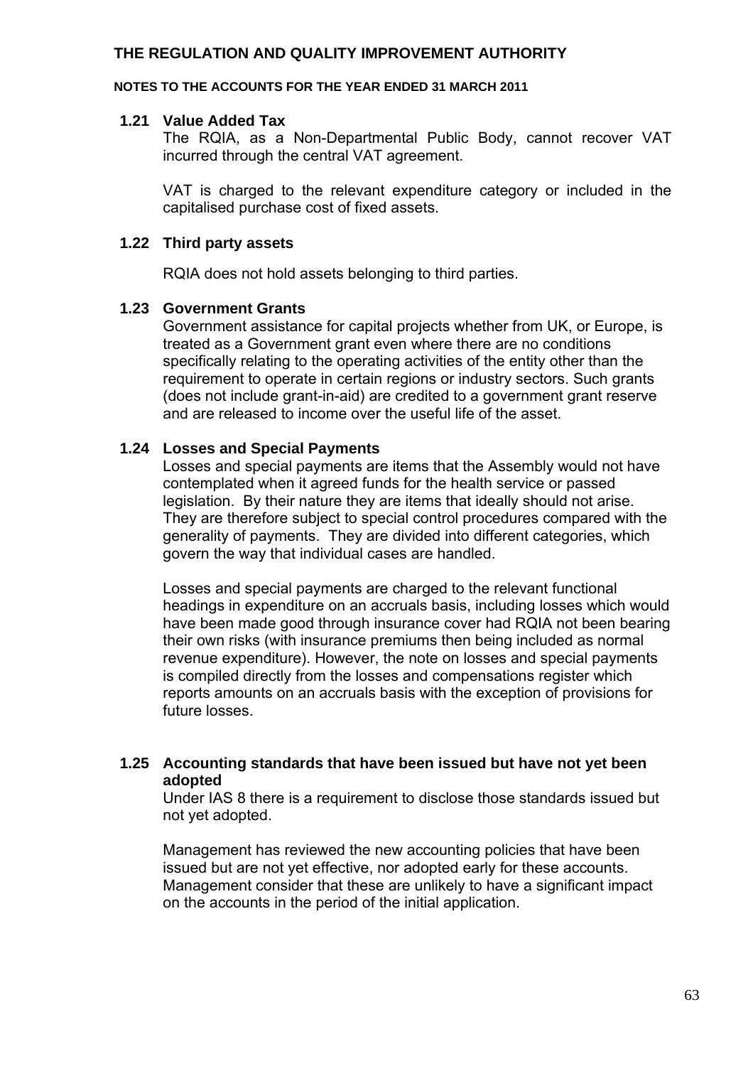**1.21 Value Added Tax**

The RQIA, as a Non-Departmental Public Body, cannot recover VAT incurred through the central VAT agreement.

VAT is charged to the relevant expenditure category or included in the capitalised purchase cost of fixed assets.

**1.22 Third party assets**

RQIA does not hold assets belonging to third parties.

**1.23 Government Grants**

Government assistance for capital projects whether from UK, or Europe, is treated as a Government grant even where there are no conditions specifically relating to the operating activities of the entity other than the requirement to operate in certain regions or industry sectors. Such grants (does not include grant-in-aid) are credited to a government grant reserve and are released to income over the useful life of the asset.

**1.24 Losses and Special Payments**

Losses and special payments are items that the Assembly would not have contemplated when it agreed funds for the health service or passed legislation. By their nature they are items that ideally should not arise. They are therefore subject to special control procedures compared with the generality of payments. They are divided into different categories, which govern the way that individual cases are handled.

Losses and special payments are charged to the relevant functional headings in expenditure on an accruals basis, including losses which would have been made good through insurance cover had RQIA not been bearing their own risks (with insurance premiums then being included as normal revenue expenditure). However, the note on losses and special payments is compiled directly from the losses and compensations register which reports amounts on an accruals basis with the exception of provisions for future losses.

**1.25 Accounting standards that have been issued but have not yet been adopted**

Under IAS 8 there is a requirement to disclose those standards issued but not yet adopted.

Management has reviewed the new accounting policies that have been issued but are not yet effective, nor adopted early for these accounts. Management consider that these are unlikely to have a significant impact on the accounts in the period of the initial application.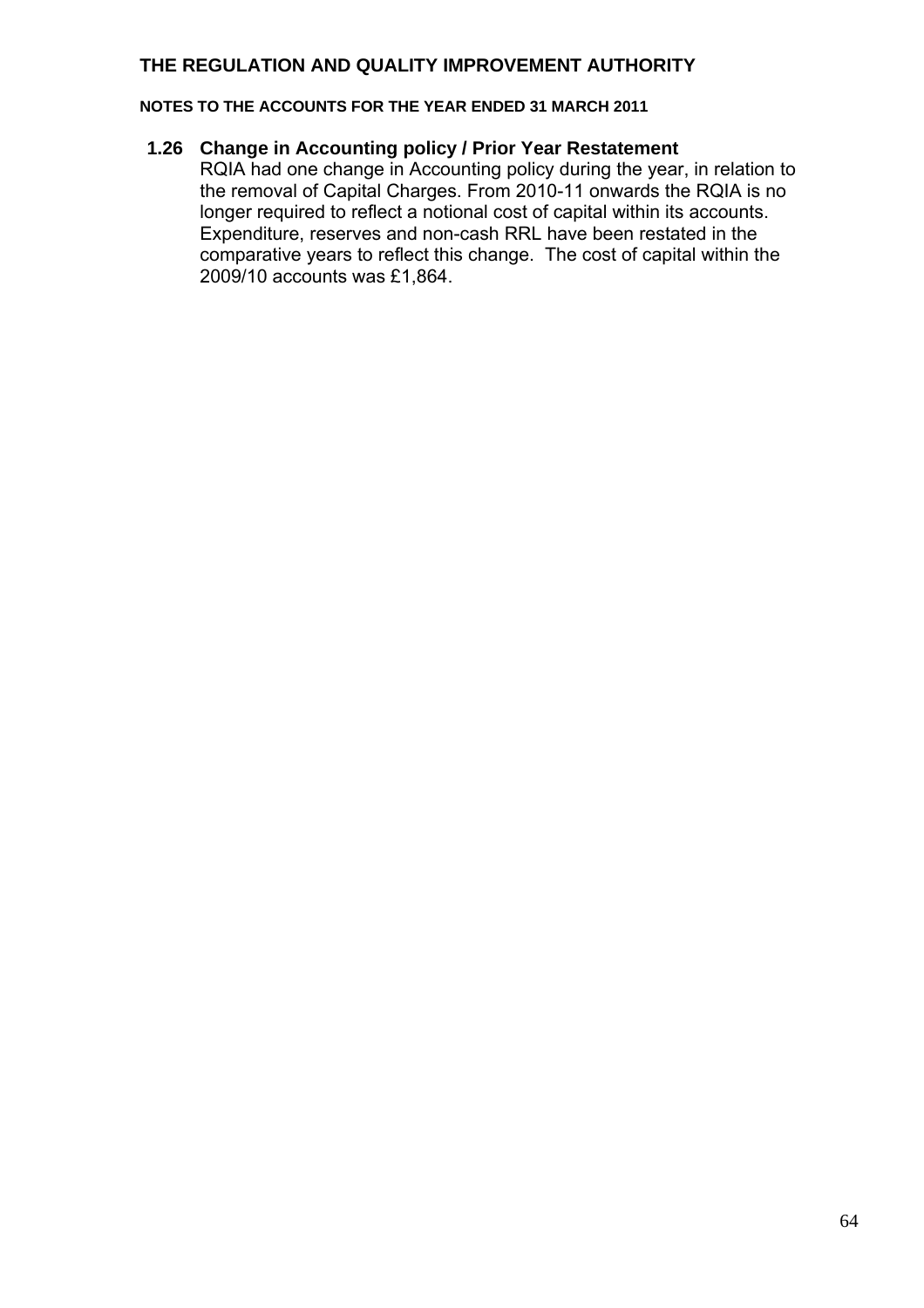# THE REGULATION AND QUALITY IMPROVEMENT AUTHORITY

**NOTES TO THE ACCOUNTS FOR THE YEAR ENDED 31 MARCH 2011**

### 1.26 Change in Accounting policy / Prior Year Restatement

RQIA had one change in Accounting policy during the year, in relation to the removal of Capital Charges. From 2010-11 onwards the RQIA is no longer required to reflect a notional cost of capital within its accounts. Expenditure, reserves and non-cash RRL have been restated in the comparative years to reflect this change. The cost of capital within the 2009/10 accounts was £1,864.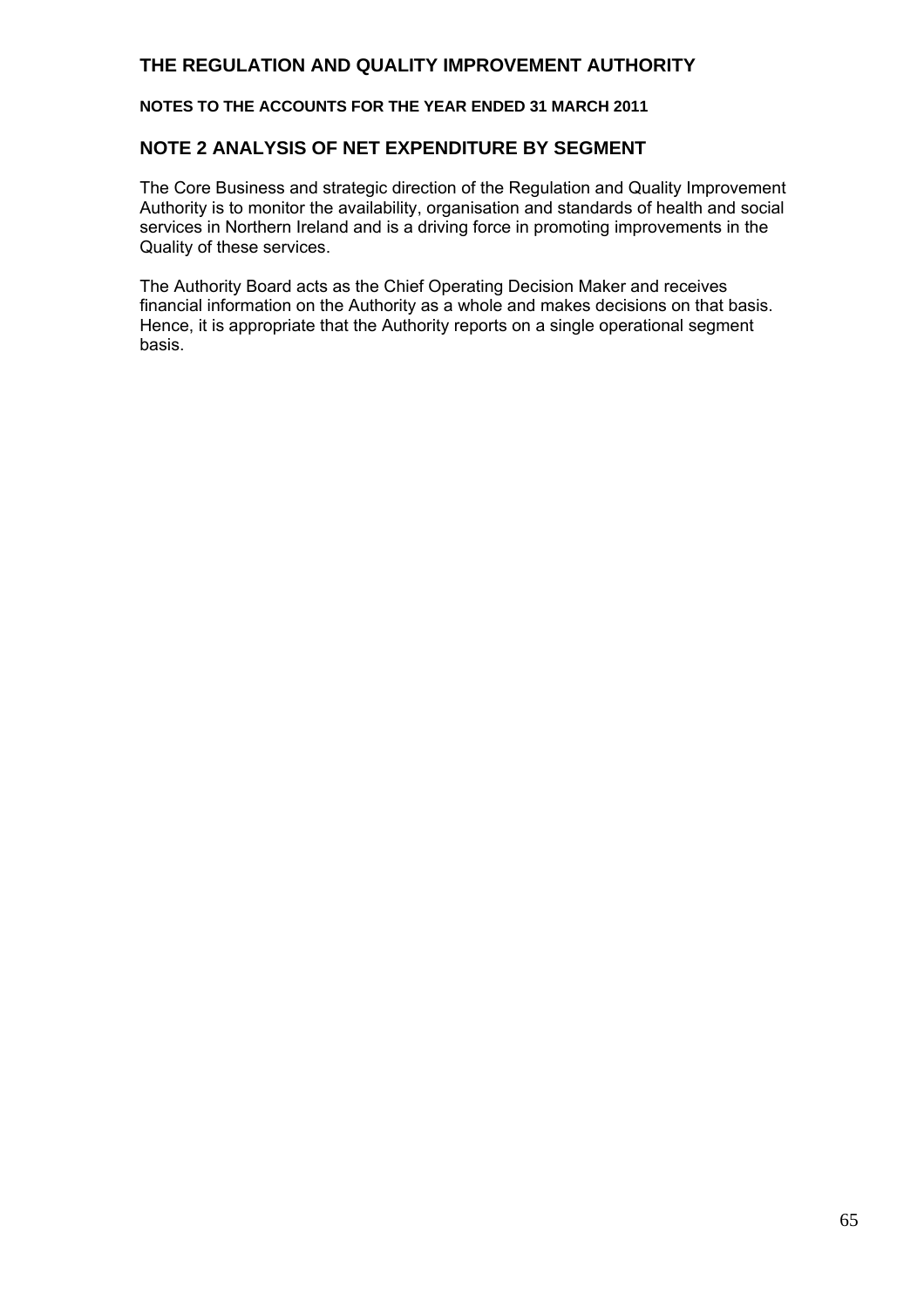# THE REGULATION AND QUALITY IMPROVEMENT AUTHORITY

**NOTES TO THE ACCOUNTS FOR THE YEAR ENDED 31 MARCH 2011**

## NOTE 2 ANALYSIS OF NET EXPENDITURE BY SEGMENT

The Core Business and strategic direction of the Regulation and Quality Improvement Authority is to monitor the availability, organisation and standards of health and social services in Northern Ireland and is a driving force in promoting improvements in the Quality of these services.

The Authority Board acts as the Chief Operating Decision Maker and receives financial information on the Authority as a whole and makes decisions on that basis. Hence, it is appropriate that the Authority reports on a single operational segment basis.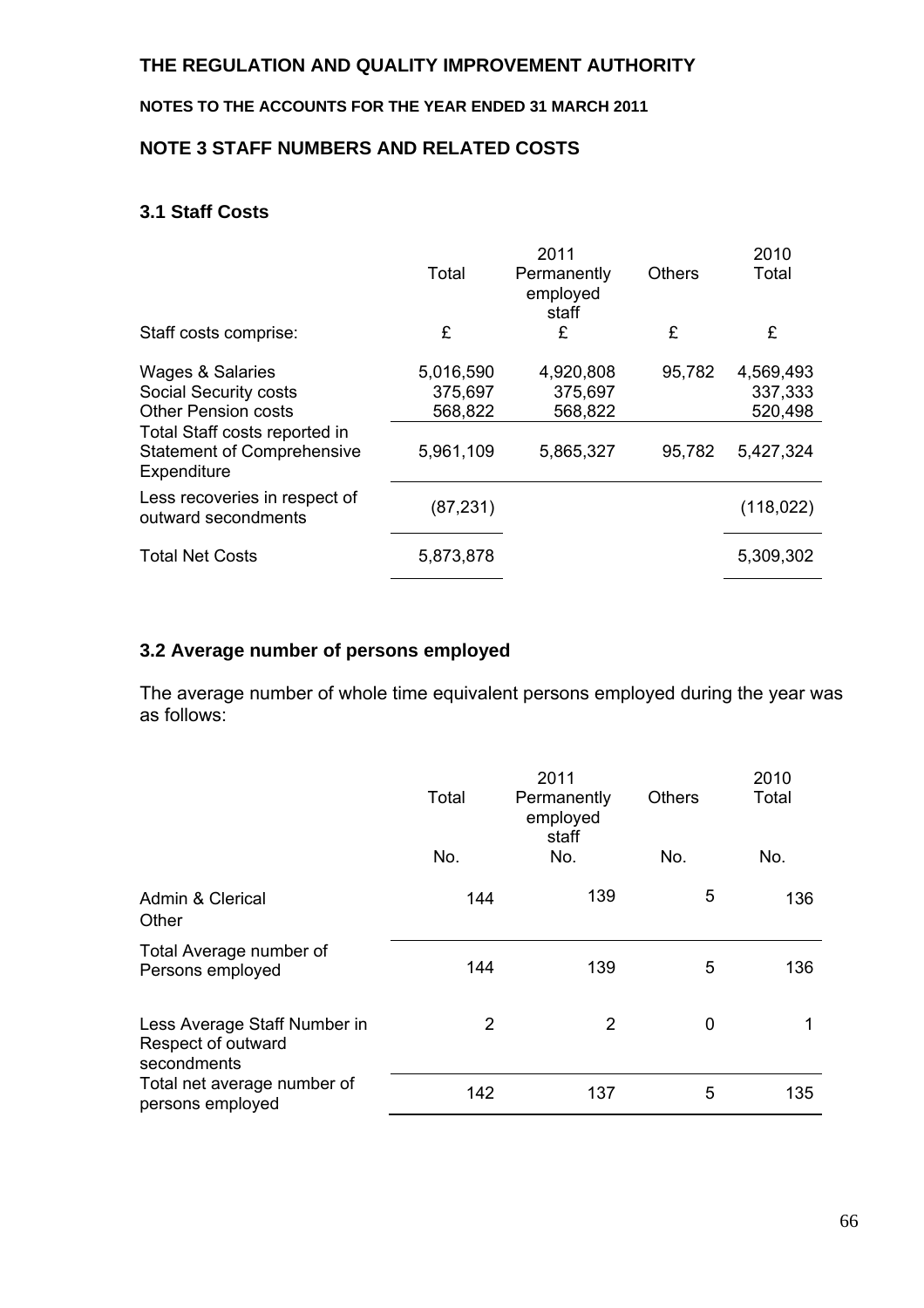# THE REGULATION AND QUALITY IMPROVEMENT AUTHORITY

**NOTES TO THE ACCOUNTS FOR THE YEAR ENDED 31 MARCH 2011**

## NOTE 3 STAFF NUMBERS AND RELATED COSTS

### 3.1 Staff Costs

| | 2011 | | | 2010 |
|---|---|---|---|---|
| | Total | Permanently employed staff | Others | Total |
| Staff costs comprise: | £ | £ | £ | £ |
| Wages & Salaries | 5,016,590 | 4,920,808 | 95,782 | 4,569,493 |
| Social Security costs | 375,697 | 375,697 | | 337,333 |
| Other Pension costs | 568,822 | 568,822 | | 520,498 |
| Total Staff costs reported in Statement of Comprehensive Expenditure | 5,961,109 | 5,865,327 | 95,782 | 5,427,324 |
| Less recoveries in respect of outward secondments | (87,231) | | | (118,022) |
| Total Net Costs | 5,873,878 | | | 5,309,302 |

### 3.2 Average number of persons employed

The average number of whole time equivalent persons employed during the year was as follows:

| | 2011 | | | 2010 |
|---|---|---|---|---|
| | Total | Permanently employed staff | Others | Total |
| | No. | No. | No. | No. |
| Admin & Clerical | 144 | 139 | 5 | 136 |
| Other | | | | |
| Total Average number of Persons employed | 144 | 139 | 5 | 136 |
| Less Average Staff Number in Respect of outward secondments | 2 | 2 | 0 | 1 |
| Total net average number of persons employed | 142 | 137 | 5 | 135 |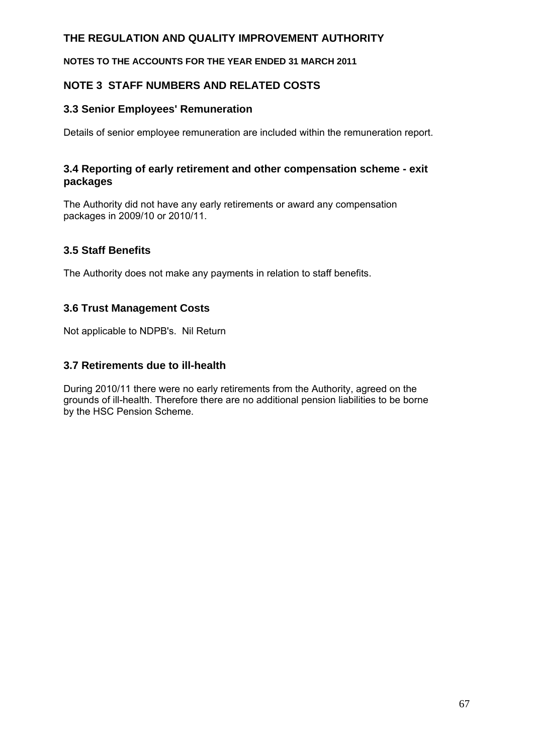# THE REGULATION AND QUALITY IMPROVEMENT AUTHORITY

**NOTES TO THE ACCOUNTS FOR THE YEAR ENDED 31 MARCH 2011**

## NOTE 3 STAFF NUMBERS AND RELATED COSTS

### 3.3 Senior Employees' Remuneration

Details of senior employee remuneration are included within the remuneration report.

### 3.4 Reporting of early retirement and other compensation scheme - exit packages

The Authority did not have any early retirements or award any compensation packages in 2009/10 or 2010/11.

### 3.5 Staff Benefits

The Authority does not make any payments in relation to staff benefits.

### 3.6 Trust Management Costs

Not applicable to NDPB's. Nil Return

### 3.7 Retirements due to ill-health

During 2010/11 there were no early retirements from the Authority, agreed on the grounds of ill-health. Therefore there are no additional pension liabilities to be borne by the HSC Pension Scheme.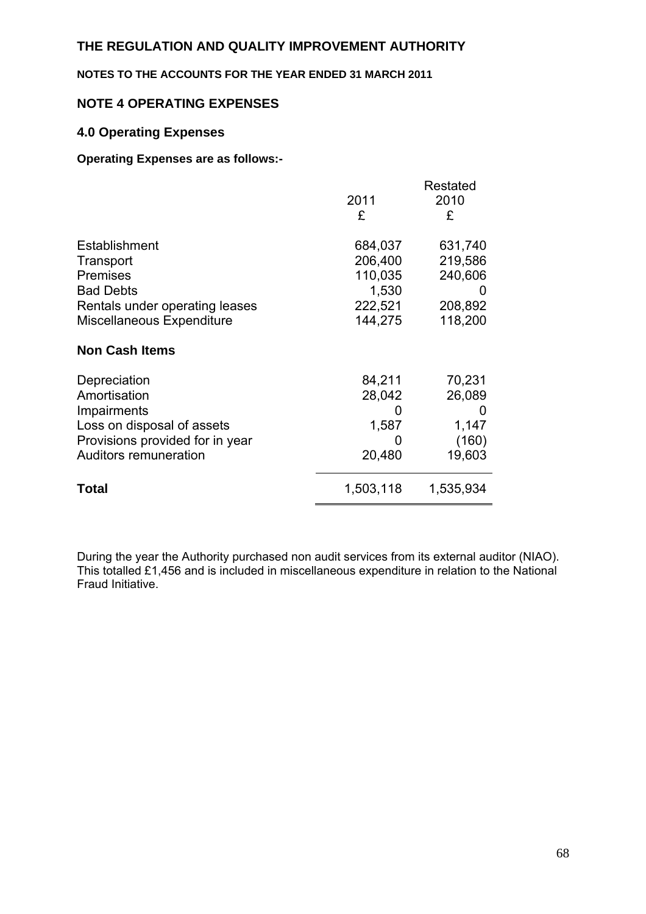# THE REGULATION AND QUALITY IMPROVEMENT AUTHORITY

**NOTES TO THE ACCOUNTS FOR THE YEAR ENDED 31 MARCH 2011**

## NOTE 4 OPERATING EXPENSES

### 4.0 Operating Expenses

**Operating Expenses are as follows:-**

| | 2011<br>£ | Restated<br>2010<br>£ |
|---|---|---|
| Establishment | 684,037 | 631,740 |
| Transport | 206,400 | 219,586 |
| Premises | 110,035 | 240,606 |
| Bad Debts | 1,530 | 0 |
| Rentals under operating leases | 222,521 | 208,892 |
| Miscellaneous Expenditure | 144,275 | 118,200 |
| **Non Cash Items** | | |
| Depreciation | 84,211 | 70,231 |
| Amortisation | 28,042 | 26,089 |
| Impairments | 0 | 0 |
| Loss on disposal of assets | 1,587 | 1,147 |
| Provisions provided for in year | 0 | (160) |
| Auditors remuneration | 20,480 | 19,603 |
| **Total** | 1,503,118 | 1,535,934 |

During the year the Authority purchased non audit services from its external auditor (NIAO). This totalled £1,456 and is included in miscellaneous expenditure in relation to the National Fraud Initiative.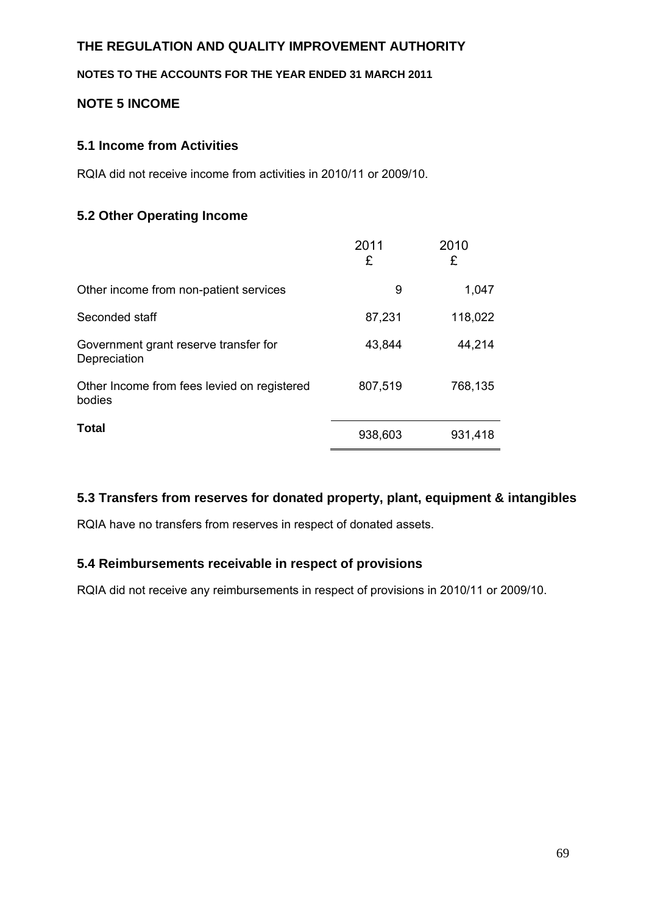# THE REGULATION AND QUALITY IMPROVEMENT AUTHORITY

**NOTES TO THE ACCOUNTS FOR THE YEAR ENDED 31 MARCH 2011**

## NOTE 5 INCOME

### 5.1 Income from Activities

RQIA did not receive income from activities in 2010/11 or 2009/10.

### 5.2 Other Operating Income

| | 2011<br>£ | 2010<br>£ |
|---|---|---|
| Other income from non-patient services | 9 | 1,047 |
| Seconded staff | 87,231 | 118,022 |
| Government grant reserve transfer for Depreciation | 43,844 | 44,214 |
| Other Income from fees levied on registered bodies | 807,519 | 768,135 |
| **Total** | 938,603 | 931,418 |

### 5.3 Transfers from reserves for donated property, plant, equipment & intangibles

RQIA have no transfers from reserves in respect of donated assets.

### 5.4 Reimbursements receivable in respect of provisions

RQIA did not receive any reimbursements in respect of provisions in 2010/11 or 2009/10.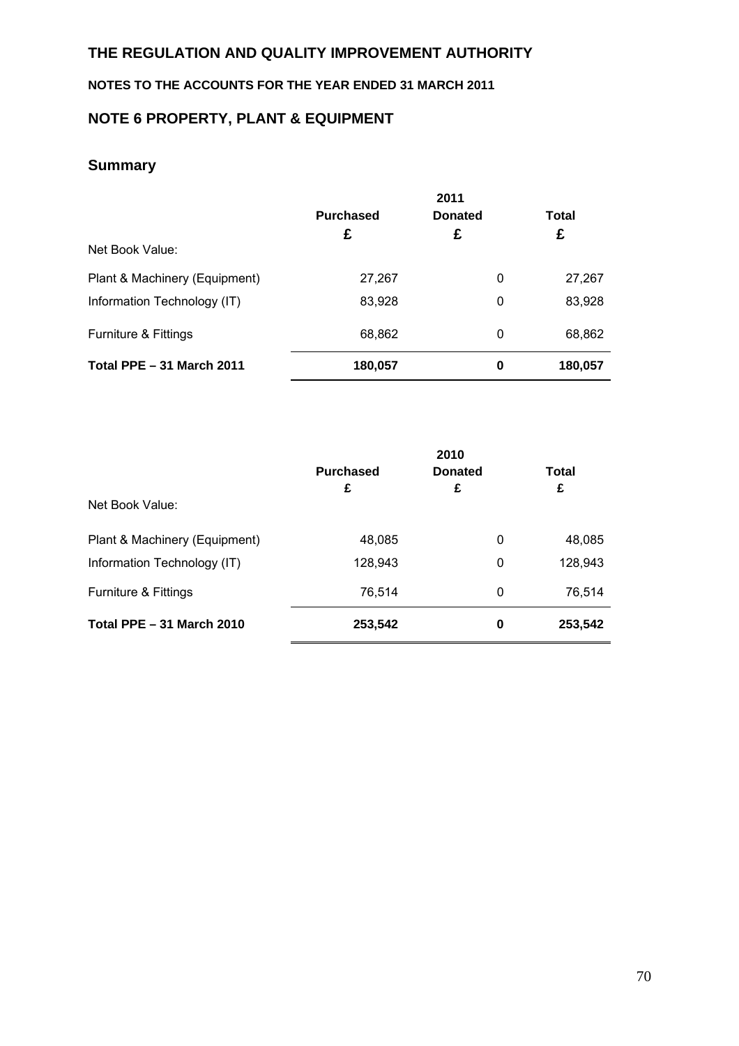# THE REGULATION AND QUALITY IMPROVEMENT AUTHORITY

**NOTES TO THE ACCOUNTS FOR THE YEAR ENDED 31 MARCH 2011**

## NOTE 6 PROPERTY, PLANT & EQUIPMENT

### Summary

| | 2011 | | |
|---|---|---|---|
| | **Purchased** | **Donated** | **Total** |
| | **£** | **£** | **£** |
| Net Book Value: | | | |
| Plant & Machinery (Equipment) | 27,267 | 0 | 27,267 |
| Information Technology (IT) | 83,928 | 0 | 83,928 |
| Furniture & Fittings | 68,862 | 0 | 68,862 |
| **Total PPE – 31 March 2011** | **180,057** | **0** | **180,057** |

| | 2010 | | |
|---|---|---|---|
| | **Purchased** | **Donated** | **Total** |
| | **£** | **£** | **£** |
| Net Book Value: | | | |
| Plant & Machinery (Equipment) | 48,085 | 0 | 48,085 |
| Information Technology (IT) | 128,943 | 0 | 128,943 |
| Furniture & Fittings | 76,514 | 0 | 76,514 |
| **Total PPE – 31 March 2010** | **253,542** | **0** | **253,542** |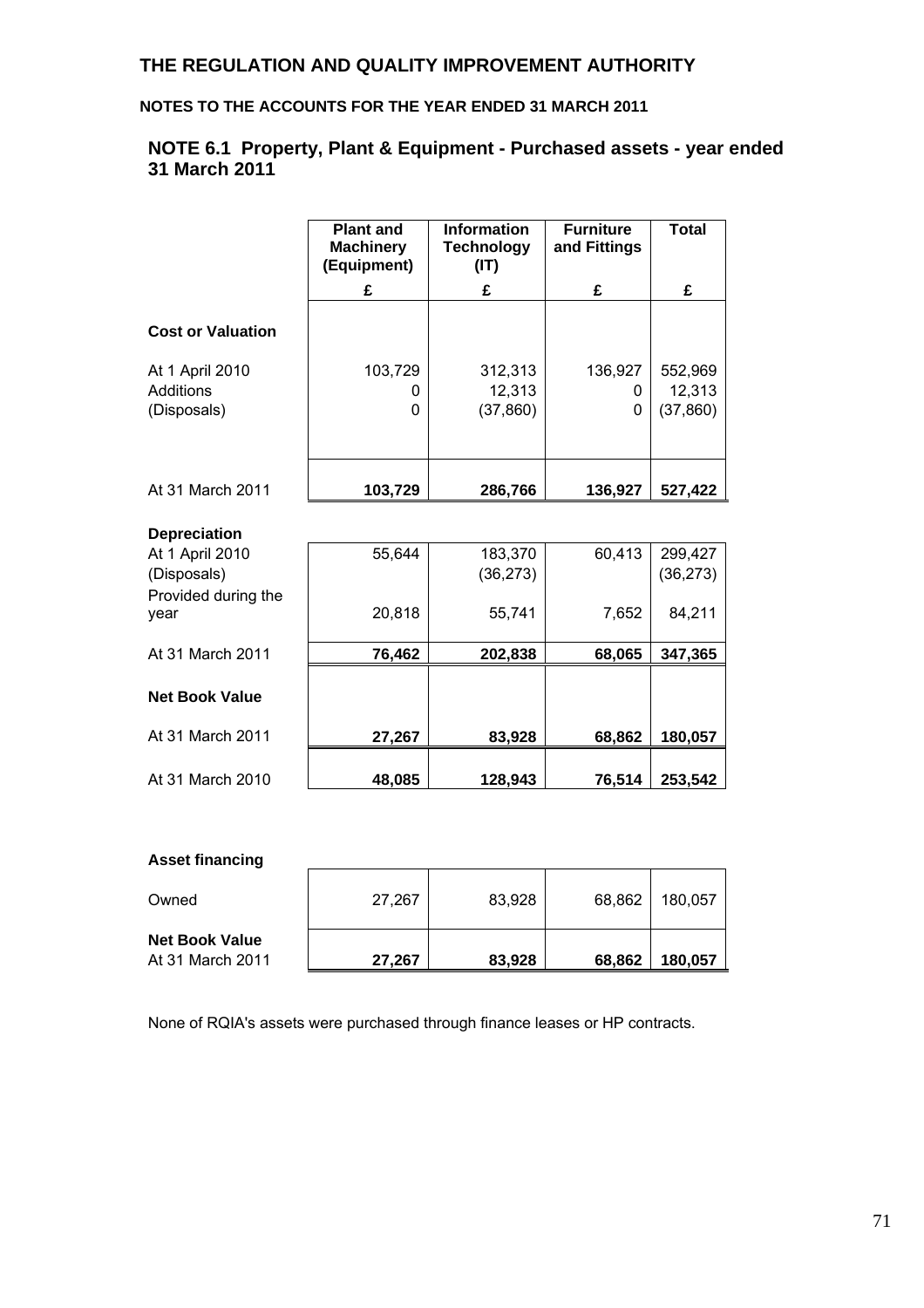# THE REGULATION AND QUALITY IMPROVEMENT AUTHORITY

## NOTES TO THE ACCOUNTS FOR THE YEAR ENDED 31 MARCH 2011

## NOTE 6.1 Property, Plant & Equipment - Purchased assets - year ended 31 March 2011

| | Plant and Machinery (Equipment) | Information Technology (IT) | Furniture and Fittings | Total |
|---|---|---|---|---|
| | £ | £ | £ | £ |
| **Cost or Valuation** | | | | |
| At 1 April 2010 | 103,729 | 312,313 | 136,927 | 552,969 |
| Additions | 0 | 12,313 | 0 | 12,313 |
| (Disposals) | 0 | (37,860) | 0 | (37,860) |
| At 31 March 2011 | **103,729** | **286,766** | **136,927** | **527,422** |
| **Depreciation** | | | | |
| At 1 April 2010 | 55,644 | 183,370 | 60,413 | 299,427 |
| (Disposals) | | (36,273) | | (36,273) |
| Provided during the year | 20,818 | 55,741 | 7,652 | 84,211 |
| At 31 March 2011 | **76,462** | **202,838** | **68,065** | **347,365** |
| **Net Book Value** | | | | |
| At 31 March 2011 | **27,267** | **83,928** | **68,862** | **180,057** |
| At 31 March 2010 | **48,085** | **128,943** | **76,514** | **253,542** |

**Asset financing**

| | | | | |
|---|---|---|---|---|
| Owned | 27,267 | 83,928 | 68,862 | 180,057 |
| **Net Book Value** At 31 March 2011 | **27,267** | **83,928** | **68,862** | **180,057** |

None of RQIA's assets were purchased through finance leases or HP contracts.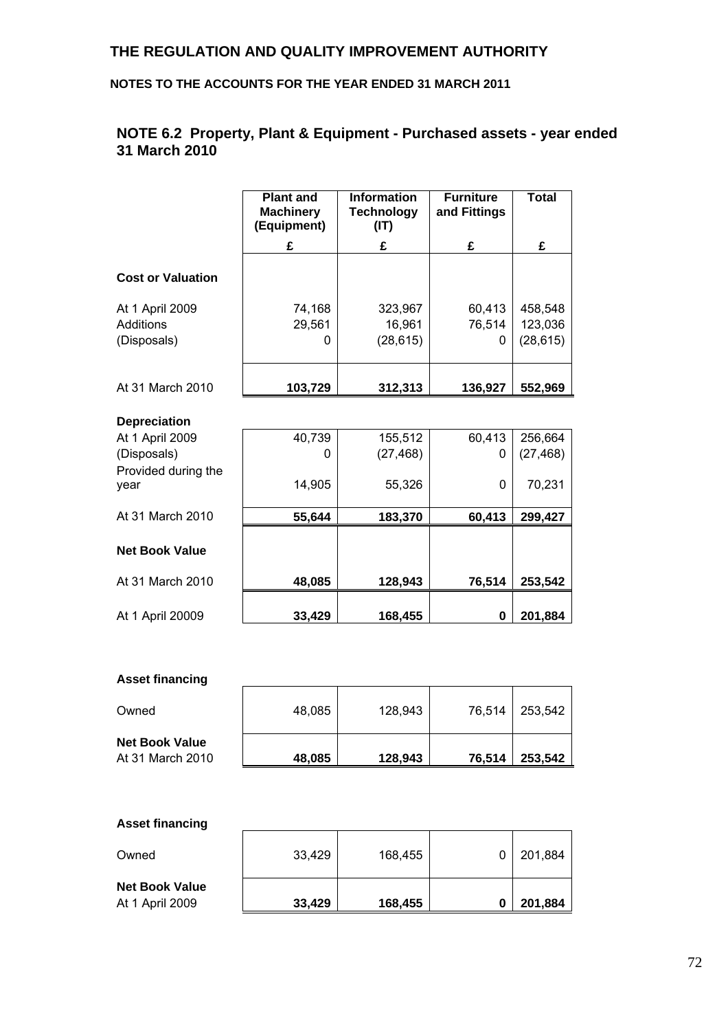# THE REGULATION AND QUALITY IMPROVEMENT AUTHORITY

**NOTES TO THE ACCOUNTS FOR THE YEAR ENDED 31 MARCH 2011**

## NOTE 6.2 Property, Plant & Equipment - Purchased assets - year ended 31 March 2010

| | Plant and Machinery (Equipment) | Information Technology (IT) | Furniture and Fittings | Total |
|---|---|---|---|---|
| | £ | £ | £ | £ |
| **Cost or Valuation** | | | | |
| At 1 April 2009 | 74,168 | 323,967 | 60,413 | 458,548 |
| Additions | 29,561 | 16,961 | 76,514 | 123,036 |
| (Disposals) | 0 | (28,615) | 0 | (28,615) |
| At 31 March 2010 | **103,729** | **312,313** | **136,927** | **552,969** |
| **Depreciation** | | | | |
| At 1 April 2009 | 40,739 | 155,512 | 60,413 | 256,664 |
| (Disposals) | 0 | (27,468) | 0 | (27,468) |
| Provided during the year | 14,905 | 55,326 | 0 | 70,231 |
| At 31 March 2010 | **55,644** | **183,370** | **60,413** | **299,427** |
| **Net Book Value** | | | | |
| At 31 March 2010 | **48,085** | **128,943** | **76,514** | **253,542** |
| At 1 April 20009 | **33,429** | **168,455** | **0** | **201,884** |

**Asset financing**

| | | | | |
|---|---|---|---|---|
| Owned | 48,085 | 128,943 | 76,514 | 253,542 |
| **Net Book Value** At 31 March 2010 | **48,085** | **128,943** | **76,514** | **253,542** |

**Asset financing**

| | | | | |
|---|---|---|---|---|
| Owned | 33,429 | 168,455 | 0 | 201,884 |
| **Net Book Value** At 1 April 2009 | **33,429** | **168,455** | **0** | **201,884** |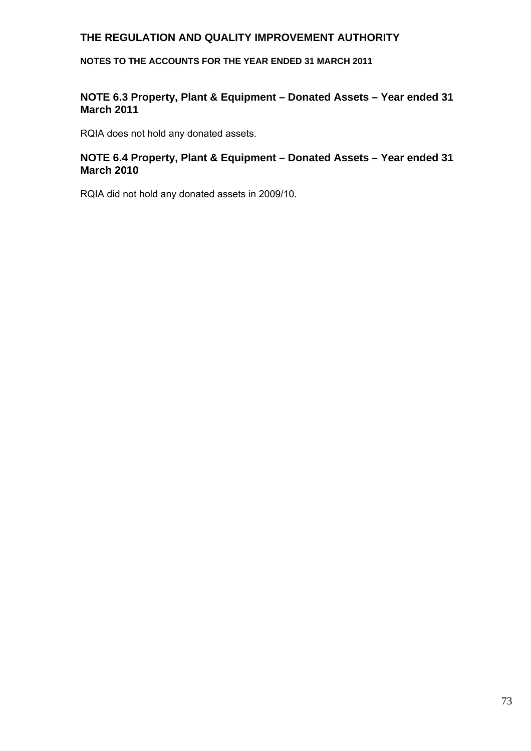# THE REGULATION AND QUALITY IMPROVEMENT AUTHORITY

**NOTES TO THE ACCOUNTS FOR THE YEAR ENDED 31 MARCH 2011**

## NOTE 6.3 Property, Plant & Equipment – Donated Assets – Year ended 31 March 2011

RQIA does not hold any donated assets.

## NOTE 6.4 Property, Plant & Equipment – Donated Assets – Year ended 31 March 2010

RQIA did not hold any donated assets in 2009/10.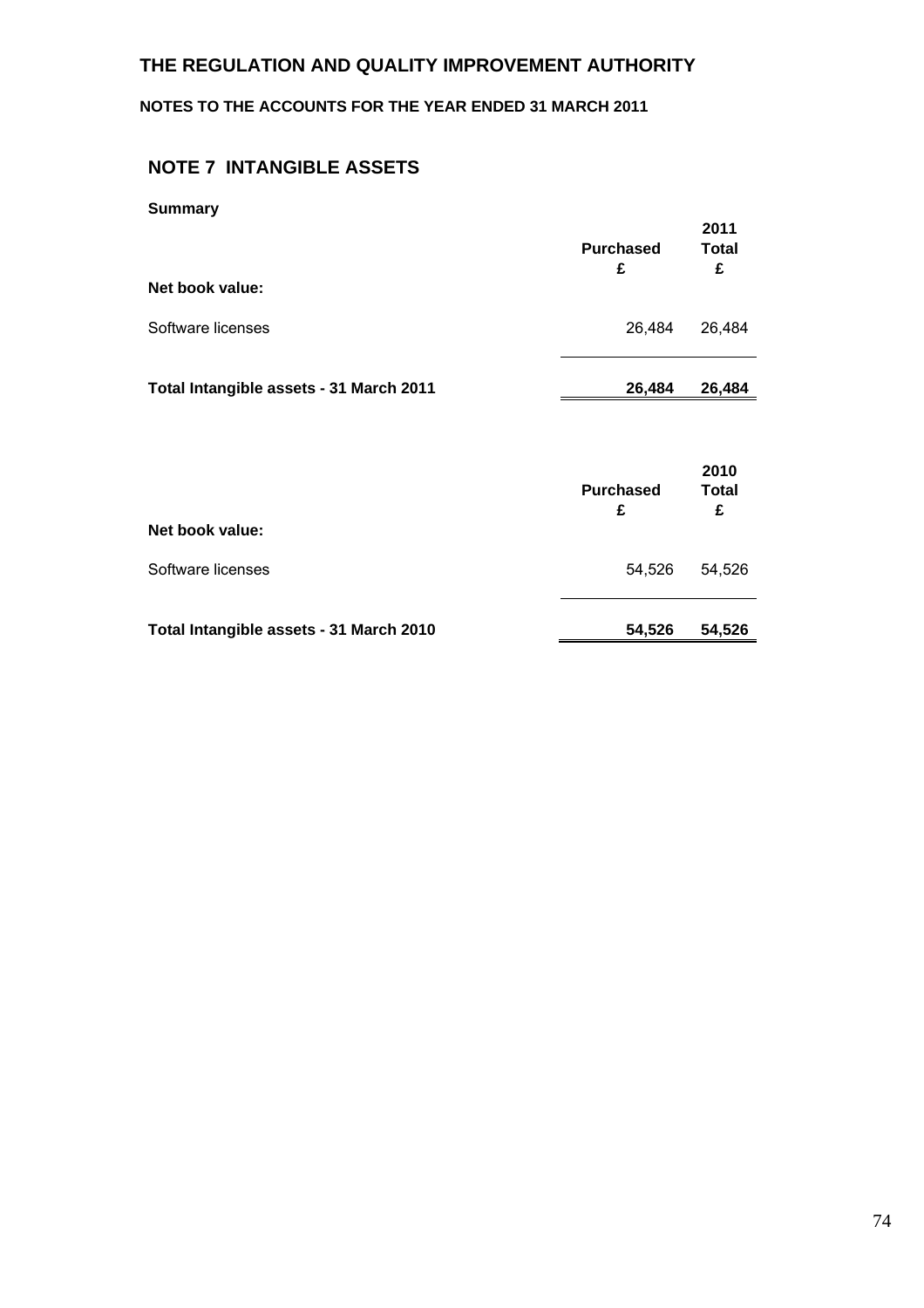# THE REGULATION AND QUALITY IMPROVEMENT AUTHORITY

## NOTES TO THE ACCOUNTS FOR THE YEAR ENDED 31 MARCH 2011

## NOTE 7 INTANGIBLE ASSETS

**Summary**

| | Purchased £ | 2011 Total £ |
|---|---|---|
| **Net book value:** | | |
| Software licenses | 26,484 | 26,484 |
| **Total Intangible assets - 31 March 2011** | **26,484** | **26,484** |

| | Purchased £ | 2010 Total £ |
|---|---|---|
| **Net book value:** | | |
| Software licenses | 54,526 | 54,526 |
| **Total Intangible assets - 31 March 2010** | **54,526** | **54,526** |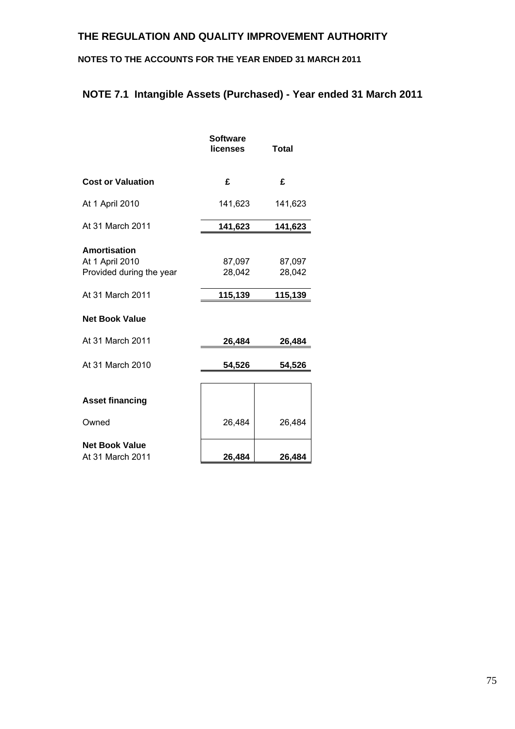# THE REGULATION AND QUALITY IMPROVEMENT AUTHORITY

## NOTES TO THE ACCOUNTS FOR THE YEAR ENDED 31 MARCH 2011

## NOTE 7.1 Intangible Assets (Purchased) - Year ended 31 March 2011

| | Software licenses | Total |
|---|---|---|
| **Cost or Valuation** | **£** | **£** |
| At 1 April 2010 | 141,623 | 141,623 |
| At 31 March 2011 | **141,623** | **141,623** |
| **Amortisation** | | |
| At 1 April 2010 | 87,097 | 87,097 |
| Provided during the year | 28,042 | 28,042 |
| At 31 March 2011 | **115,139** | **115,139** |
| **Net Book Value** | | |
| At 31 March 2011 | **26,484** | **26,484** |
| At 31 March 2010 | **54,526** | **54,526** |

| | | |
|---|---|---|
| **Asset financing** | | |
| Owned | 26,484 | 26,484 |
| **Net Book Value** At 31 March 2011 | **26,484** | **26,484** |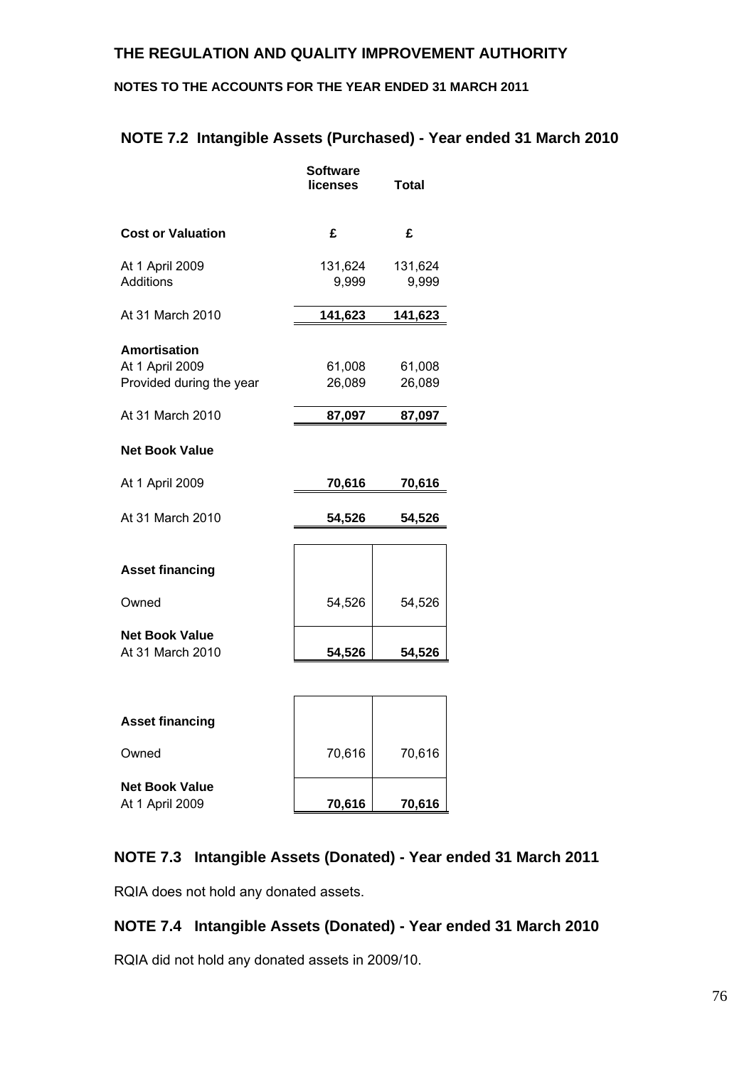# THE REGULATION AND QUALITY IMPROVEMENT AUTHORITY

**NOTES TO THE ACCOUNTS FOR THE YEAR ENDED 31 MARCH 2011**

## NOTE 7.2 Intangible Assets (Purchased) - Year ended 31 March 2010

| | Software licenses | Total |
|---|---|---|
| **Cost or Valuation** | **£** | **£** |
| At 1 April 2009 | 131,624 | 131,624 |
| Additions | 9,999 | 9,999 |
| At 31 March 2010 | **141,623** | **141,623** |
| **Amortisation** | | |
| At 1 April 2009 | 61,008 | 61,008 |
| Provided during the year | 26,089 | 26,089 |
| At 31 March 2010 | **87,097** | **87,097** |
| **Net Book Value** | | |
| At 1 April 2009 | **70,616** | **70,616** |
| At 31 March 2010 | **54,526** | **54,526** |

| | | |
|---|---|---|
| **Asset financing** | | |
| Owned | 54,526 | 54,526 |
| **Net Book Value** At 31 March 2010 | **54,526** | **54,526** |

| | | |
|---|---|---|
| **Asset financing** | | |
| Owned | 70,616 | 70,616 |
| **Net Book Value** At 1 April 2009 | **70,616** | **70,616** |

## NOTE 7.3 Intangible Assets (Donated) - Year ended 31 March 2011

RQIA does not hold any donated assets.

## NOTE 7.4 Intangible Assets (Donated) - Year ended 31 March 2010

RQIA did not hold any donated assets in 2009/10.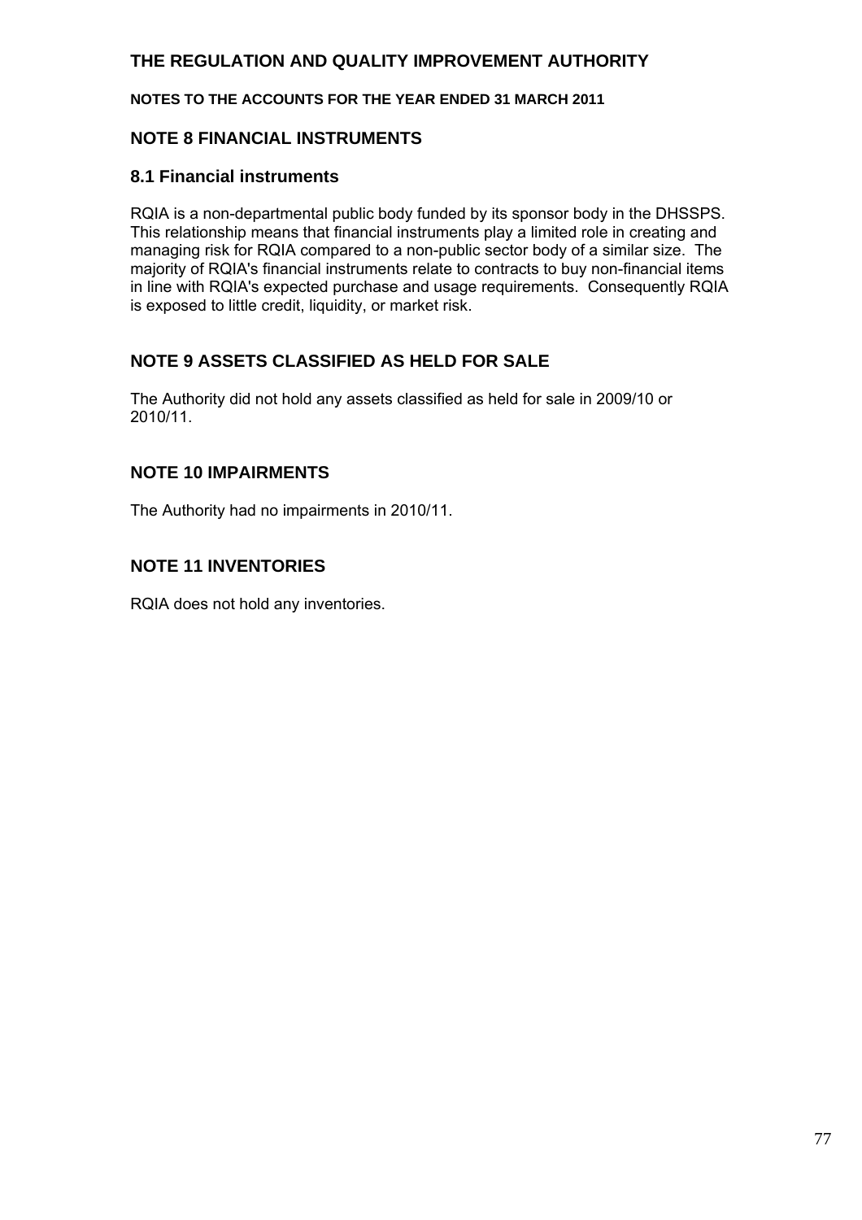# THE REGULATION AND QUALITY IMPROVEMENT AUTHORITY

**NOTES TO THE ACCOUNTS FOR THE YEAR ENDED 31 MARCH 2011**

## NOTE 8 FINANCIAL INSTRUMENTS

### 8.1 Financial instruments

RQIA is a non-departmental public body funded by its sponsor body in the DHSSPS. This relationship means that financial instruments play a limited role in creating and managing risk for RQIA compared to a non-public sector body of a similar size. The majority of RQIA's financial instruments relate to contracts to buy non-financial items in line with RQIA's expected purchase and usage requirements. Consequently RQIA is exposed to little credit, liquidity, or market risk.

## NOTE 9 ASSETS CLASSIFIED AS HELD FOR SALE

The Authority did not hold any assets classified as held for sale in 2009/10 or 2010/11.

## NOTE 10 IMPAIRMENTS

The Authority had no impairments in 2010/11.

## NOTE 11 INVENTORIES

RQIA does not hold any inventories.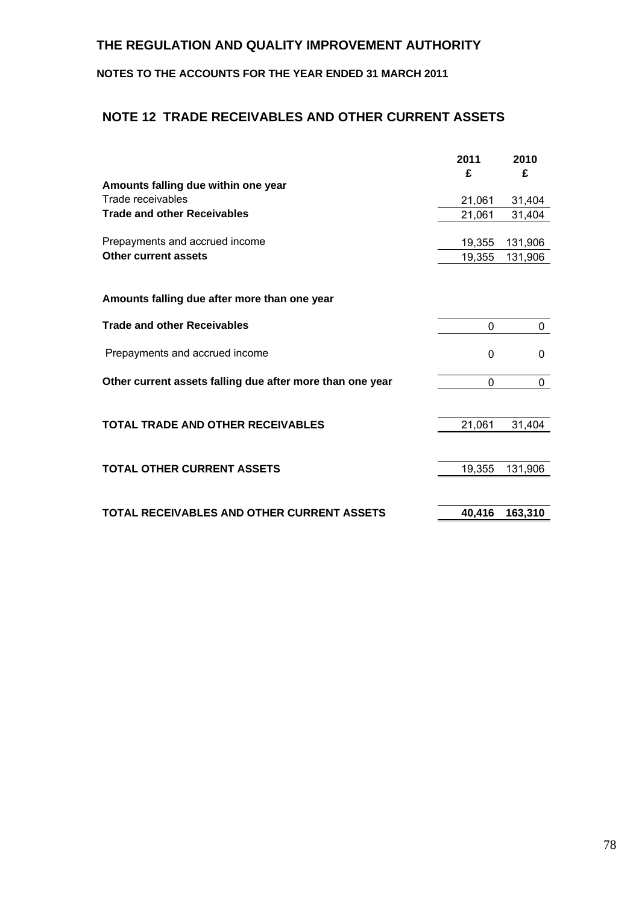# THE REGULATION AND QUALITY IMPROVEMENT AUTHORITY

**NOTES TO THE ACCOUNTS FOR THE YEAR ENDED 31 MARCH 2011**

## NOTE 12 TRADE RECEIVABLES AND OTHER CURRENT ASSETS

| | 2011<br>£ | 2010<br>£ |
|---|---|---|
| **Amounts falling due within one year** | | |
| Trade receivables | 21,061 | 31,404 |
| **Trade and other Receivables** | 21,061 | 31,404 |
| | | |
| Prepayments and accrued income | 19,355 | 131,906 |
| **Other current assets** | 19,355 | 131,906 |
| | | |
| **Amounts falling due after more than one year** | | |
| **Trade and other Receivables** | 0 | 0 |
| Prepayments and accrued income | 0 | 0 |
| **Other current assets falling due after more than one year** | 0 | 0 |
| | | |
| **TOTAL TRADE AND OTHER RECEIVABLES** | 21,061 | 31,404 |
| | | |
| **TOTAL OTHER CURRENT ASSETS** | 19,355 | 131,906 |
| | | |
| **TOTAL RECEIVABLES AND OTHER CURRENT ASSETS** | **40,416** | **163,310** |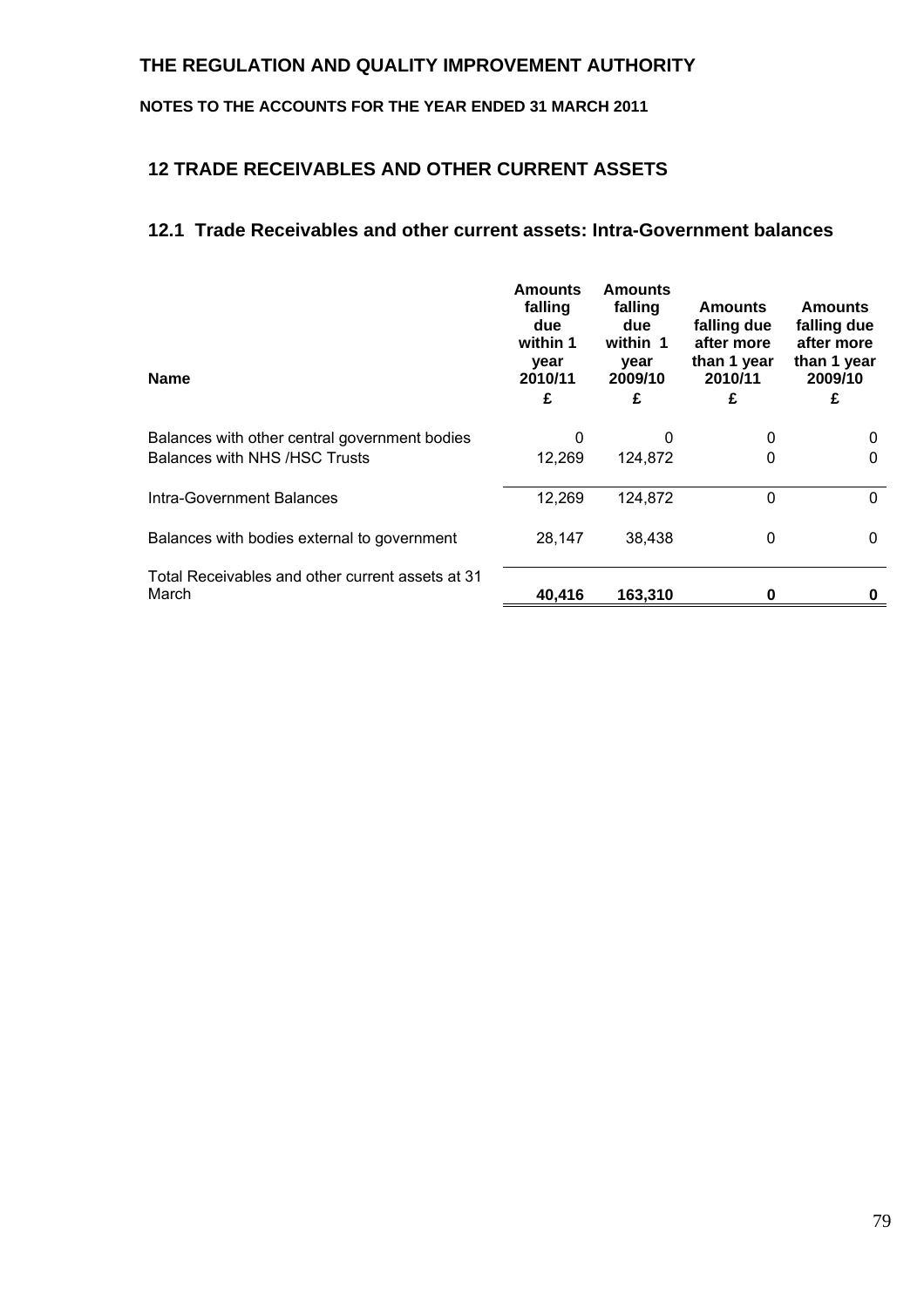# THE REGULATION AND QUALITY IMPROVEMENT AUTHORITY

**NOTES TO THE ACCOUNTS FOR THE YEAR ENDED 31 MARCH 2011**

## 12 TRADE RECEIVABLES AND OTHER CURRENT ASSETS

### 12.1 Trade Receivables and other current assets: Intra-Government balances

| Name | Amounts falling due within 1 year 2010/11 £ | Amounts falling due within 1 year 2009/10 £ | Amounts falling due after more than 1 year 2010/11 £ | Amounts falling due after more than 1 year 2009/10 £ |
|---|---|---|---|---|
| Balances with other central government bodies | 0 | 0 | 0 | 0 |
| Balances with NHS /HSC Trusts | 12,269 | 124,872 | 0 | 0 |
| Intra-Government Balances | 12,269 | 124,872 | 0 | 0 |
| Balances with bodies external to government | 28,147 | 38,438 | 0 | 0 |
| Total Receivables and other current assets at 31 March | **40,416** | **163,310** | **0** | **0** |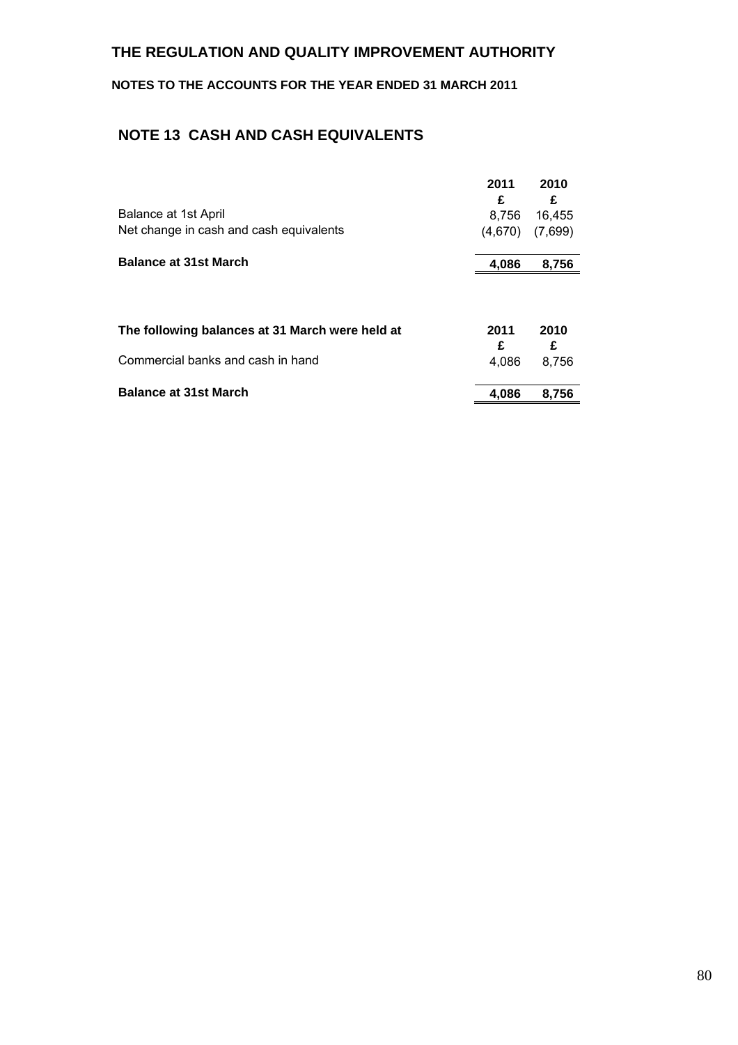# THE REGULATION AND QUALITY IMPROVEMENT AUTHORITY

## NOTES TO THE ACCOUNTS FOR THE YEAR ENDED 31 MARCH 2011

## NOTE 13 CASH AND CASH EQUIVALENTS

| | 2011<br>£ | 2010<br>£ |
|---|---|---|
| Balance at 1st April | 8,756 | 16,455 |
| Net change in cash and cash equivalents | (4,670) | (7,699) |
| **Balance at 31st March** | **4,086** | **8,756** |

| **The following balances at 31 March were held at** | **2011**<br>**£** | **2010**<br>**£** |
|---|---|---|
| Commercial banks and cash in hand | 4,086 | 8,756 |
| **Balance at 31st March** | **4,086** | **8,756** |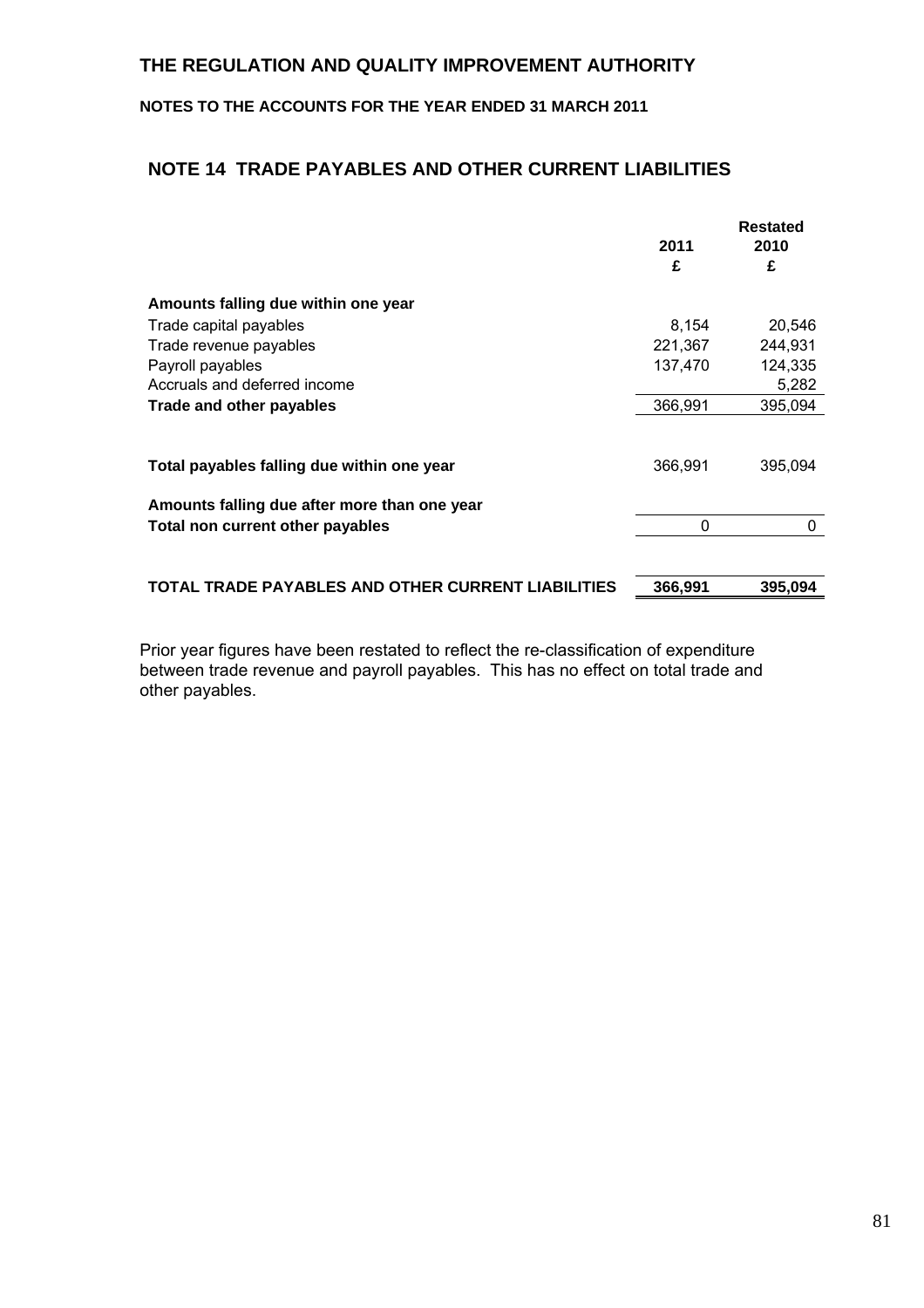# THE REGULATION AND QUALITY IMPROVEMENT AUTHORITY

**NOTES TO THE ACCOUNTS FOR THE YEAR ENDED 31 MARCH 2011**

## NOTE 14 TRADE PAYABLES AND OTHER CURRENT LIABILITIES

| | 2011<br>£ | Restated<br>2010<br>£ |
|---|---|---|
| **Amounts falling due within one year** | | |
| Trade capital payables | 8,154 | 20,546 |
| Trade revenue payables | 221,367 | 244,931 |
| Payroll payables | 137,470 | 124,335 |
| Accruals and deferred income | | 5,282 |
| **Trade and other payables** | 366,991 | 395,094 |
| | | |
| **Total payables falling due within one year** | 366,991 | 395,094 |
| | | |
| **Amounts falling due after more than one year** | | |
| **Total non current other payables** | 0 | 0 |
| | | |
| **TOTAL TRADE PAYABLES AND OTHER CURRENT LIABILITIES** | **366,991** | **395,094** |

Prior year figures have been restated to reflect the re-classification of expenditure between trade revenue and payroll payables. This has no effect on total trade and other payables.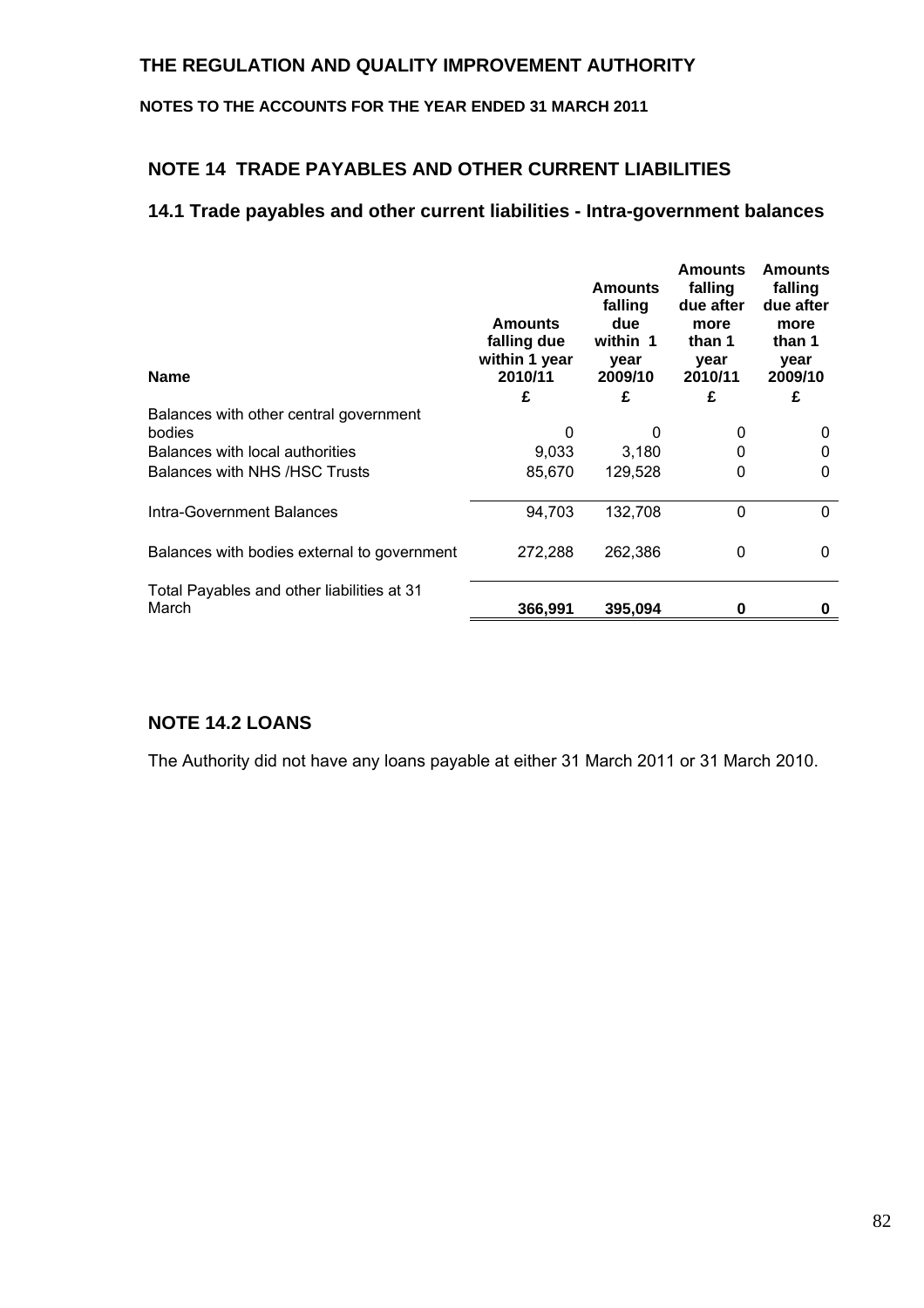# THE REGULATION AND QUALITY IMPROVEMENT AUTHORITY

**NOTES TO THE ACCOUNTS FOR THE YEAR ENDED 31 MARCH 2011**

## NOTE 14 TRADE PAYABLES AND OTHER CURRENT LIABILITIES

### 14.1 Trade payables and other current liabilities - Intra-government balances

| Name | Amounts falling due within 1 year 2010/11 | Amounts falling due within 1 year 2009/10 | Amounts falling due after more than 1 year 2010/11 | Amounts falling due after more than 1 year 2009/10 |
|---|---|---|---|---|
| | £ | £ | £ | £ |
| Balances with other central government bodies | 0 | 0 | 0 | 0 |
| Balances with local authorities | 9,033 | 3,180 | 0 | 0 |
| Balances with NHS /HSC Trusts | 85,670 | 129,528 | 0 | 0 |
| Intra-Government Balances | 94,703 | 132,708 | 0 | 0 |
| Balances with bodies external to government | 272,288 | 262,386 | 0 | 0 |
| Total Payables and other liabilities at 31 March | **366,991** | **395,094** | **0** | **0** |

## NOTE 14.2 LOANS

The Authority did not have any loans payable at either 31 March 2011 or 31 March 2010.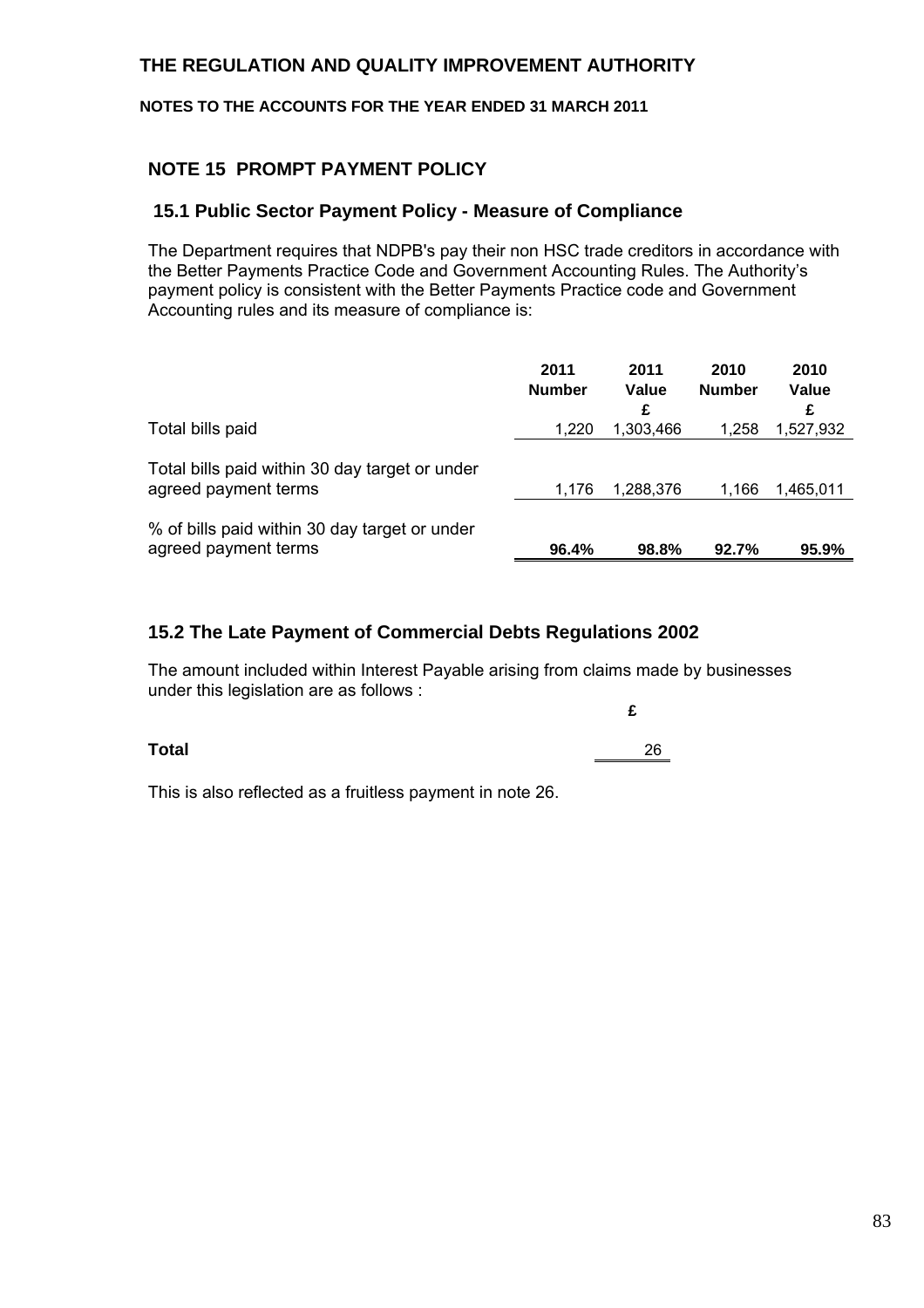# THE REGULATION AND QUALITY IMPROVEMENT AUTHORITY

**NOTES TO THE ACCOUNTS FOR THE YEAR ENDED 31 MARCH 2011**

## NOTE 15 PROMPT PAYMENT POLICY

### 15.1 Public Sector Payment Policy - Measure of Compliance

The Department requires that NDPB's pay their non HSC trade creditors in accordance with the Better Payments Practice Code and Government Accounting Rules. The Authority's payment policy is consistent with the Better Payments Practice code and Government Accounting rules and its measure of compliance is:

| | 2011 Number | 2011 Value £ | 2010 Number | 2010 Value £ |
|---|---|---|---|---|
| Total bills paid | 1,220 | 1,303,466 | 1,258 | 1,527,932 |
| Total bills paid within 30 day target or under agreed payment terms | 1,176 | 1,288,376 | 1,166 | 1,465,011 |
| % of bills paid within 30 day target or under agreed payment terms | **96.4%** | **98.8%** | **92.7%** | **95.9%** |

### 15.2 The Late Payment of Commercial Debts Regulations 2002

The amount included within Interest Payable arising from claims made by businesses under this legislation are as follows :

| | £ |
|---|---|
| **Total** | 26 |

This is also reflected as a fruitless payment in note 26.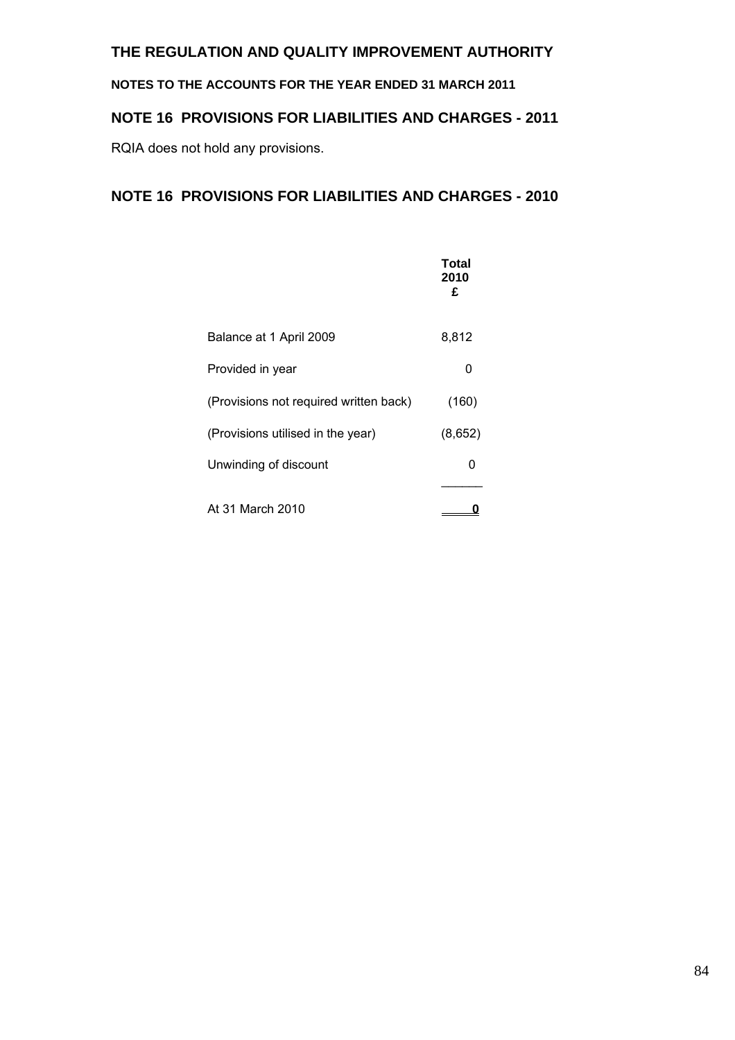# THE REGULATION AND QUALITY IMPROVEMENT AUTHORITY

**NOTES TO THE ACCOUNTS FOR THE YEAR ENDED 31 MARCH 2011**

## NOTE 16 PROVISIONS FOR LIABILITIES AND CHARGES - 2011

RQIA does not hold any provisions.

## NOTE 16 PROVISIONS FOR LIABILITIES AND CHARGES - 2010

| | **Total 2010 £** |
|---|---|
| Balance at 1 April 2009 | 8,812 |
| Provided in year | 0 |
| (Provisions not required written back) | (160) |
| (Provisions utilised in the year) | (8,652) |
| Unwinding of discount | 0 |
| At 31 March 2010 | **0** |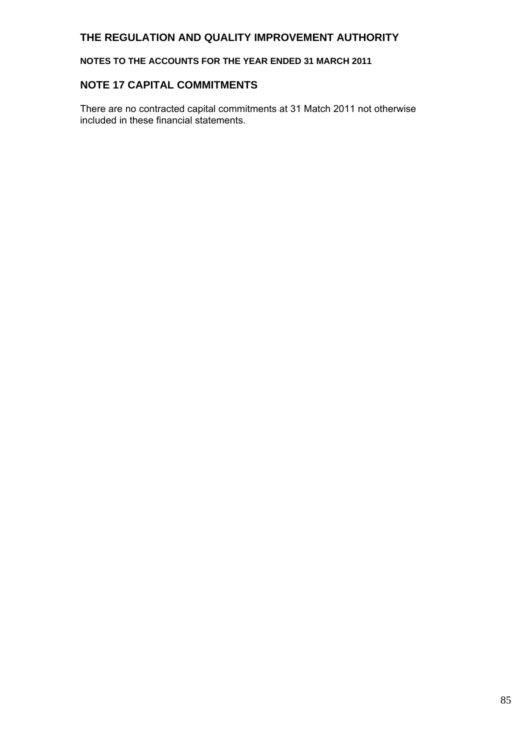# THE REGULATION AND QUALITY IMPROVEMENT AUTHORITY

**NOTES TO THE ACCOUNTS FOR THE YEAR ENDED 31 MARCH 2011**

## NOTE 17 CAPITAL COMMITMENTS

There are no contracted capital commitments at 31 Match 2011 not otherwise included in these financial statements.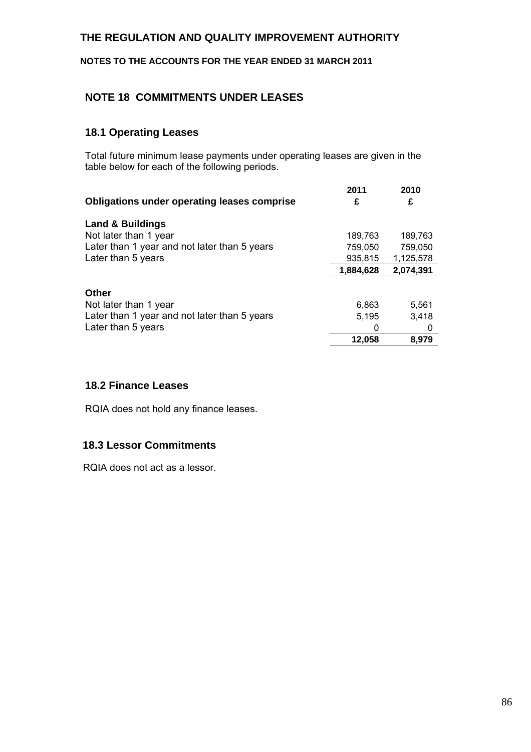# THE REGULATION AND QUALITY IMPROVEMENT AUTHORITY

**NOTES TO THE ACCOUNTS FOR THE YEAR ENDED 31 MARCH 2011**

## NOTE 18 COMMITMENTS UNDER LEASES

### 18.1 Operating Leases

Total future minimum lease payments under operating leases are given in the table below for each of the following periods.

| Obligations under operating leases comprise | 2011<br>£ | 2010<br>£ |
|---|---|---|
| **Land & Buildings** | | |
| Not later than 1 year | 189,763 | 189,763 |
| Later than 1 year and not later than 5 years | 759,050 | 759,050 |
| Later than 5 years | 935,815 | 1,125,578 |
| | **1,884,628** | **2,074,391** |
| **Other** | | |
| Not later than 1 year | 6,863 | 5,561 |
| Later than 1 year and not later than 5 years | 5,195 | 3,418 |
| Later than 5 years | 0 | 0 |
| | **12,058** | **8,979** |

### 18.2 Finance Leases

RQIA does not hold any finance leases.

### 18.3 Lessor Commitments

RQIA does not act as a lessor.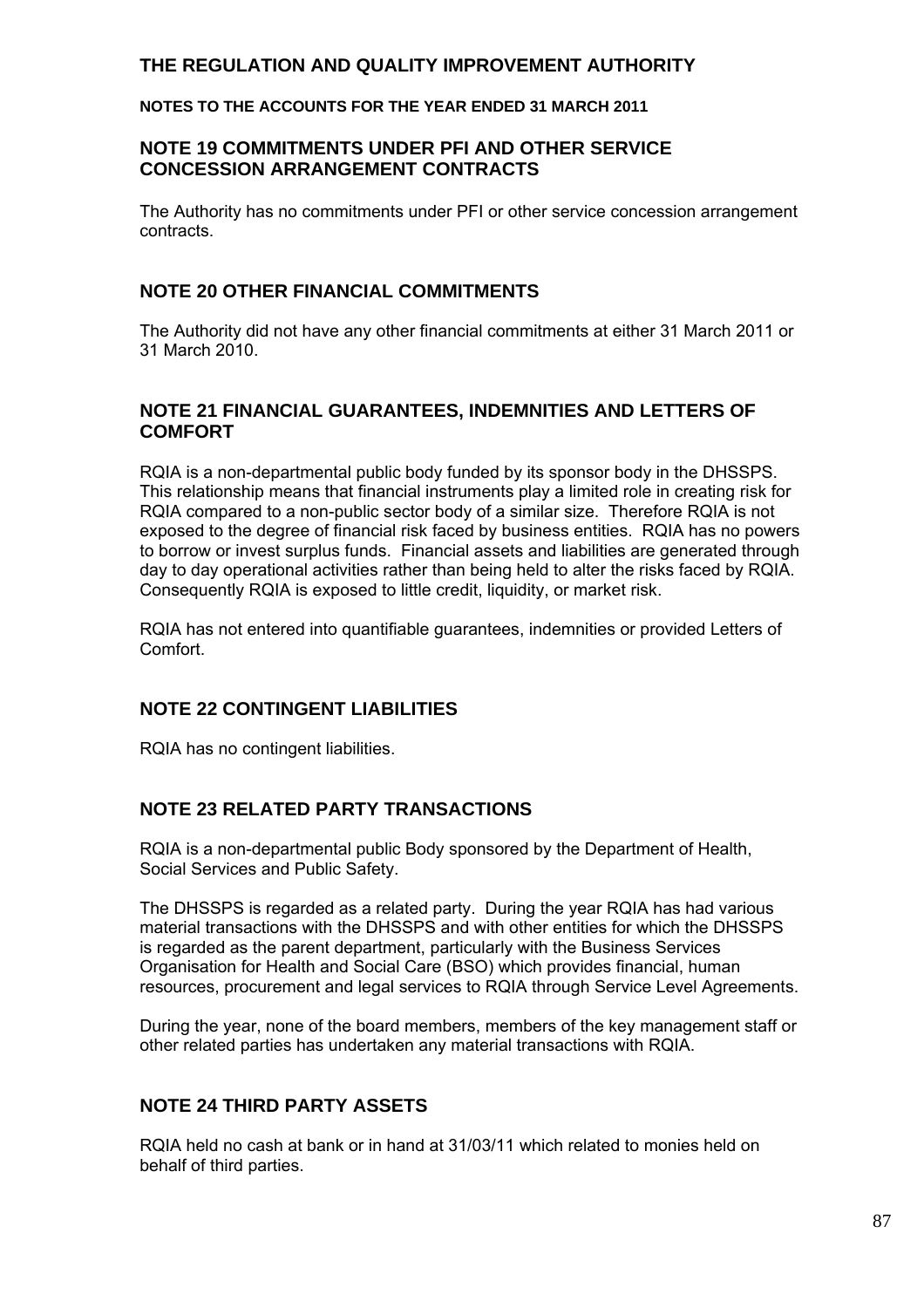# THE REGULATION AND QUALITY IMPROVEMENT AUTHORITY

**NOTES TO THE ACCOUNTS FOR THE YEAR ENDED 31 MARCH 2011**

## NOTE 19 COMMITMENTS UNDER PFI AND OTHER SERVICE CONCESSION ARRANGEMENT CONTRACTS

The Authority has no commitments under PFI or other service concession arrangement contracts.

## NOTE 20 OTHER FINANCIAL COMMITMENTS

The Authority did not have any other financial commitments at either 31 March 2011 or 31 March 2010.

## NOTE 21 FINANCIAL GUARANTEES, INDEMNITIES AND LETTERS OF COMFORT

RQIA is a non-departmental public body funded by its sponsor body in the DHSSPS. This relationship means that financial instruments play a limited role in creating risk for RQIA compared to a non-public sector body of a similar size. Therefore RQIA is not exposed to the degree of financial risk faced by business entities. RQIA has no powers to borrow or invest surplus funds. Financial assets and liabilities are generated through day to day operational activities rather than being held to alter the risks faced by RQIA. Consequently RQIA is exposed to little credit, liquidity, or market risk.

RQIA has not entered into quantifiable guarantees, indemnities or provided Letters of Comfort.

## NOTE 22 CONTINGENT LIABILITIES

RQIA has no contingent liabilities.

## NOTE 23 RELATED PARTY TRANSACTIONS

RQIA is a non-departmental public Body sponsored by the Department of Health, Social Services and Public Safety.

The DHSSPS is regarded as a related party. During the year RQIA has had various material transactions with the DHSSPS and with other entities for which the DHSSPS is regarded as the parent department, particularly with the Business Services Organisation for Health and Social Care (BSO) which provides financial, human resources, procurement and legal services to RQIA through Service Level Agreements.

During the year, none of the board members, members of the key management staff or other related parties has undertaken any material transactions with RQIA.

## NOTE 24 THIRD PARTY ASSETS

RQIA held no cash at bank or in hand at 31/03/11 which related to monies held on behalf of third parties.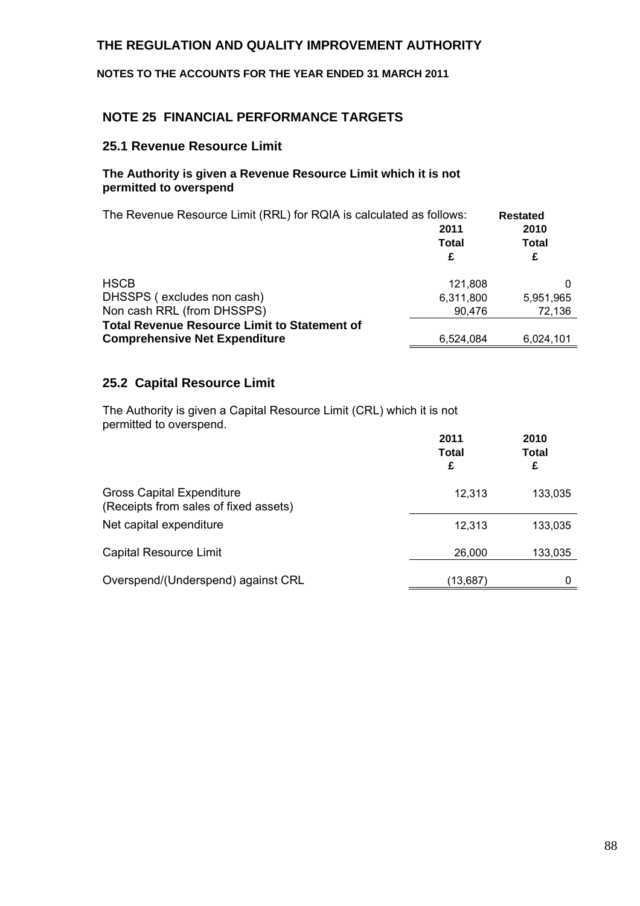# THE REGULATION AND QUALITY IMPROVEMENT AUTHORITY

**NOTES TO THE ACCOUNTS FOR THE YEAR ENDED 31 MARCH 2011**

## NOTE 25 FINANCIAL PERFORMANCE TARGETS

### 25.1 Revenue Resource Limit

**The Authority is given a Revenue Resource Limit which it is not permitted to overspend**

The Revenue Resource Limit (RRL) for RQIA is calculated as follows:

| | 2011 Total £ | Restated 2010 Total £ |
|---|---|---|
| HSCB | 121,808 | 0 |
| DHSSPS ( excludes non cash) | 6,311,800 | 5,951,965 |
| Non cash RRL (from DHSSPS) | 90,476 | 72,136 |
| **Total Revenue Resource Limit to Statement of Comprehensive Net Expenditure** | 6,524,084 | 6,024,101 |

### 25.2 Capital Resource Limit

The Authority is given a Capital Resource Limit (CRL) which it is not permitted to overspend.

| | 2011 Total £ | 2010 Total £ |
|---|---|---|
| Gross Capital Expenditure | 12,313 | 133,035 |
| (Receipts from sales of fixed assets) | | |
| Net capital expenditure | 12,313 | 133,035 |
| Capital Resource Limit | 26,000 | 133,035 |
| Overspend/(Underspend) against CRL | (13,687) | 0 |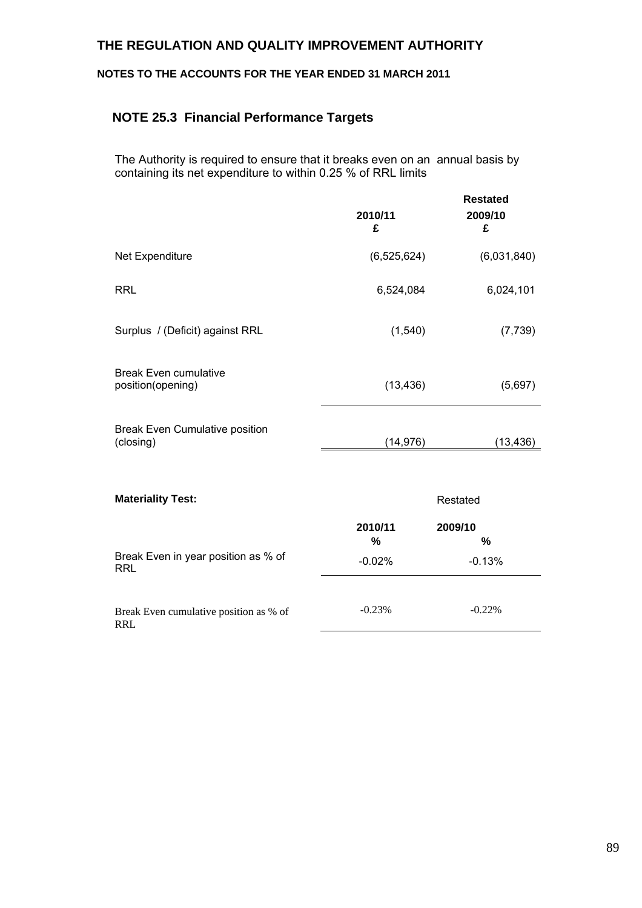# THE REGULATION AND QUALITY IMPROVEMENT AUTHORITY

**NOTES TO THE ACCOUNTS FOR THE YEAR ENDED 31 MARCH 2011**

## NOTE 25.3 Financial Performance Targets

The Authority is required to ensure that it breaks even on an annual basis by containing its net expenditure to within 0.25 % of RRL limits

| | 2010/11<br>£ | Restated<br>2009/10<br>£ |
|---|---|---|
| Net Expenditure | (6,525,624) | (6,031,840) |
| RRL | 6,524,084 | 6,024,101 |
| Surplus / (Deficit) against RRL | (1,540) | (7,739) |
| Break Even cumulative position(opening) | (13,436) | (5,697) |
| Break Even Cumulative position (closing) | (14,976) | (13,436) |

**Materiality Test:**

| | 2010/11<br>% | Restated<br>2009/10<br>% |
|---|---|---|
| Break Even in year position as % of RRL | -0.02% | -0.13% |
| Break Even cumulative position as % of RRL | -0.23% | -0.22% |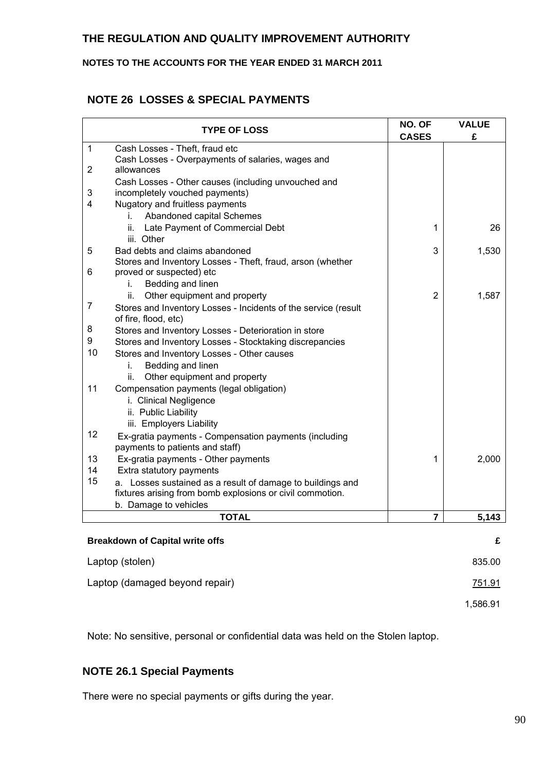# THE REGULATION AND QUALITY IMPROVEMENT AUTHORITY

**NOTES TO THE ACCOUNTS FOR THE YEAR ENDED 31 MARCH 2011**

## NOTE 26 LOSSES & SPECIAL PAYMENTS

| | TYPE OF LOSS | NO. OF CASES | VALUE £ |
|---|---|---|---|
| 1 | Cash Losses - Theft, fraud etc | | |
| 2 | Cash Losses - Overpayments of salaries, wages and allowances | | |
| 3 | Cash Losses - Other causes (including unvouched and incompletely vouched payments) | | |
| 4 | Nugatory and fruitless payments | | |
| | i. Abandoned capital Schemes | | |
| | ii. Late Payment of Commercial Debt | 1 | 26 |
| | iii. Other | | |
| 5 | Bad debts and claims abandoned | 3 | 1,530 |
| 6 | Stores and Inventory Losses - Theft, fraud, arson (whether proved or suspected) etc | | |
| | i. Bedding and linen | | |
| | ii. Other equipment and property | 2 | 1,587 |
| 7 | Stores and Inventory Losses - Incidents of the service (result of fire, flood, etc) | | |
| 8 | Stores and Inventory Losses - Deterioration in store | | |
| 9 | Stores and Inventory Losses - Stocktaking discrepancies | | |
| 10 | Stores and Inventory Losses - Other causes | | |
| | i. Bedding and linen | | |
| | ii. Other equipment and property | | |
| 11 | Compensation payments (legal obligation) | | |
| | i. Clinical Negligence | | |
| | ii. Public Liability | | |
| | iii. Employers Liability | | |
| 12 | Ex-gratia payments - Compensation payments (including payments to patients and staff) | | |
| 13 | Ex-gratia payments - Other payments | 1 | 2,000 |
| 14 | Extra statutory payments | | |
| 15 | a. Losses sustained as a result of damage to buildings and fixtures arising from bomb explosions or civil commotion. | | |
| | b. Damage to vehicles | | |
| | **TOTAL** | **7** | **5,143** |

| **Breakdown of Capital write offs** | **£** |
|---|---|
| Laptop (stolen) | 835.00 |
| Laptop (damaged beyond repair) | 751.91 |
| | 1,586.91 |

Note: No sensitive, personal or confidential data was held on the Stolen laptop.

## NOTE 26.1 Special Payments

There were no special payments or gifts during the year.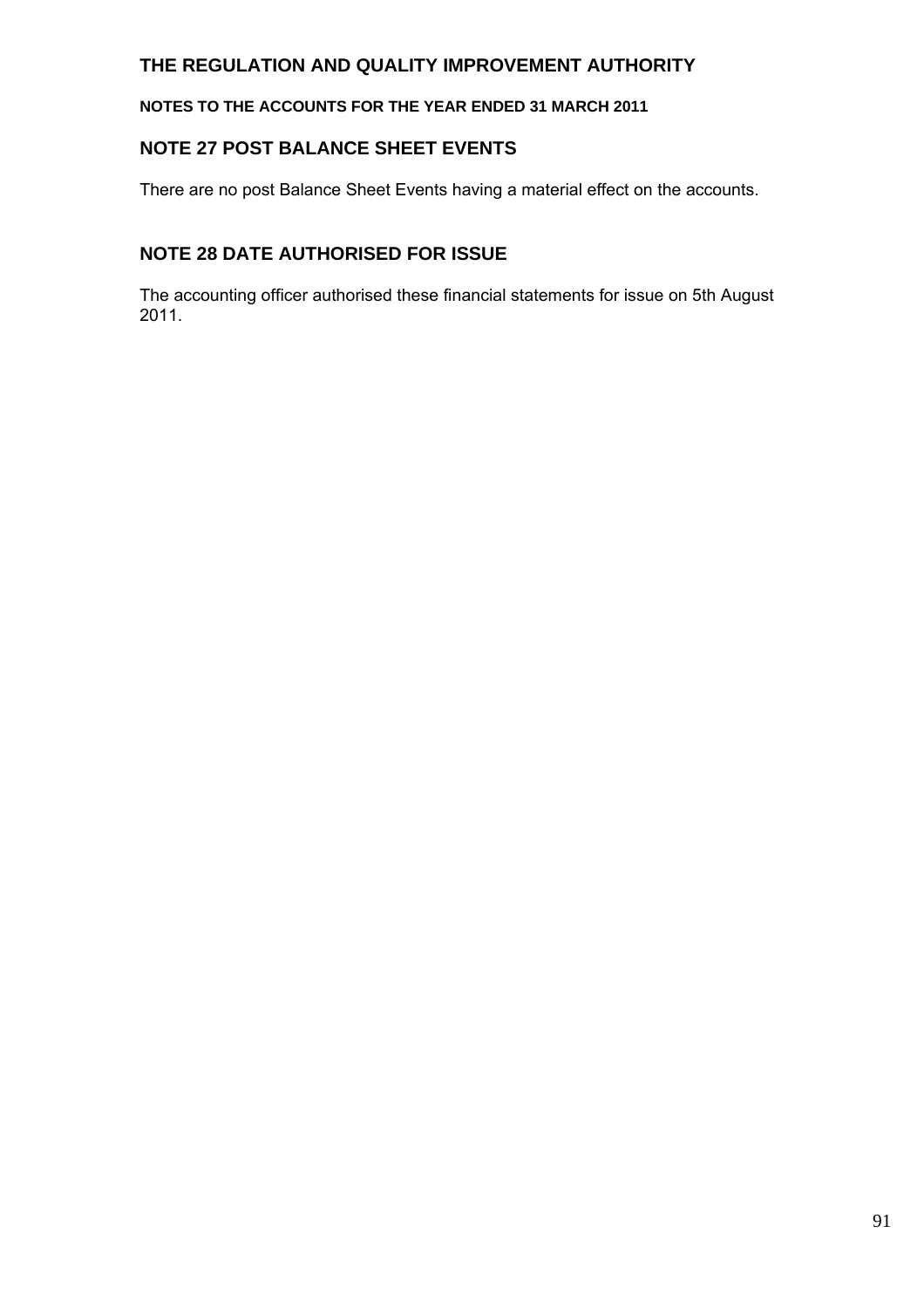# THE REGULATION AND QUALITY IMPROVEMENT AUTHORITY

**NOTES TO THE ACCOUNTS FOR THE YEAR ENDED 31 MARCH 2011**

## NOTE 27 POST BALANCE SHEET EVENTS

There are no post Balance Sheet Events having a material effect on the accounts.

## NOTE 28 DATE AUTHORISED FOR ISSUE

The accounting officer authorised these financial statements for issue on 5th August 2011.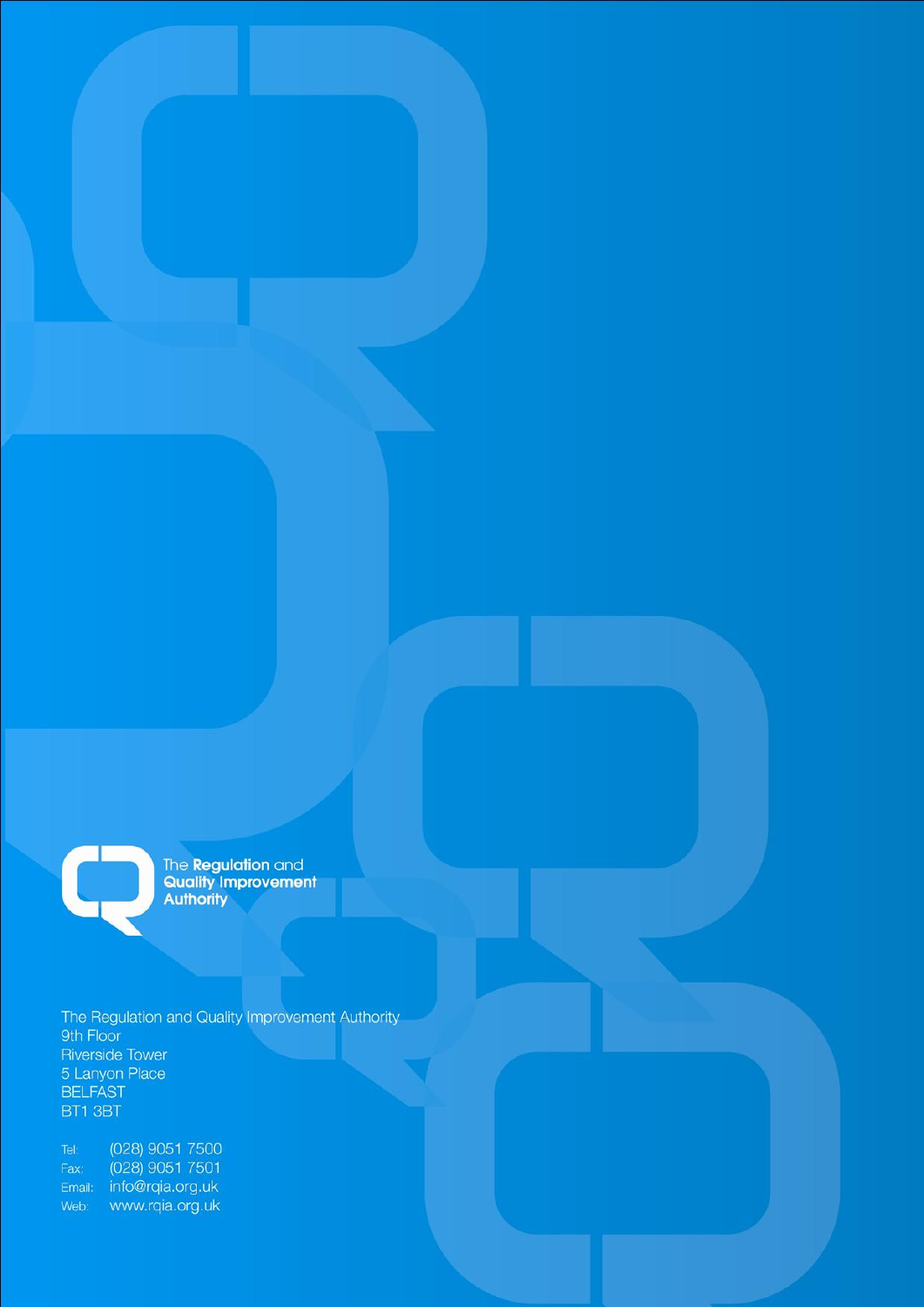The **Regulation** and
**Quality Improvement**
**Authority**

The Regulation and Quality Improvement Authority
9th Floor
Riverside Tower
5 Lanyon Place
BELFAST
BT1 3BT

Tel: (028) 9051 7500
Fax: (028) 9051 7501
Email: info@rqia.org.uk
Web: www.rqia.org.uk